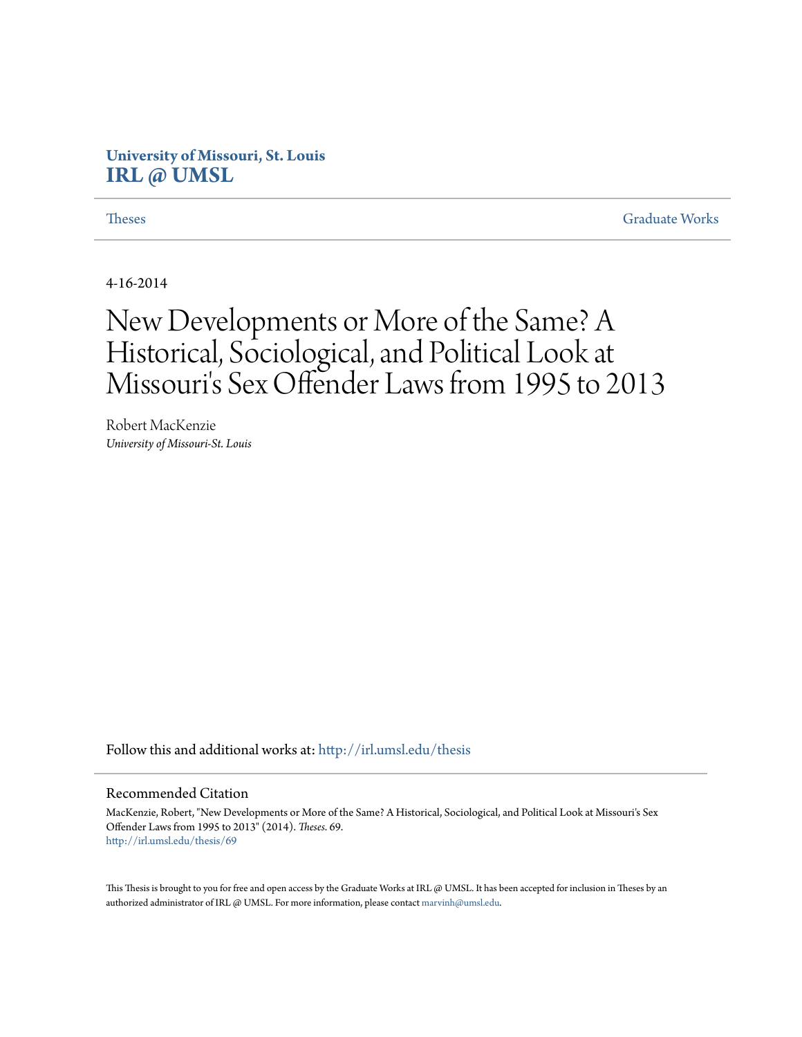University of Missouri, St. Louis
**IRL @ UMSL**

Theses | Graduate Works

4-16-2014

# New Developments or More of the Same? A Historical, Sociological, and Political Look at Missouri's Sex Offender Laws from 1995 to 2013

Robert MacKenzie
*University of Missouri-St. Louis*

Follow this and additional works at: http://irl.umsl.edu/thesis

## Recommended Citation

MacKenzie, Robert, "New Developments or More of the Same? A Historical, Sociological, and Political Look at Missouri's Sex Offender Laws from 1995 to 2013" (2014). *Theses*. 69.
http://irl.umsl.edu/thesis/69

This Thesis is brought to you for free and open access by the Graduate Works at IRL @ UMSL. It has been accepted for inclusion in Theses by an authorized administrator of IRL @ UMSL. For more information, please contact marvinh@umsl.edu.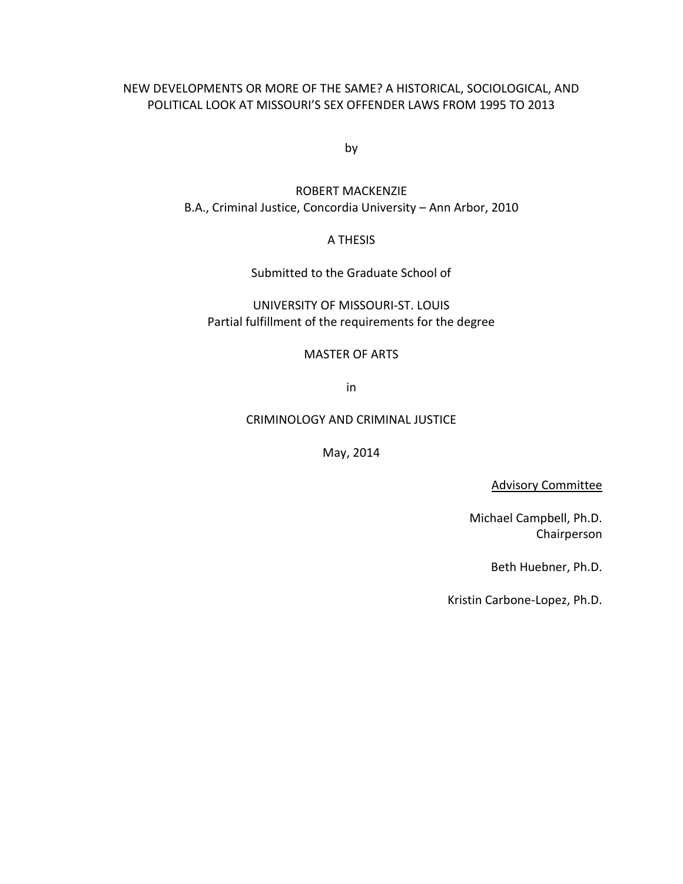# NEW DEVELOPMENTS OR MORE OF THE SAME? A HISTORICAL, SOCIOLOGICAL, AND POLITICAL LOOK AT MISSOURI'S SEX OFFENDER LAWS FROM 1995 TO 2013

by

ROBERT MACKENZIE
B.A., Criminal Justice, Concordia University – Ann Arbor, 2010

A THESIS

Submitted to the Graduate School of

UNIVERSITY OF MISSOURI-ST. LOUIS
Partial fulfillment of the requirements for the degree

MASTER OF ARTS

in

CRIMINOLOGY AND CRIMINAL JUSTICE

May, 2014

Advisory Committee

Michael Campbell, Ph.D.
Chairperson

Beth Huebner, Ph.D.

Kristin Carbone-Lopez, Ph.D.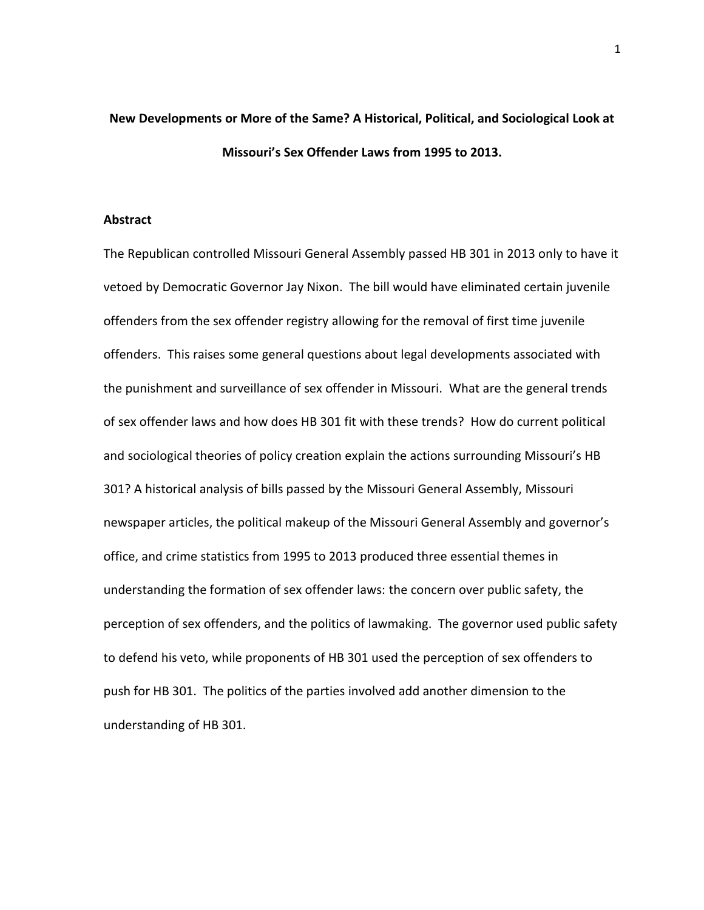# New Developments or More of the Same? A Historical, Political, and Sociological Look at Missouri's Sex Offender Laws from 1995 to 2013.

## Abstract

The Republican controlled Missouri General Assembly passed HB 301 in 2013 only to have it vetoed by Democratic Governor Jay Nixon. The bill would have eliminated certain juvenile offenders from the sex offender registry allowing for the removal of first time juvenile offenders. This raises some general questions about legal developments associated with the punishment and surveillance of sex offender in Missouri. What are the general trends of sex offender laws and how does HB 301 fit with these trends? How do current political and sociological theories of policy creation explain the actions surrounding Missouri's HB 301? A historical analysis of bills passed by the Missouri General Assembly, Missouri newspaper articles, the political makeup of the Missouri General Assembly and governor's office, and crime statistics from 1995 to 2013 produced three essential themes in understanding the formation of sex offender laws: the concern over public safety, the perception of sex offenders, and the politics of lawmaking. The governor used public safety to defend his veto, while proponents of HB 301 used the perception of sex offenders to push for HB 301. The politics of the parties involved add another dimension to the understanding of HB 301.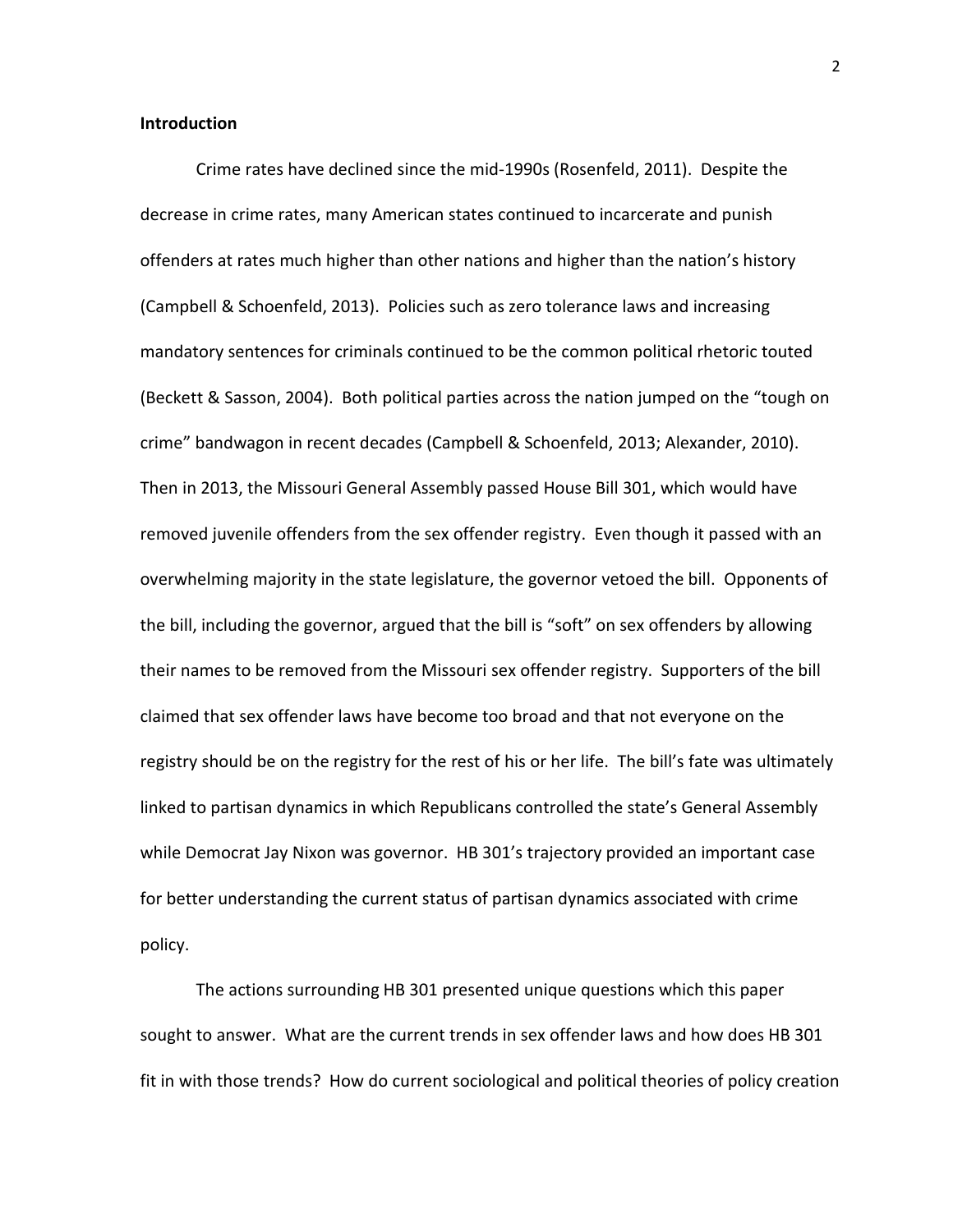**Introduction**

Crime rates have declined since the mid-1990s (Rosenfeld, 2011). Despite the decrease in crime rates, many American states continued to incarcerate and punish offenders at rates much higher than other nations and higher than the nation's history (Campbell & Schoenfeld, 2013). Policies such as zero tolerance laws and increasing mandatory sentences for criminals continued to be the common political rhetoric touted (Beckett & Sasson, 2004). Both political parties across the nation jumped on the "tough on crime" bandwagon in recent decades (Campbell & Schoenfeld, 2013; Alexander, 2010). Then in 2013, the Missouri General Assembly passed House Bill 301, which would have removed juvenile offenders from the sex offender registry. Even though it passed with an overwhelming majority in the state legislature, the governor vetoed the bill. Opponents of the bill, including the governor, argued that the bill is "soft" on sex offenders by allowing their names to be removed from the Missouri sex offender registry. Supporters of the bill claimed that sex offender laws have become too broad and that not everyone on the registry should be on the registry for the rest of his or her life. The bill's fate was ultimately linked to partisan dynamics in which Republicans controlled the state's General Assembly while Democrat Jay Nixon was governor. HB 301's trajectory provided an important case for better understanding the current status of partisan dynamics associated with crime policy.

The actions surrounding HB 301 presented unique questions which this paper sought to answer. What are the current trends in sex offender laws and how does HB 301 fit in with those trends? How do current sociological and political theories of policy creation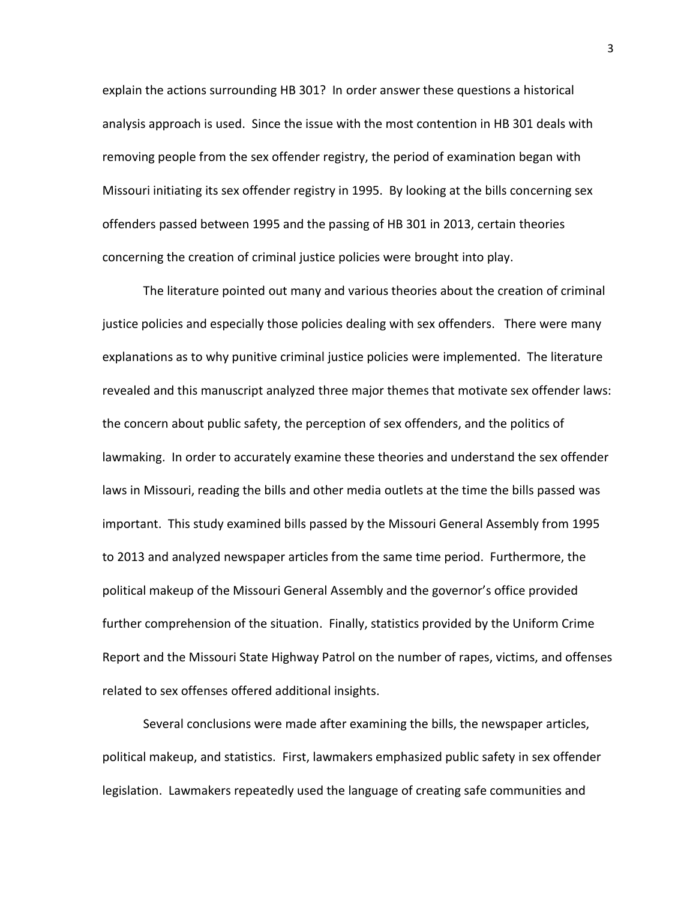explain the actions surrounding HB 301? In order answer these questions a historical analysis approach is used. Since the issue with the most contention in HB 301 deals with removing people from the sex offender registry, the period of examination began with Missouri initiating its sex offender registry in 1995. By looking at the bills concerning sex offenders passed between 1995 and the passing of HB 301 in 2013, certain theories concerning the creation of criminal justice policies were brought into play.

The literature pointed out many and various theories about the creation of criminal justice policies and especially those policies dealing with sex offenders. There were many explanations as to why punitive criminal justice policies were implemented. The literature revealed and this manuscript analyzed three major themes that motivate sex offender laws: the concern about public safety, the perception of sex offenders, and the politics of lawmaking. In order to accurately examine these theories and understand the sex offender laws in Missouri, reading the bills and other media outlets at the time the bills passed was important. This study examined bills passed by the Missouri General Assembly from 1995 to 2013 and analyzed newspaper articles from the same time period. Furthermore, the political makeup of the Missouri General Assembly and the governor's office provided further comprehension of the situation. Finally, statistics provided by the Uniform Crime Report and the Missouri State Highway Patrol on the number of rapes, victims, and offenses related to sex offenses offered additional insights.

Several conclusions were made after examining the bills, the newspaper articles, political makeup, and statistics. First, lawmakers emphasized public safety in sex offender legislation. Lawmakers repeatedly used the language of creating safe communities and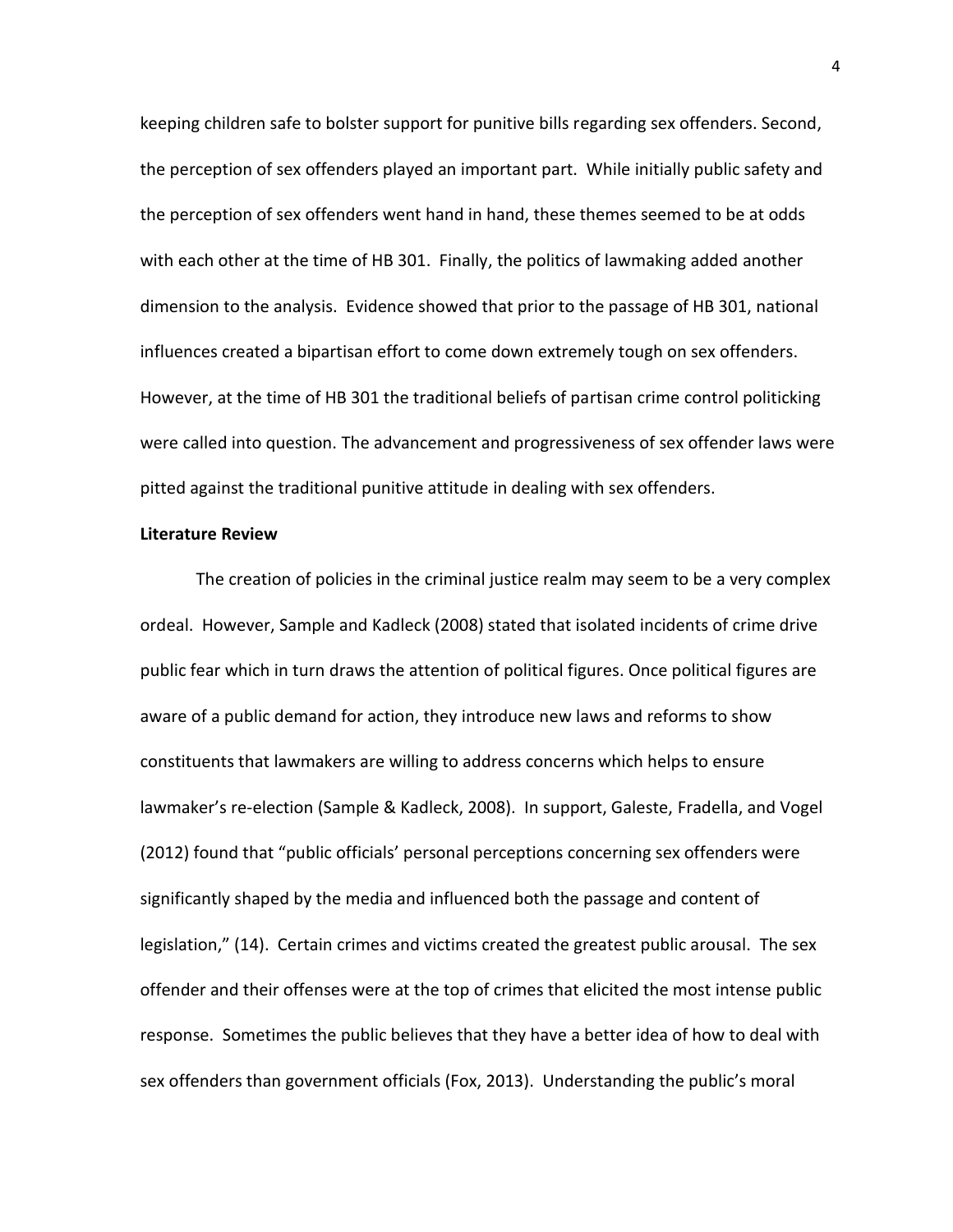keeping children safe to bolster support for punitive bills regarding sex offenders. Second, the perception of sex offenders played an important part. While initially public safety and the perception of sex offenders went hand in hand, these themes seemed to be at odds with each other at the time of HB 301. Finally, the politics of lawmaking added another dimension to the analysis. Evidence showed that prior to the passage of HB 301, national influences created a bipartisan effort to come down extremely tough on sex offenders. However, at the time of HB 301 the traditional beliefs of partisan crime control politicking were called into question. The advancement and progressiveness of sex offender laws were pitted against the traditional punitive attitude in dealing with sex offenders.

**Literature Review**

The creation of policies in the criminal justice realm may seem to be a very complex ordeal. However, Sample and Kadleck (2008) stated that isolated incidents of crime drive public fear which in turn draws the attention of political figures. Once political figures are aware of a public demand for action, they introduce new laws and reforms to show constituents that lawmakers are willing to address concerns which helps to ensure lawmaker's re-election (Sample & Kadleck, 2008). In support, Galeste, Fradella, and Vogel (2012) found that "public officials' personal perceptions concerning sex offenders were significantly shaped by the media and influenced both the passage and content of legislation," (14). Certain crimes and victims created the greatest public arousal. The sex offender and their offenses were at the top of crimes that elicited the most intense public response. Sometimes the public believes that they have a better idea of how to deal with sex offenders than government officials (Fox, 2013). Understanding the public's moral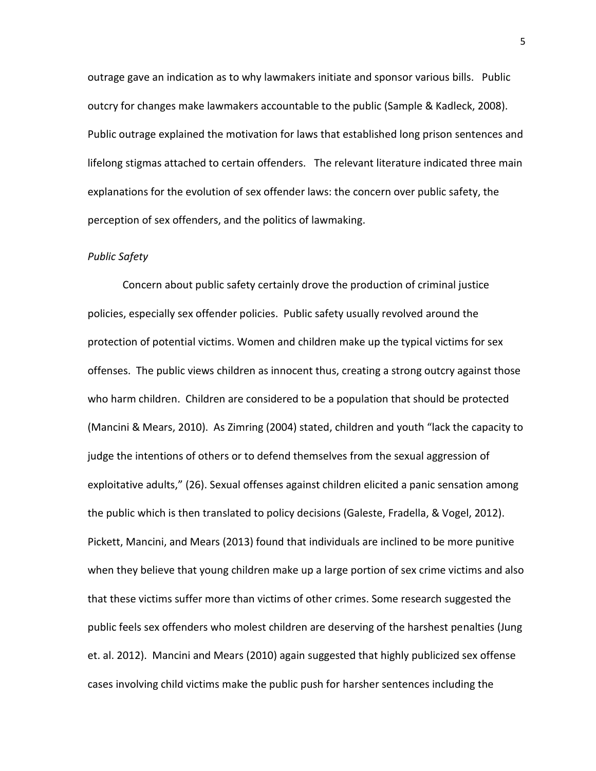outrage gave an indication as to why lawmakers initiate and sponsor various bills. Public outcry for changes make lawmakers accountable to the public (Sample & Kadleck, 2008). Public outrage explained the motivation for laws that established long prison sentences and lifelong stigmas attached to certain offenders. The relevant literature indicated three main explanations for the evolution of sex offender laws: the concern over public safety, the perception of sex offenders, and the politics of lawmaking.

*Public Safety*

Concern about public safety certainly drove the production of criminal justice policies, especially sex offender policies. Public safety usually revolved around the protection of potential victims. Women and children make up the typical victims for sex offenses. The public views children as innocent thus, creating a strong outcry against those who harm children. Children are considered to be a population that should be protected (Mancini & Mears, 2010). As Zimring (2004) stated, children and youth "lack the capacity to judge the intentions of others or to defend themselves from the sexual aggression of exploitative adults," (26). Sexual offenses against children elicited a panic sensation among the public which is then translated to policy decisions (Galeste, Fradella, & Vogel, 2012). Pickett, Mancini, and Mears (2013) found that individuals are inclined to be more punitive when they believe that young children make up a large portion of sex crime victims and also that these victims suffer more than victims of other crimes. Some research suggested the public feels sex offenders who molest children are deserving of the harshest penalties (Jung et. al. 2012). Mancini and Mears (2010) again suggested that highly publicized sex offense cases involving child victims make the public push for harsher sentences including the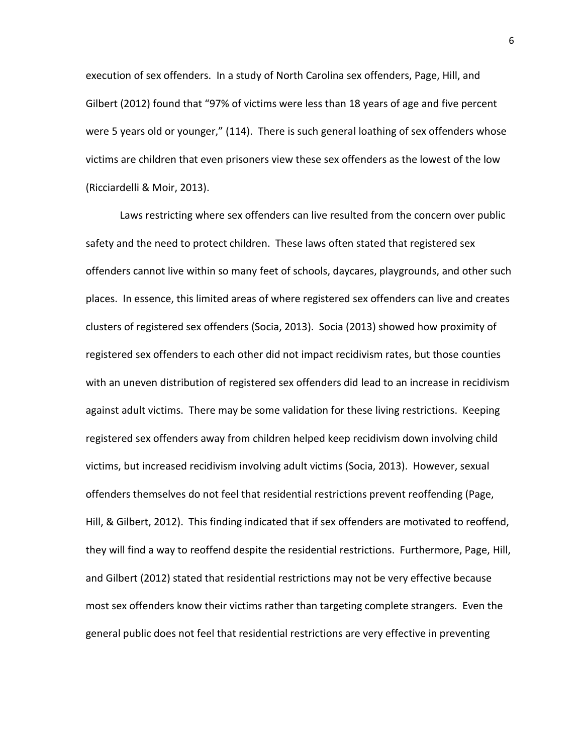execution of sex offenders. In a study of North Carolina sex offenders, Page, Hill, and Gilbert (2012) found that "97% of victims were less than 18 years of age and five percent were 5 years old or younger," (114). There is such general loathing of sex offenders whose victims are children that even prisoners view these sex offenders as the lowest of the low (Ricciardelli & Moir, 2013).

Laws restricting where sex offenders can live resulted from the concern over public safety and the need to protect children. These laws often stated that registered sex offenders cannot live within so many feet of schools, daycares, playgrounds, and other such places. In essence, this limited areas of where registered sex offenders can live and creates clusters of registered sex offenders (Socia, 2013). Socia (2013) showed how proximity of registered sex offenders to each other did not impact recidivism rates, but those counties with an uneven distribution of registered sex offenders did lead to an increase in recidivism against adult victims. There may be some validation for these living restrictions. Keeping registered sex offenders away from children helped keep recidivism down involving child victims, but increased recidivism involving adult victims (Socia, 2013). However, sexual offenders themselves do not feel that residential restrictions prevent reoffending (Page, Hill, & Gilbert, 2012). This finding indicated that if sex offenders are motivated to reoffend, they will find a way to reoffend despite the residential restrictions. Furthermore, Page, Hill, and Gilbert (2012) stated that residential restrictions may not be very effective because most sex offenders know their victims rather than targeting complete strangers. Even the general public does not feel that residential restrictions are very effective in preventing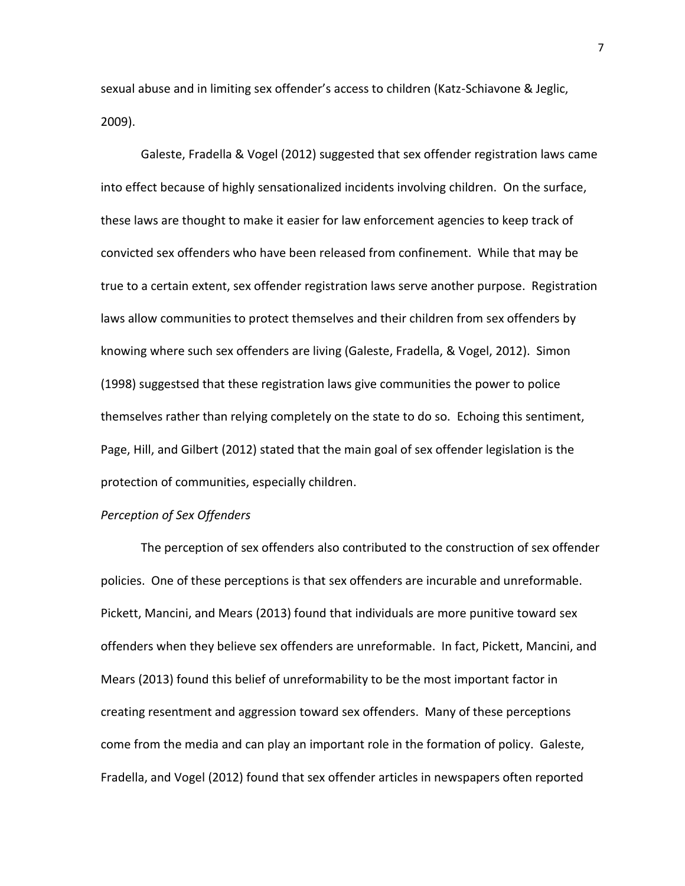sexual abuse and in limiting sex offender's access to children (Katz-Schiavone & Jeglic, 2009).

Galeste, Fradella & Vogel (2012) suggested that sex offender registration laws came into effect because of highly sensationalized incidents involving children. On the surface, these laws are thought to make it easier for law enforcement agencies to keep track of convicted sex offenders who have been released from confinement. While that may be true to a certain extent, sex offender registration laws serve another purpose. Registration laws allow communities to protect themselves and their children from sex offenders by knowing where such sex offenders are living (Galeste, Fradella, & Vogel, 2012). Simon (1998) suggestsed that these registration laws give communities the power to police themselves rather than relying completely on the state to do so. Echoing this sentiment, Page, Hill, and Gilbert (2012) stated that the main goal of sex offender legislation is the protection of communities, especially children.

*Perception of Sex Offenders*

The perception of sex offenders also contributed to the construction of sex offender policies. One of these perceptions is that sex offenders are incurable and unreformable. Pickett, Mancini, and Mears (2013) found that individuals are more punitive toward sex offenders when they believe sex offenders are unreformable. In fact, Pickett, Mancini, and Mears (2013) found this belief of unreformability to be the most important factor in creating resentment and aggression toward sex offenders. Many of these perceptions come from the media and can play an important role in the formation of policy. Galeste, Fradella, and Vogel (2012) found that sex offender articles in newspapers often reported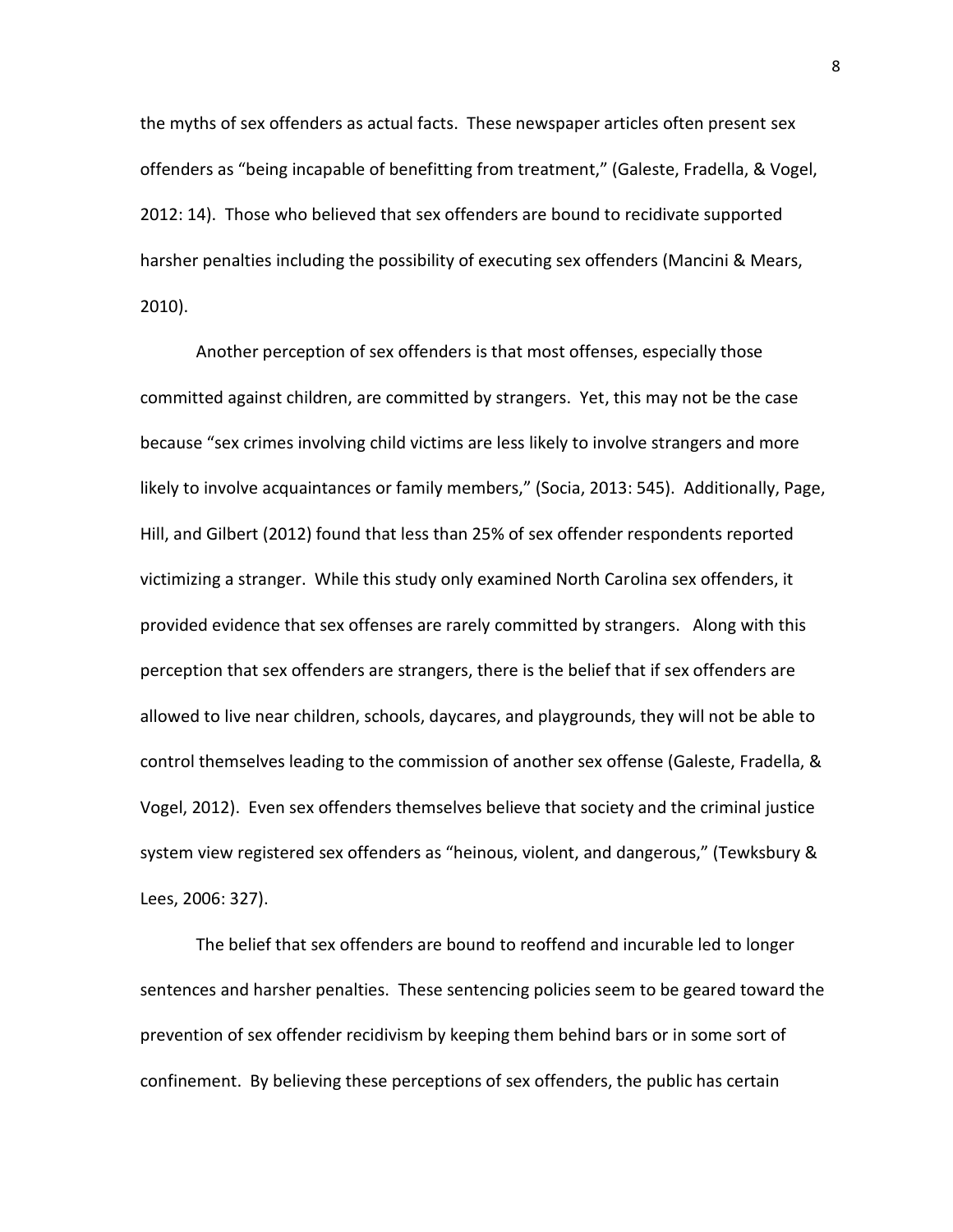the myths of sex offenders as actual facts. These newspaper articles often present sex offenders as "being incapable of benefitting from treatment," (Galeste, Fradella, & Vogel, 2012: 14). Those who believed that sex offenders are bound to recidivate supported harsher penalties including the possibility of executing sex offenders (Mancini & Mears, 2010).

Another perception of sex offenders is that most offenses, especially those committed against children, are committed by strangers. Yet, this may not be the case because "sex crimes involving child victims are less likely to involve strangers and more likely to involve acquaintances or family members," (Socia, 2013: 545). Additionally, Page, Hill, and Gilbert (2012) found that less than 25% of sex offender respondents reported victimizing a stranger. While this study only examined North Carolina sex offenders, it provided evidence that sex offenses are rarely committed by strangers. Along with this perception that sex offenders are strangers, there is the belief that if sex offenders are allowed to live near children, schools, daycares, and playgrounds, they will not be able to control themselves leading to the commission of another sex offense (Galeste, Fradella, & Vogel, 2012). Even sex offenders themselves believe that society and the criminal justice system view registered sex offenders as "heinous, violent, and dangerous," (Tewksbury & Lees, 2006: 327).

The belief that sex offenders are bound to reoffend and incurable led to longer sentences and harsher penalties. These sentencing policies seem to be geared toward the prevention of sex offender recidivism by keeping them behind bars or in some sort of confinement. By believing these perceptions of sex offenders, the public has certain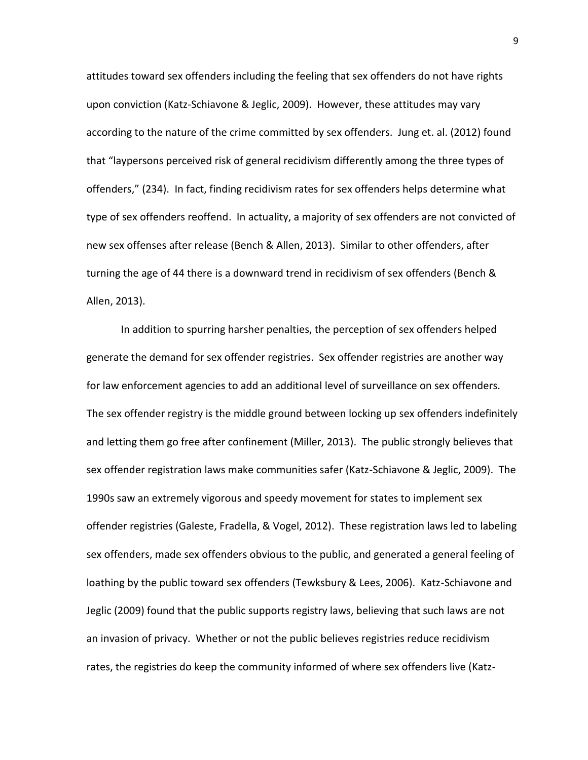attitudes toward sex offenders including the feeling that sex offenders do not have rights upon conviction (Katz-Schiavone & Jeglic, 2009). However, these attitudes may vary according to the nature of the crime committed by sex offenders. Jung et. al. (2012) found that "laypersons perceived risk of general recidivism differently among the three types of offenders," (234). In fact, finding recidivism rates for sex offenders helps determine what type of sex offenders reoffend. In actuality, a majority of sex offenders are not convicted of new sex offenses after release (Bench & Allen, 2013). Similar to other offenders, after turning the age of 44 there is a downward trend in recidivism of sex offenders (Bench & Allen, 2013).

In addition to spurring harsher penalties, the perception of sex offenders helped generate the demand for sex offender registries. Sex offender registries are another way for law enforcement agencies to add an additional level of surveillance on sex offenders. The sex offender registry is the middle ground between locking up sex offenders indefinitely and letting them go free after confinement (Miller, 2013). The public strongly believes that sex offender registration laws make communities safer (Katz-Schiavone & Jeglic, 2009). The 1990s saw an extremely vigorous and speedy movement for states to implement sex offender registries (Galeste, Fradella, & Vogel, 2012). These registration laws led to labeling sex offenders, made sex offenders obvious to the public, and generated a general feeling of loathing by the public toward sex offenders (Tewksbury & Lees, 2006). Katz-Schiavone and Jeglic (2009) found that the public supports registry laws, believing that such laws are not an invasion of privacy. Whether or not the public believes registries reduce recidivism rates, the registries do keep the community informed of where sex offenders live (Katz-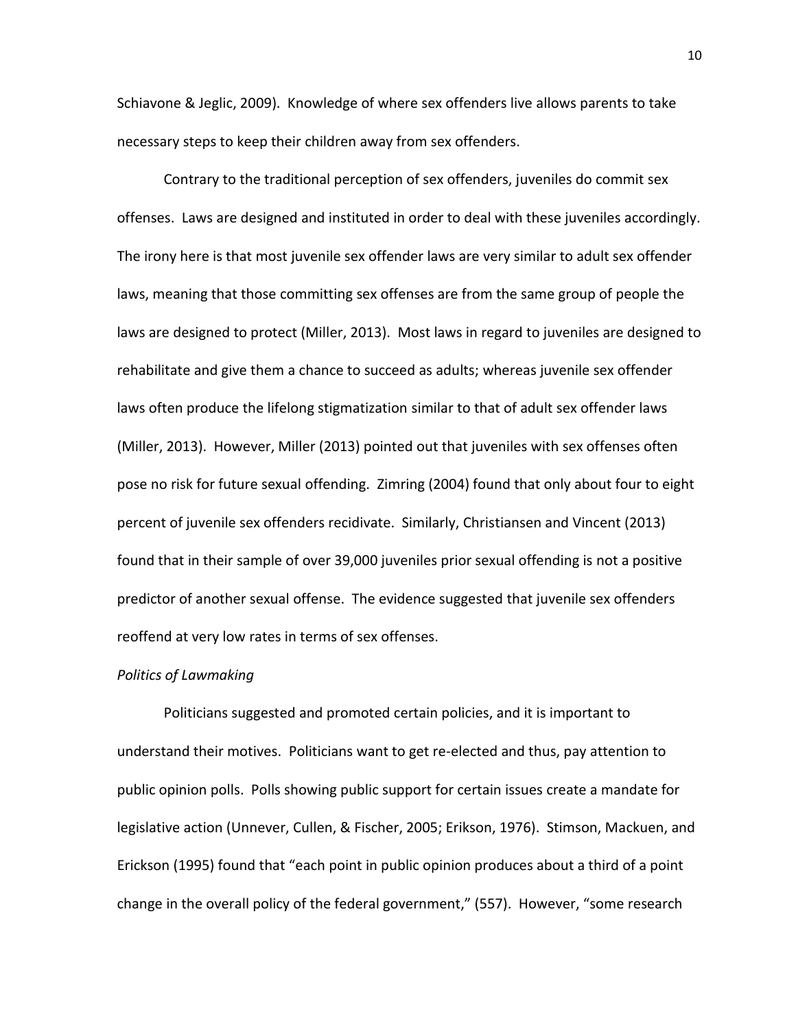Schiavone & Jeglic, 2009). Knowledge of where sex offenders live allows parents to take necessary steps to keep their children away from sex offenders.

Contrary to the traditional perception of sex offenders, juveniles do commit sex offenses. Laws are designed and instituted in order to deal with these juveniles accordingly. The irony here is that most juvenile sex offender laws are very similar to adult sex offender laws, meaning that those committing sex offenses are from the same group of people the laws are designed to protect (Miller, 2013). Most laws in regard to juveniles are designed to rehabilitate and give them a chance to succeed as adults; whereas juvenile sex offender laws often produce the lifelong stigmatization similar to that of adult sex offender laws (Miller, 2013). However, Miller (2013) pointed out that juveniles with sex offenses often pose no risk for future sexual offending. Zimring (2004) found that only about four to eight percent of juvenile sex offenders recidivate. Similarly, Christiansen and Vincent (2013) found that in their sample of over 39,000 juveniles prior sexual offending is not a positive predictor of another sexual offense. The evidence suggested that juvenile sex offenders reoffend at very low rates in terms of sex offenses.

*Politics of Lawmaking*

Politicians suggested and promoted certain policies, and it is important to understand their motives. Politicians want to get re-elected and thus, pay attention to public opinion polls. Polls showing public support for certain issues create a mandate for legislative action (Unnever, Cullen, & Fischer, 2005; Erikson, 1976). Stimson, Mackuen, and Erickson (1995) found that "each point in public opinion produces about a third of a point change in the overall policy of the federal government," (557). However, "some research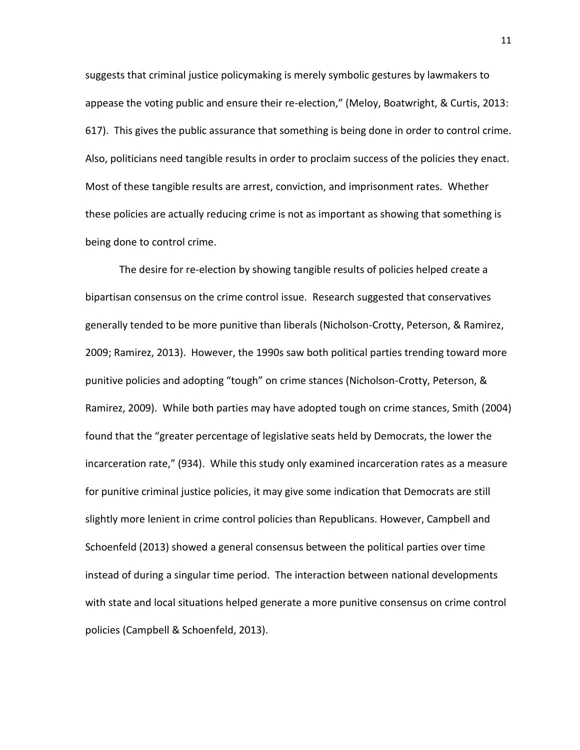suggests that criminal justice policymaking is merely symbolic gestures by lawmakers to appease the voting public and ensure their re-election," (Meloy, Boatwright, & Curtis, 2013: 617). This gives the public assurance that something is being done in order to control crime. Also, politicians need tangible results in order to proclaim success of the policies they enact. Most of these tangible results are arrest, conviction, and imprisonment rates. Whether these policies are actually reducing crime is not as important as showing that something is being done to control crime.

The desire for re-election by showing tangible results of policies helped create a bipartisan consensus on the crime control issue. Research suggested that conservatives generally tended to be more punitive than liberals (Nicholson-Crotty, Peterson, & Ramirez, 2009; Ramirez, 2013). However, the 1990s saw both political parties trending toward more punitive policies and adopting "tough" on crime stances (Nicholson-Crotty, Peterson, & Ramirez, 2009). While both parties may have adopted tough on crime stances, Smith (2004) found that the "greater percentage of legislative seats held by Democrats, the lower the incarceration rate," (934). While this study only examined incarceration rates as a measure for punitive criminal justice policies, it may give some indication that Democrats are still slightly more lenient in crime control policies than Republicans. However, Campbell and Schoenfeld (2013) showed a general consensus between the political parties over time instead of during a singular time period. The interaction between national developments with state and local situations helped generate a more punitive consensus on crime control policies (Campbell & Schoenfeld, 2013).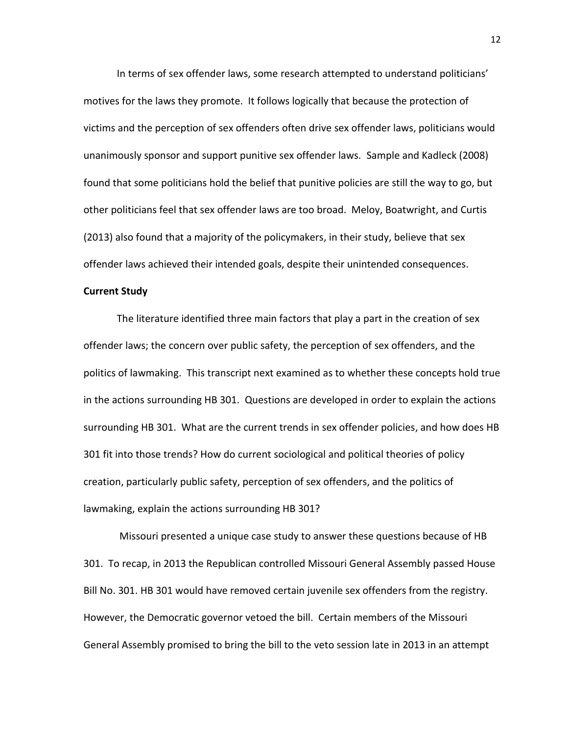In terms of sex offender laws, some research attempted to understand politicians' motives for the laws they promote. It follows logically that because the protection of victims and the perception of sex offenders often drive sex offender laws, politicians would unanimously sponsor and support punitive sex offender laws. Sample and Kadleck (2008) found that some politicians hold the belief that punitive policies are still the way to go, but other politicians feel that sex offender laws are too broad. Meloy, Boatwright, and Curtis (2013) also found that a majority of the policymakers, in their study, believe that sex offender laws achieved their intended goals, despite their unintended consequences.

**Current Study**

The literature identified three main factors that play a part in the creation of sex offender laws; the concern over public safety, the perception of sex offenders, and the politics of lawmaking. This transcript next examined as to whether these concepts hold true in the actions surrounding HB 301. Questions are developed in order to explain the actions surrounding HB 301. What are the current trends in sex offender policies, and how does HB 301 fit into those trends? How do current sociological and political theories of policy creation, particularly public safety, perception of sex offenders, and the politics of lawmaking, explain the actions surrounding HB 301?

Missouri presented a unique case study to answer these questions because of HB 301. To recap, in 2013 the Republican controlled Missouri General Assembly passed House Bill No. 301. HB 301 would have removed certain juvenile sex offenders from the registry. However, the Democratic governor vetoed the bill. Certain members of the Missouri General Assembly promised to bring the bill to the veto session late in 2013 in an attempt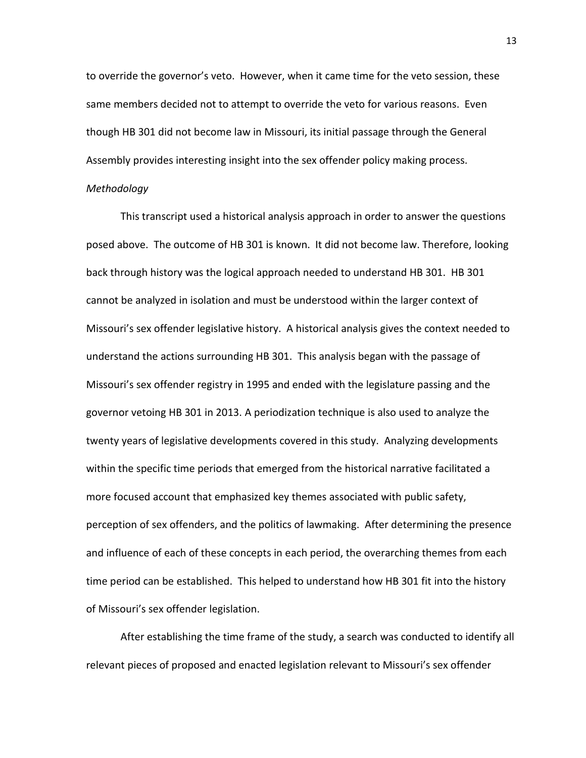to override the governor's veto. However, when it came time for the veto session, these same members decided not to attempt to override the veto for various reasons. Even though HB 301 did not become law in Missouri, its initial passage through the General Assembly provides interesting insight into the sex offender policy making process.

*Methodology*

This transcript used a historical analysis approach in order to answer the questions posed above. The outcome of HB 301 is known. It did not become law. Therefore, looking back through history was the logical approach needed to understand HB 301. HB 301 cannot be analyzed in isolation and must be understood within the larger context of Missouri's sex offender legislative history. A historical analysis gives the context needed to understand the actions surrounding HB 301. This analysis began with the passage of Missouri's sex offender registry in 1995 and ended with the legislature passing and the governor vetoing HB 301 in 2013. A periodization technique is also used to analyze the twenty years of legislative developments covered in this study. Analyzing developments within the specific time periods that emerged from the historical narrative facilitated a more focused account that emphasized key themes associated with public safety, perception of sex offenders, and the politics of lawmaking. After determining the presence and influence of each of these concepts in each period, the overarching themes from each time period can be established. This helped to understand how HB 301 fit into the history of Missouri's sex offender legislation.

After establishing the time frame of the study, a search was conducted to identify all relevant pieces of proposed and enacted legislation relevant to Missouri's sex offender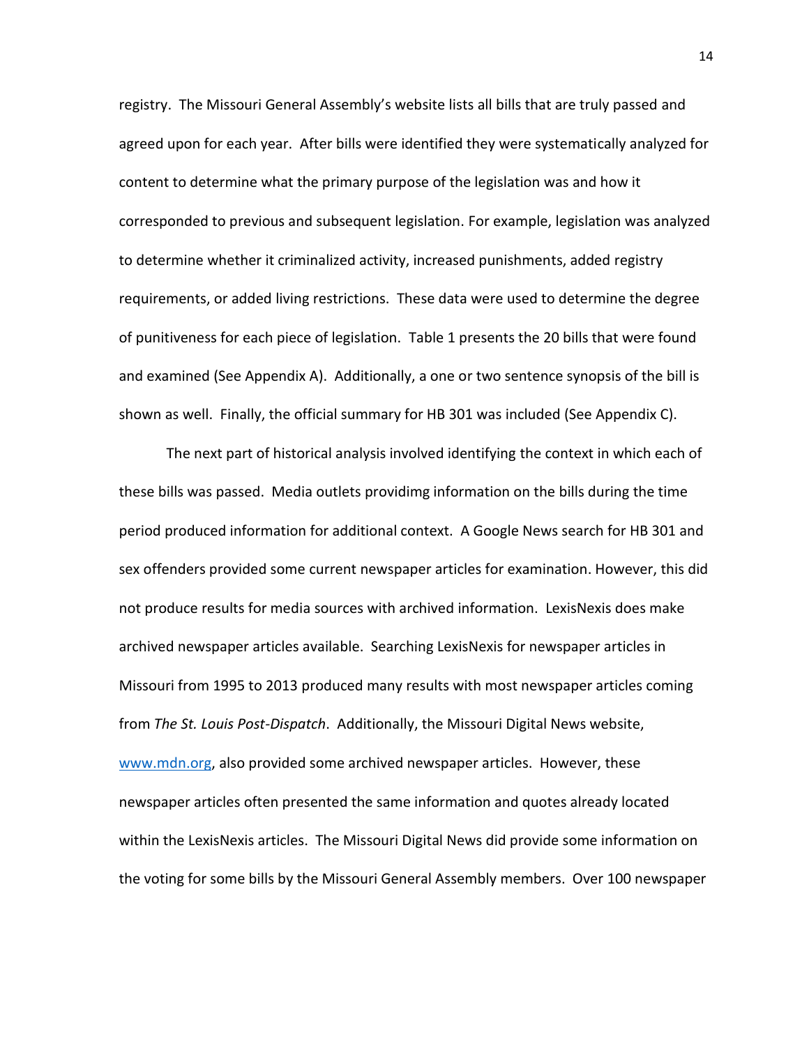registry. The Missouri General Assembly's website lists all bills that are truly passed and agreed upon for each year. After bills were identified they were systematically analyzed for content to determine what the primary purpose of the legislation was and how it corresponded to previous and subsequent legislation. For example, legislation was analyzed to determine whether it criminalized activity, increased punishments, added registry requirements, or added living restrictions. These data were used to determine the degree of punitiveness for each piece of legislation. Table 1 presents the 20 bills that were found and examined (See Appendix A). Additionally, a one or two sentence synopsis of the bill is shown as well. Finally, the official summary for HB 301 was included (See Appendix C).

The next part of historical analysis involved identifying the context in which each of these bills was passed. Media outlets providimg information on the bills during the time period produced information for additional context. A Google News search for HB 301 and sex offenders provided some current newspaper articles for examination. However, this did not produce results for media sources with archived information. LexisNexis does make archived newspaper articles available. Searching LexisNexis for newspaper articles in Missouri from 1995 to 2013 produced many results with most newspaper articles coming from *The St. Louis Post-Dispatch*. Additionally, the Missouri Digital News website, [www.mdn.org](www.mdn.org), also provided some archived newspaper articles. However, these newspaper articles often presented the same information and quotes already located within the LexisNexis articles. The Missouri Digital News did provide some information on the voting for some bills by the Missouri General Assembly members. Over 100 newspaper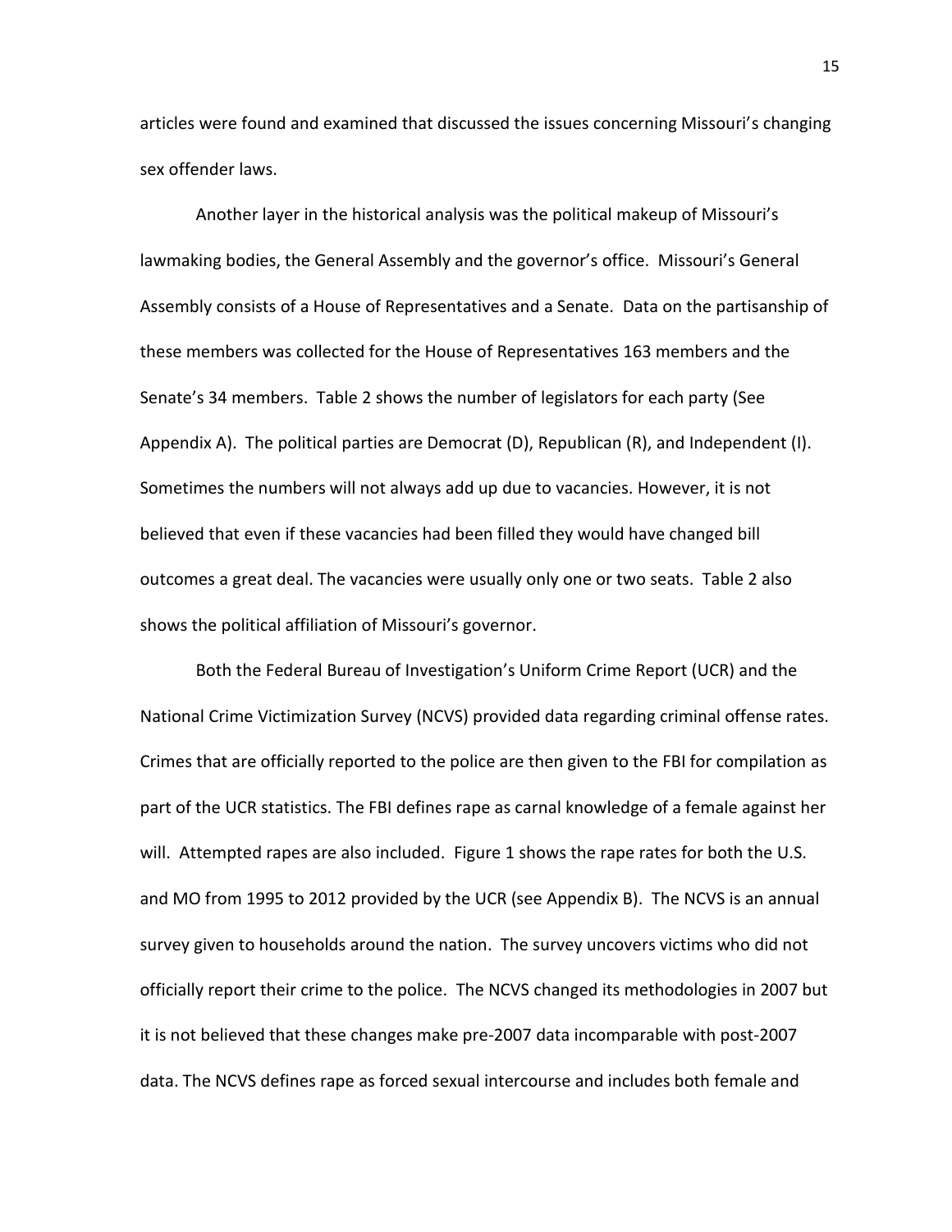articles were found and examined that discussed the issues concerning Missouri's changing sex offender laws.

Another layer in the historical analysis was the political makeup of Missouri's lawmaking bodies, the General Assembly and the governor's office. Missouri's General Assembly consists of a House of Representatives and a Senate. Data on the partisanship of these members was collected for the House of Representatives 163 members and the Senate's 34 members. Table 2 shows the number of legislators for each party (See Appendix A). The political parties are Democrat (D), Republican (R), and Independent (I). Sometimes the numbers will not always add up due to vacancies. However, it is not believed that even if these vacancies had been filled they would have changed bill outcomes a great deal. The vacancies were usually only one or two seats. Table 2 also shows the political affiliation of Missouri's governor.

Both the Federal Bureau of Investigation's Uniform Crime Report (UCR) and the National Crime Victimization Survey (NCVS) provided data regarding criminal offense rates. Crimes that are officially reported to the police are then given to the FBI for compilation as part of the UCR statistics. The FBI defines rape as carnal knowledge of a female against her will. Attempted rapes are also included. Figure 1 shows the rape rates for both the U.S. and MO from 1995 to 2012 provided by the UCR (see Appendix B). The NCVS is an annual survey given to households around the nation. The survey uncovers victims who did not officially report their crime to the police. The NCVS changed its methodologies in 2007 but it is not believed that these changes make pre-2007 data incomparable with post-2007 data. The NCVS defines rape as forced sexual intercourse and includes both female and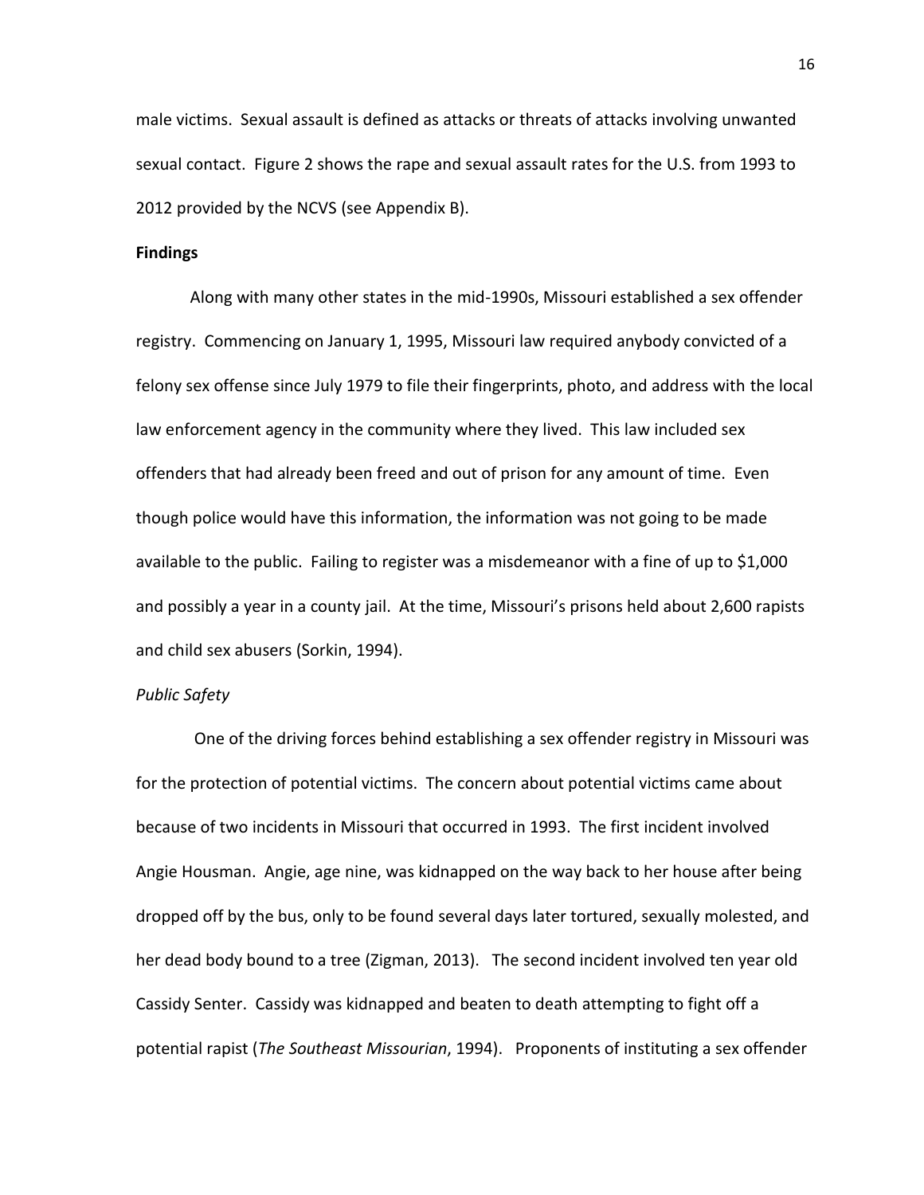male victims. Sexual assault is defined as attacks or threats of attacks involving unwanted sexual contact. Figure 2 shows the rape and sexual assault rates for the U.S. from 1993 to 2012 provided by the NCVS (see Appendix B).

**Findings**

Along with many other states in the mid-1990s, Missouri established a sex offender registry. Commencing on January 1, 1995, Missouri law required anybody convicted of a felony sex offense since July 1979 to file their fingerprints, photo, and address with the local law enforcement agency in the community where they lived. This law included sex offenders that had already been freed and out of prison for any amount of time. Even though police would have this information, the information was not going to be made available to the public. Failing to register was a misdemeanor with a fine of up to $1,000 and possibly a year in a county jail. At the time, Missouri's prisons held about 2,600 rapists and child sex abusers (Sorkin, 1994).

*Public Safety*

One of the driving forces behind establishing a sex offender registry in Missouri was for the protection of potential victims. The concern about potential victims came about because of two incidents in Missouri that occurred in 1993. The first incident involved Angie Housman. Angie, age nine, was kidnapped on the way back to her house after being dropped off by the bus, only to be found several days later tortured, sexually molested, and her dead body bound to a tree (Zigman, 2013). The second incident involved ten year old Cassidy Senter. Cassidy was kidnapped and beaten to death attempting to fight off a potential rapist (*The Southeast Missourian*, 1994). Proponents of instituting a sex offender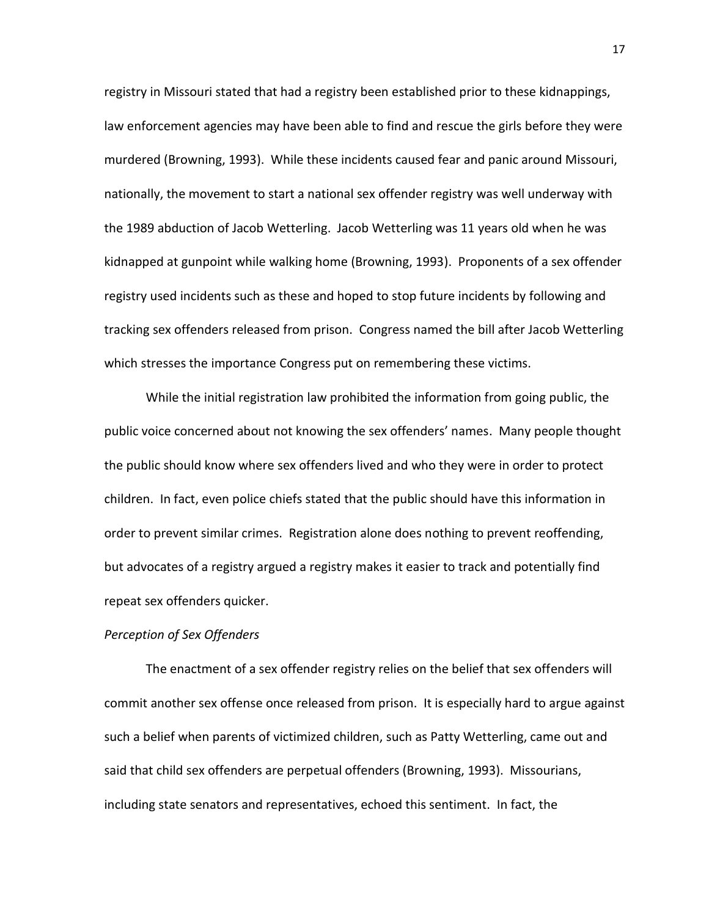registry in Missouri stated that had a registry been established prior to these kidnappings, law enforcement agencies may have been able to find and rescue the girls before they were murdered (Browning, 1993). While these incidents caused fear and panic around Missouri, nationally, the movement to start a national sex offender registry was well underway with the 1989 abduction of Jacob Wetterling. Jacob Wetterling was 11 years old when he was kidnapped at gunpoint while walking home (Browning, 1993). Proponents of a sex offender registry used incidents such as these and hoped to stop future incidents by following and tracking sex offenders released from prison. Congress named the bill after Jacob Wetterling which stresses the importance Congress put on remembering these victims.

While the initial registration law prohibited the information from going public, the public voice concerned about not knowing the sex offenders' names. Many people thought the public should know where sex offenders lived and who they were in order to protect children. In fact, even police chiefs stated that the public should have this information in order to prevent similar crimes. Registration alone does nothing to prevent reoffending, but advocates of a registry argued a registry makes it easier to track and potentially find repeat sex offenders quicker.

*Perception of Sex Offenders*

The enactment of a sex offender registry relies on the belief that sex offenders will commit another sex offense once released from prison. It is especially hard to argue against such a belief when parents of victimized children, such as Patty Wetterling, came out and said that child sex offenders are perpetual offenders (Browning, 1993). Missourians, including state senators and representatives, echoed this sentiment. In fact, the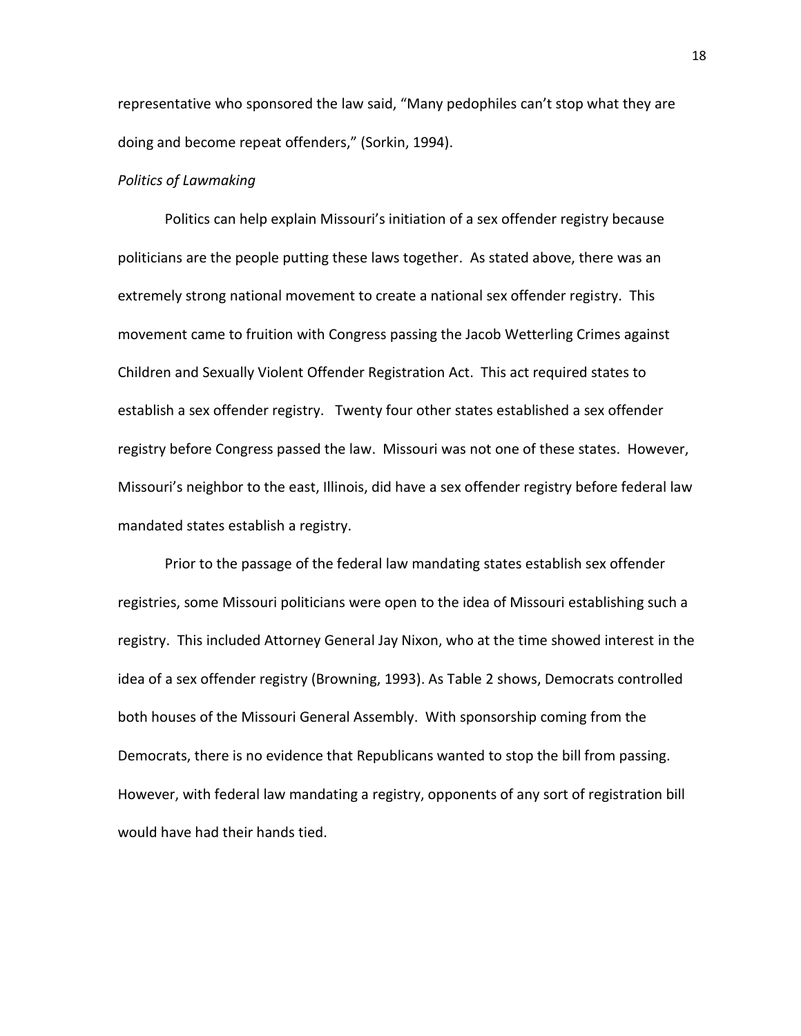representative who sponsored the law said, "Many pedophiles can't stop what they are doing and become repeat offenders," (Sorkin, 1994).

*Politics of Lawmaking*

Politics can help explain Missouri's initiation of a sex offender registry because politicians are the people putting these laws together. As stated above, there was an extremely strong national movement to create a national sex offender registry. This movement came to fruition with Congress passing the Jacob Wetterling Crimes against Children and Sexually Violent Offender Registration Act. This act required states to establish a sex offender registry. Twenty four other states established a sex offender registry before Congress passed the law. Missouri was not one of these states. However, Missouri's neighbor to the east, Illinois, did have a sex offender registry before federal law mandated states establish a registry.

Prior to the passage of the federal law mandating states establish sex offender registries, some Missouri politicians were open to the idea of Missouri establishing such a registry. This included Attorney General Jay Nixon, who at the time showed interest in the idea of a sex offender registry (Browning, 1993). As Table 2 shows, Democrats controlled both houses of the Missouri General Assembly. With sponsorship coming from the Democrats, there is no evidence that Republicans wanted to stop the bill from passing. However, with federal law mandating a registry, opponents of any sort of registration bill would have had their hands tied.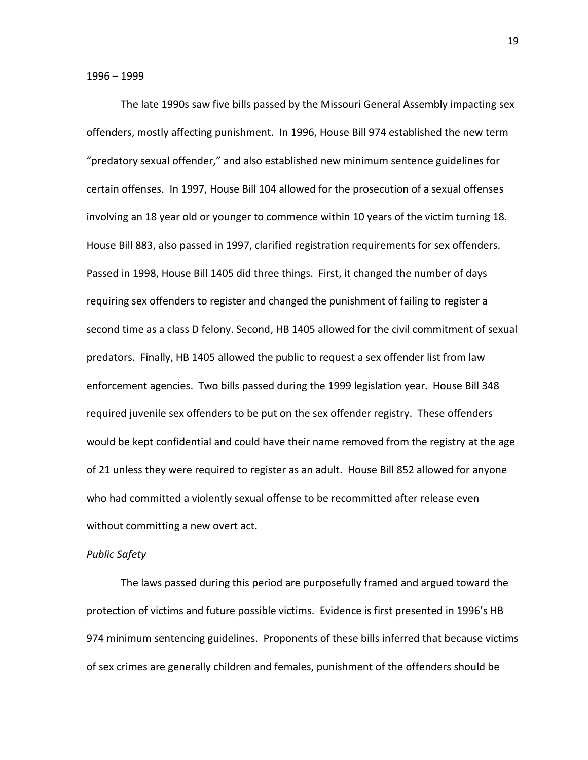1996 – 1999

The late 1990s saw five bills passed by the Missouri General Assembly impacting sex offenders, mostly affecting punishment. In 1996, House Bill 974 established the new term "predatory sexual offender," and also established new minimum sentence guidelines for certain offenses. In 1997, House Bill 104 allowed for the prosecution of a sexual offenses involving an 18 year old or younger to commence within 10 years of the victim turning 18. House Bill 883, also passed in 1997, clarified registration requirements for sex offenders. Passed in 1998, House Bill 1405 did three things. First, it changed the number of days requiring sex offenders to register and changed the punishment of failing to register a second time as a class D felony. Second, HB 1405 allowed for the civil commitment of sexual predators. Finally, HB 1405 allowed the public to request a sex offender list from law enforcement agencies. Two bills passed during the 1999 legislation year. House Bill 348 required juvenile sex offenders to be put on the sex offender registry. These offenders would be kept confidential and could have their name removed from the registry at the age of 21 unless they were required to register as an adult. House Bill 852 allowed for anyone who had committed a violently sexual offense to be recommitted after release even without committing a new overt act.

*Public Safety*

The laws passed during this period are purposefully framed and argued toward the protection of victims and future possible victims. Evidence is first presented in 1996's HB 974 minimum sentencing guidelines. Proponents of these bills inferred that because victims of sex crimes are generally children and females, punishment of the offenders should be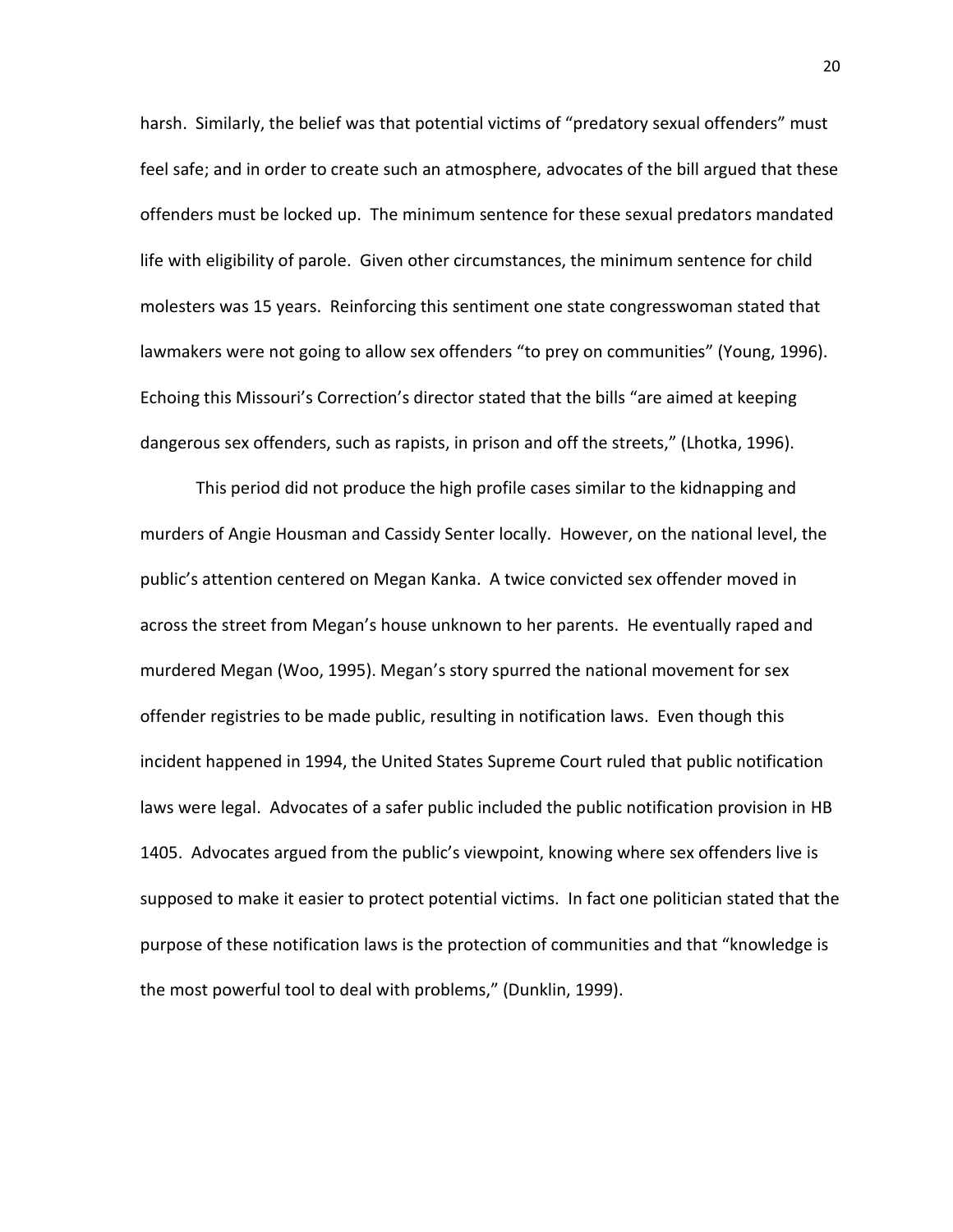harsh. Similarly, the belief was that potential victims of “predatory sexual offenders” must feel safe; and in order to create such an atmosphere, advocates of the bill argued that these offenders must be locked up. The minimum sentence for these sexual predators mandated life with eligibility of parole. Given other circumstances, the minimum sentence for child molesters was 15 years. Reinforcing this sentiment one state congresswoman stated that lawmakers were not going to allow sex offenders “to prey on communities” (Young, 1996). Echoing this Missouri’s Correction’s director stated that the bills “are aimed at keeping dangerous sex offenders, such as rapists, in prison and off the streets,” (Lhotka, 1996).

This period did not produce the high profile cases similar to the kidnapping and murders of Angie Housman and Cassidy Senter locally. However, on the national level, the public’s attention centered on Megan Kanka. A twice convicted sex offender moved in across the street from Megan’s house unknown to her parents. He eventually raped and murdered Megan (Woo, 1995). Megan’s story spurred the national movement for sex offender registries to be made public, resulting in notification laws. Even though this incident happened in 1994, the United States Supreme Court ruled that public notification laws were legal. Advocates of a safer public included the public notification provision in HB 1405. Advocates argued from the public’s viewpoint, knowing where sex offenders live is supposed to make it easier to protect potential victims. In fact one politician stated that the purpose of these notification laws is the protection of communities and that “knowledge is the most powerful tool to deal with problems,” (Dunklin, 1999).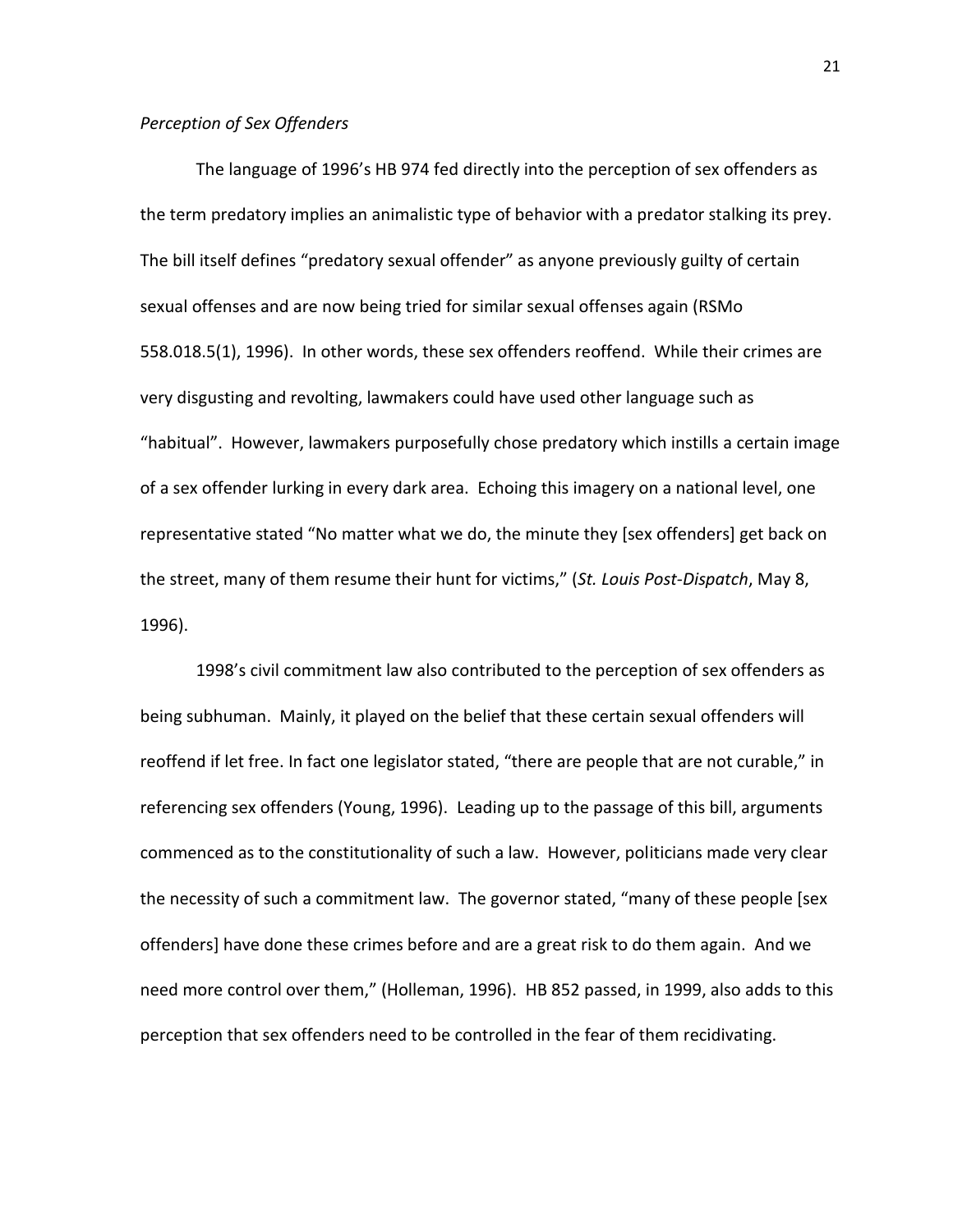*Perception of Sex Offenders*

The language of 1996's HB 974 fed directly into the perception of sex offenders as the term predatory implies an animalistic type of behavior with a predator stalking its prey. The bill itself defines "predatory sexual offender" as anyone previously guilty of certain sexual offenses and are now being tried for similar sexual offenses again (RSMo 558.018.5(1), 1996). In other words, these sex offenders reoffend. While their crimes are very disgusting and revolting, lawmakers could have used other language such as "habitual". However, lawmakers purposefully chose predatory which instills a certain image of a sex offender lurking in every dark area. Echoing this imagery on a national level, one representative stated "No matter what we do, the minute they [sex offenders] get back on the street, many of them resume their hunt for victims," (*St. Louis Post-Dispatch*, May 8, 1996).

1998's civil commitment law also contributed to the perception of sex offenders as being subhuman. Mainly, it played on the belief that these certain sexual offenders will reoffend if let free. In fact one legislator stated, "there are people that are not curable," in referencing sex offenders (Young, 1996). Leading up to the passage of this bill, arguments commenced as to the constitutionality of such a law. However, politicians made very clear the necessity of such a commitment law. The governor stated, "many of these people [sex offenders] have done these crimes before and are a great risk to do them again. And we need more control over them," (Holleman, 1996). HB 852 passed, in 1999, also adds to this perception that sex offenders need to be controlled in the fear of them recidivating.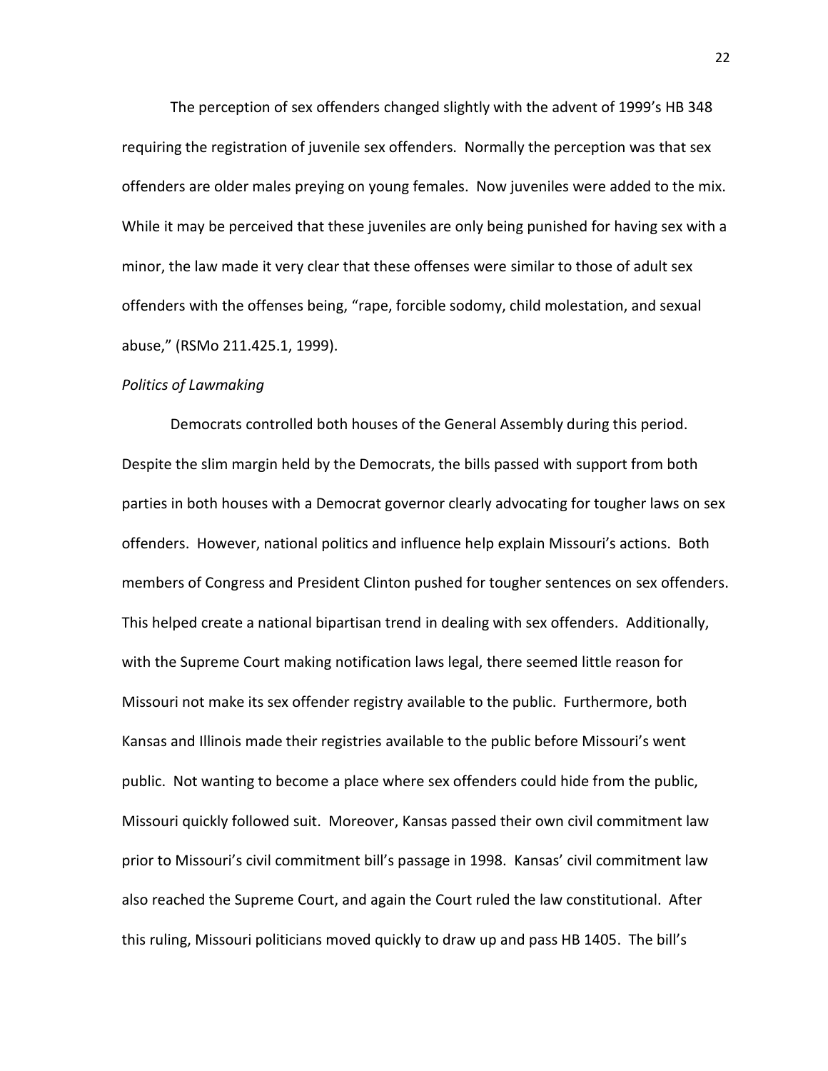The perception of sex offenders changed slightly with the advent of 1999's HB 348 requiring the registration of juvenile sex offenders. Normally the perception was that sex offenders are older males preying on young females. Now juveniles were added to the mix. While it may be perceived that these juveniles are only being punished for having sex with a minor, the law made it very clear that these offenses were similar to those of adult sex offenders with the offenses being, "rape, forcible sodomy, child molestation, and sexual abuse," (RSMo 211.425.1, 1999).

*Politics of Lawmaking*

Democrats controlled both houses of the General Assembly during this period. Despite the slim margin held by the Democrats, the bills passed with support from both parties in both houses with a Democrat governor clearly advocating for tougher laws on sex offenders. However, national politics and influence help explain Missouri's actions. Both members of Congress and President Clinton pushed for tougher sentences on sex offenders. This helped create a national bipartisan trend in dealing with sex offenders. Additionally, with the Supreme Court making notification laws legal, there seemed little reason for Missouri not make its sex offender registry available to the public. Furthermore, both Kansas and Illinois made their registries available to the public before Missouri's went public. Not wanting to become a place where sex offenders could hide from the public, Missouri quickly followed suit. Moreover, Kansas passed their own civil commitment law prior to Missouri's civil commitment bill's passage in 1998. Kansas' civil commitment law also reached the Supreme Court, and again the Court ruled the law constitutional. After this ruling, Missouri politicians moved quickly to draw up and pass HB 1405. The bill's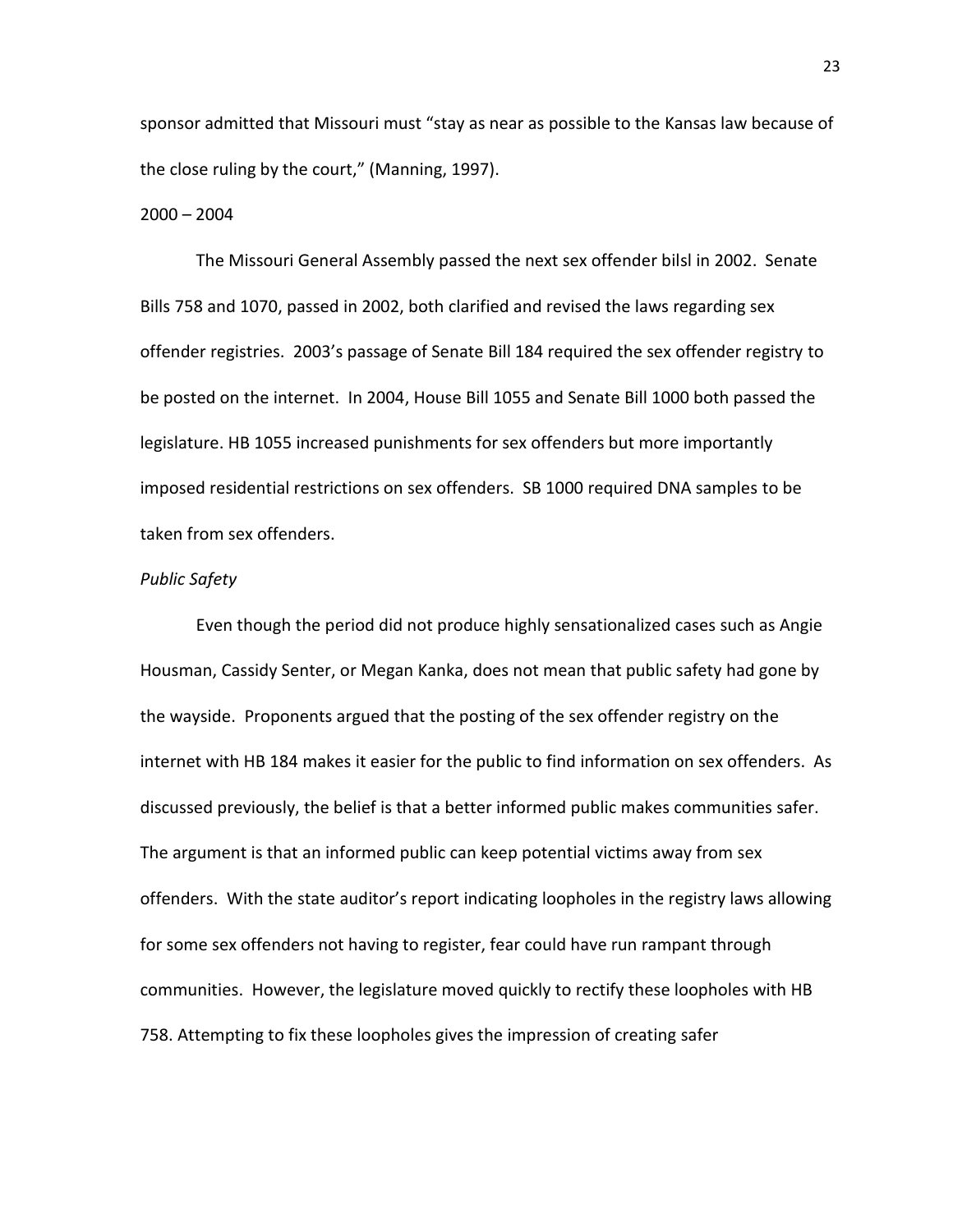sponsor admitted that Missouri must "stay as near as possible to the Kansas law because of the close ruling by the court," (Manning, 1997).

2000 – 2004

The Missouri General Assembly passed the next sex offender bilsl in 2002. Senate Bills 758 and 1070, passed in 2002, both clarified and revised the laws regarding sex offender registries. 2003's passage of Senate Bill 184 required the sex offender registry to be posted on the internet. In 2004, House Bill 1055 and Senate Bill 1000 both passed the legislature. HB 1055 increased punishments for sex offenders but more importantly imposed residential restrictions on sex offenders. SB 1000 required DNA samples to be taken from sex offenders.

*Public Safety*

Even though the period did not produce highly sensationalized cases such as Angie Housman, Cassidy Senter, or Megan Kanka, does not mean that public safety had gone by the wayside. Proponents argued that the posting of the sex offender registry on the internet with HB 184 makes it easier for the public to find information on sex offenders. As discussed previously, the belief is that a better informed public makes communities safer. The argument is that an informed public can keep potential victims away from sex offenders. With the state auditor's report indicating loopholes in the registry laws allowing for some sex offenders not having to register, fear could have run rampant through communities. However, the legislature moved quickly to rectify these loopholes with HB 758. Attempting to fix these loopholes gives the impression of creating safer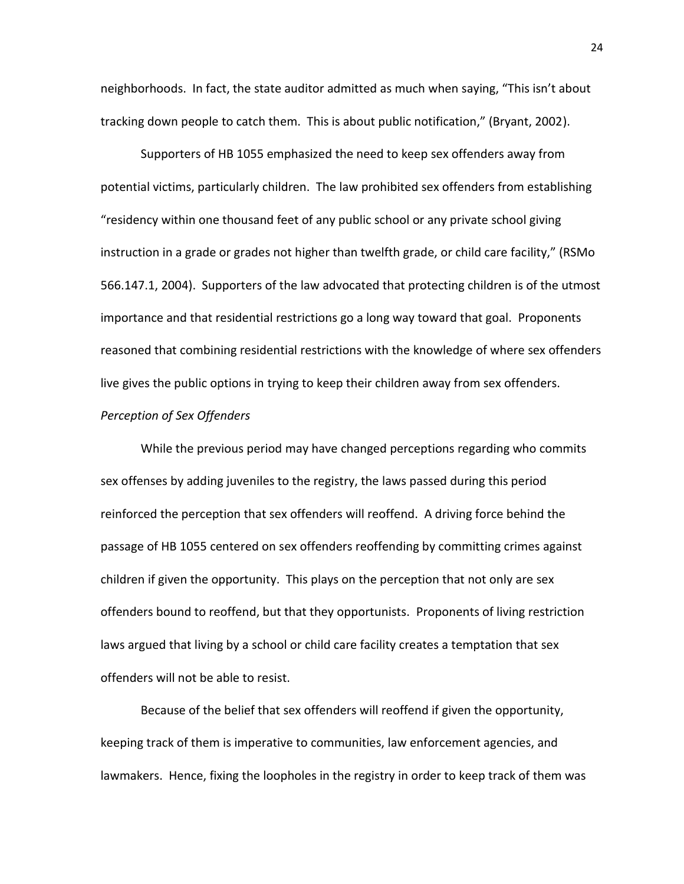neighborhoods. In fact, the state auditor admitted as much when saying, "This isn't about tracking down people to catch them. This is about public notification," (Bryant, 2002).

Supporters of HB 1055 emphasized the need to keep sex offenders away from potential victims, particularly children. The law prohibited sex offenders from establishing "residency within one thousand feet of any public school or any private school giving instruction in a grade or grades not higher than twelfth grade, or child care facility," (RSMo 566.147.1, 2004). Supporters of the law advocated that protecting children is of the utmost importance and that residential restrictions go a long way toward that goal. Proponents reasoned that combining residential restrictions with the knowledge of where sex offenders live gives the public options in trying to keep their children away from sex offenders.

*Perception of Sex Offenders*

While the previous period may have changed perceptions regarding who commits sex offenses by adding juveniles to the registry, the laws passed during this period reinforced the perception that sex offenders will reoffend. A driving force behind the passage of HB 1055 centered on sex offenders reoffending by committing crimes against children if given the opportunity. This plays on the perception that not only are sex offenders bound to reoffend, but that they opportunists. Proponents of living restriction laws argued that living by a school or child care facility creates a temptation that sex offenders will not be able to resist.

Because of the belief that sex offenders will reoffend if given the opportunity, keeping track of them is imperative to communities, law enforcement agencies, and lawmakers. Hence, fixing the loopholes in the registry in order to keep track of them was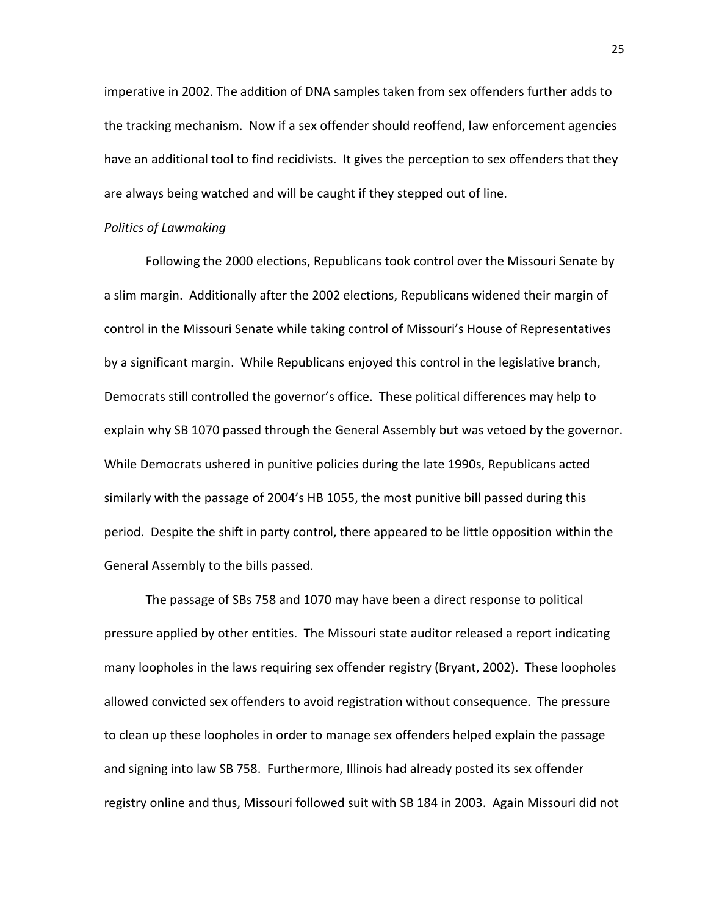imperative in 2002. The addition of DNA samples taken from sex offenders further adds to the tracking mechanism. Now if a sex offender should reoffend, law enforcement agencies have an additional tool to find recidivists. It gives the perception to sex offenders that they are always being watched and will be caught if they stepped out of line.

*Politics of Lawmaking*

Following the 2000 elections, Republicans took control over the Missouri Senate by a slim margin. Additionally after the 2002 elections, Republicans widened their margin of control in the Missouri Senate while taking control of Missouri's House of Representatives by a significant margin. While Republicans enjoyed this control in the legislative branch, Democrats still controlled the governor's office. These political differences may help to explain why SB 1070 passed through the General Assembly but was vetoed by the governor. While Democrats ushered in punitive policies during the late 1990s, Republicans acted similarly with the passage of 2004's HB 1055, the most punitive bill passed during this period. Despite the shift in party control, there appeared to be little opposition within the General Assembly to the bills passed.

The passage of SBs 758 and 1070 may have been a direct response to political pressure applied by other entities. The Missouri state auditor released a report indicating many loopholes in the laws requiring sex offender registry (Bryant, 2002). These loopholes allowed convicted sex offenders to avoid registration without consequence. The pressure to clean up these loopholes in order to manage sex offenders helped explain the passage and signing into law SB 758. Furthermore, Illinois had already posted its sex offender registry online and thus, Missouri followed suit with SB 184 in 2003. Again Missouri did not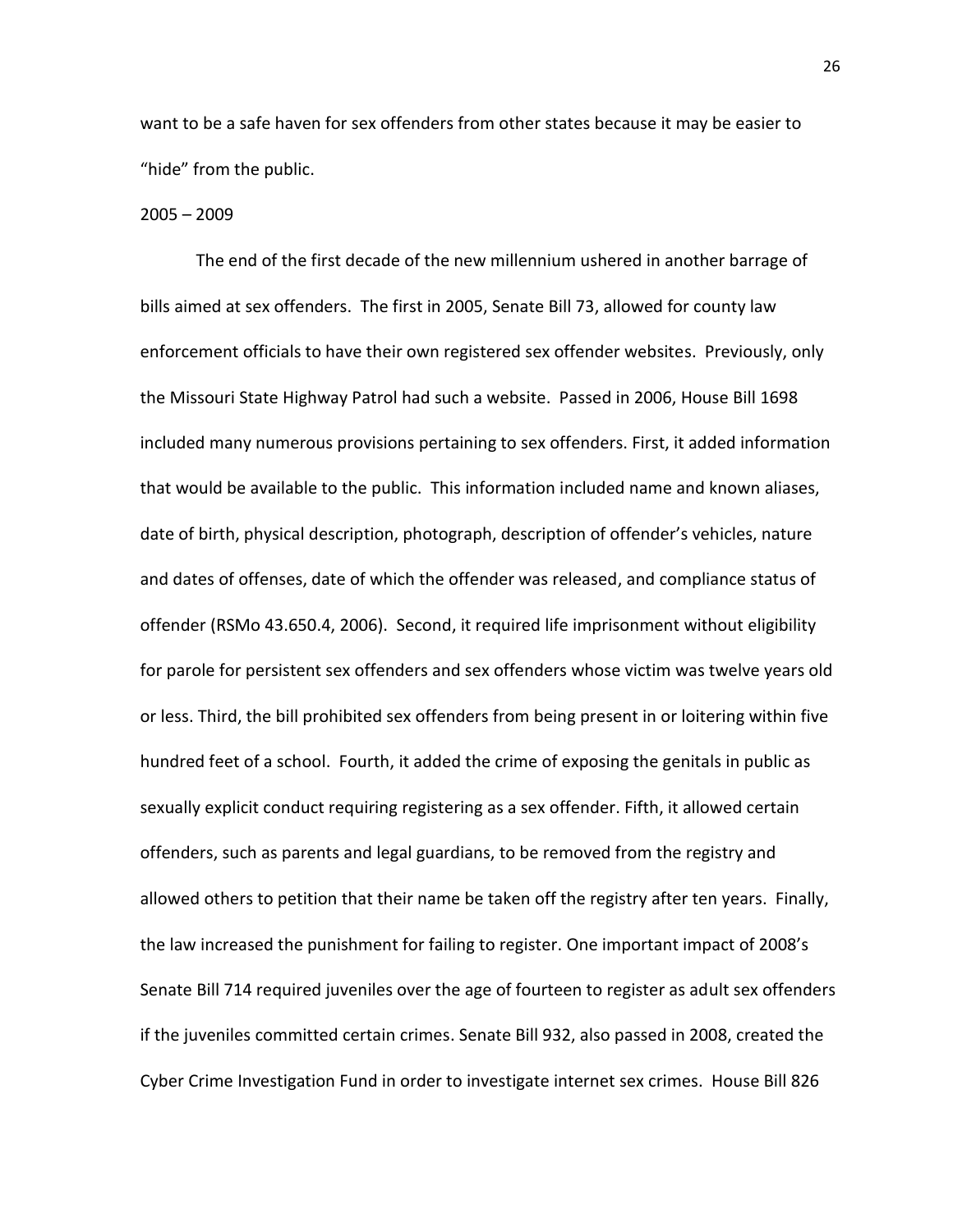want to be a safe haven for sex offenders from other states because it may be easier to "hide" from the public.

2005 – 2009

The end of the first decade of the new millennium ushered in another barrage of bills aimed at sex offenders. The first in 2005, Senate Bill 73, allowed for county law enforcement officials to have their own registered sex offender websites. Previously, only the Missouri State Highway Patrol had such a website. Passed in 2006, House Bill 1698 included many numerous provisions pertaining to sex offenders. First, it added information that would be available to the public. This information included name and known aliases, date of birth, physical description, photograph, description of offender's vehicles, nature and dates of offenses, date of which the offender was released, and compliance status of offender (RSMo 43.650.4, 2006). Second, it required life imprisonment without eligibility for parole for persistent sex offenders and sex offenders whose victim was twelve years old or less. Third, the bill prohibited sex offenders from being present in or loitering within five hundred feet of a school. Fourth, it added the crime of exposing the genitals in public as sexually explicit conduct requiring registering as a sex offender. Fifth, it allowed certain offenders, such as parents and legal guardians, to be removed from the registry and allowed others to petition that their name be taken off the registry after ten years. Finally, the law increased the punishment for failing to register. One important impact of 2008's Senate Bill 714 required juveniles over the age of fourteen to register as adult sex offenders if the juveniles committed certain crimes. Senate Bill 932, also passed in 2008, created the Cyber Crime Investigation Fund in order to investigate internet sex crimes. House Bill 826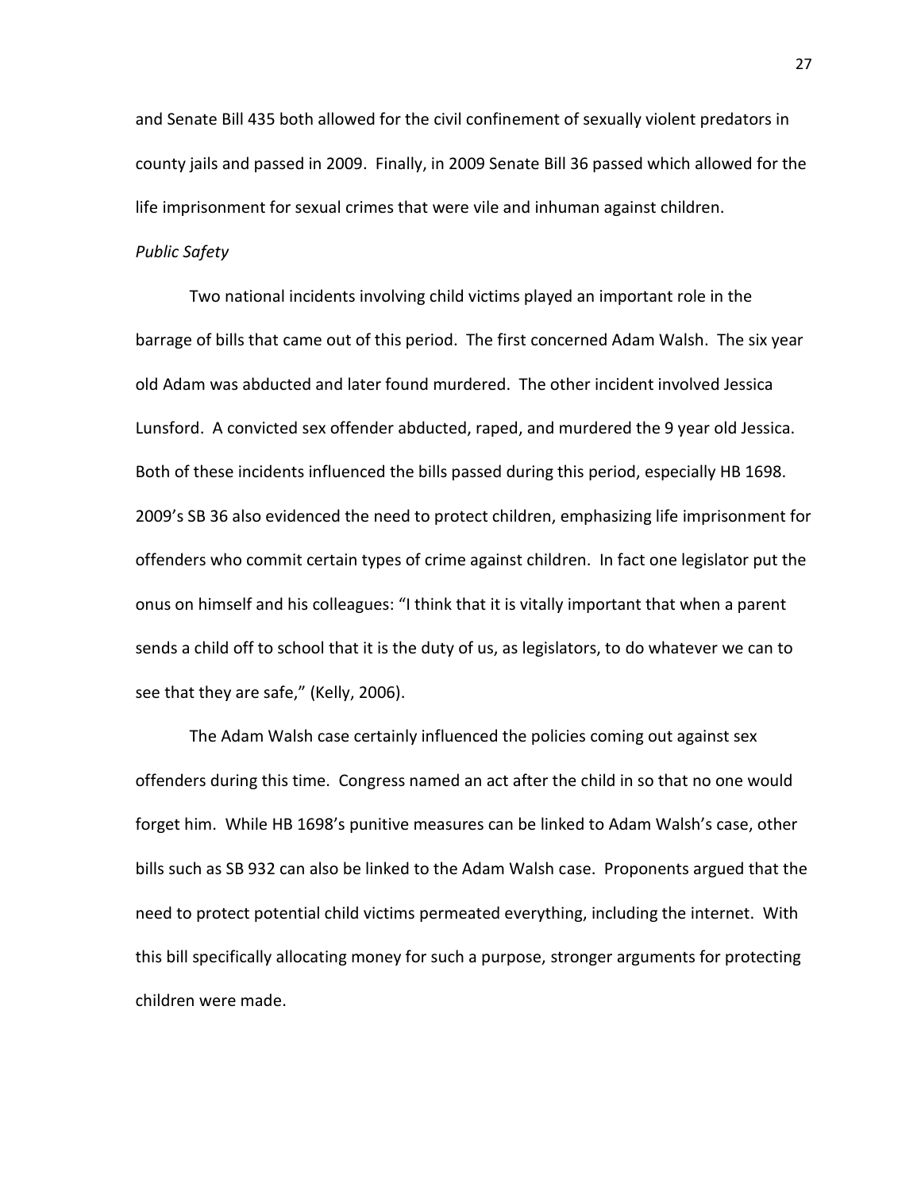and Senate Bill 435 both allowed for the civil confinement of sexually violent predators in county jails and passed in 2009. Finally, in 2009 Senate Bill 36 passed which allowed for the life imprisonment for sexual crimes that were vile and inhuman against children.

*Public Safety*

Two national incidents involving child victims played an important role in the barrage of bills that came out of this period. The first concerned Adam Walsh. The six year old Adam was abducted and later found murdered. The other incident involved Jessica Lunsford. A convicted sex offender abducted, raped, and murdered the 9 year old Jessica. Both of these incidents influenced the bills passed during this period, especially HB 1698. 2009's SB 36 also evidenced the need to protect children, emphasizing life imprisonment for offenders who commit certain types of crime against children. In fact one legislator put the onus on himself and his colleagues: "I think that it is vitally important that when a parent sends a child off to school that it is the duty of us, as legislators, to do whatever we can to see that they are safe," (Kelly, 2006).

The Adam Walsh case certainly influenced the policies coming out against sex offenders during this time. Congress named an act after the child in so that no one would forget him. While HB 1698's punitive measures can be linked to Adam Walsh's case, other bills such as SB 932 can also be linked to the Adam Walsh case. Proponents argued that the need to protect potential child victims permeated everything, including the internet. With this bill specifically allocating money for such a purpose, stronger arguments for protecting children were made.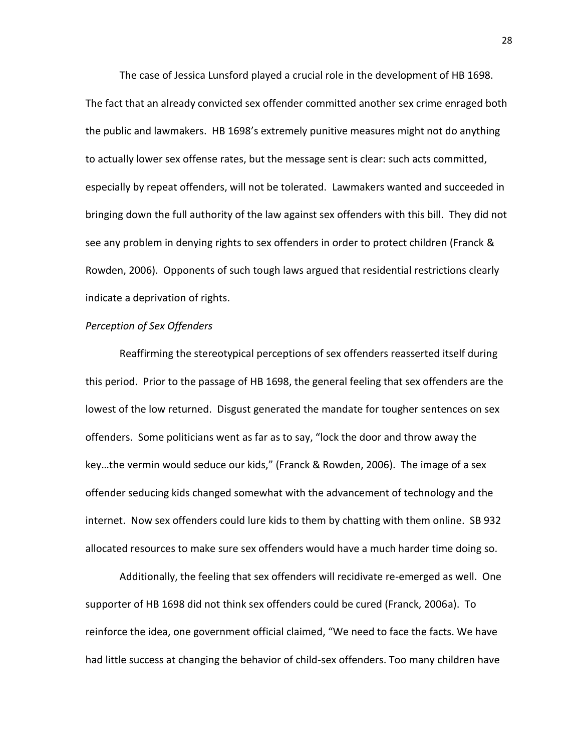The case of Jessica Lunsford played a crucial role in the development of HB 1698. The fact that an already convicted sex offender committed another sex crime enraged both the public and lawmakers. HB 1698's extremely punitive measures might not do anything to actually lower sex offense rates, but the message sent is clear: such acts committed, especially by repeat offenders, will not be tolerated. Lawmakers wanted and succeeded in bringing down the full authority of the law against sex offenders with this bill. They did not see any problem in denying rights to sex offenders in order to protect children (Franck & Rowden, 2006). Opponents of such tough laws argued that residential restrictions clearly indicate a deprivation of rights.

*Perception of Sex Offenders*

Reaffirming the stereotypical perceptions of sex offenders reasserted itself during this period. Prior to the passage of HB 1698, the general feeling that sex offenders are the lowest of the low returned. Disgust generated the mandate for tougher sentences on sex offenders. Some politicians went as far as to say, "lock the door and throw away the key…the vermin would seduce our kids," (Franck & Rowden, 2006). The image of a sex offender seducing kids changed somewhat with the advancement of technology and the internet. Now sex offenders could lure kids to them by chatting with them online. SB 932 allocated resources to make sure sex offenders would have a much harder time doing so.

Additionally, the feeling that sex offenders will recidivate re-emerged as well. One supporter of HB 1698 did not think sex offenders could be cured (Franck, 2006a). To reinforce the idea, one government official claimed, "We need to face the facts. We have had little success at changing the behavior of child-sex offenders. Too many children have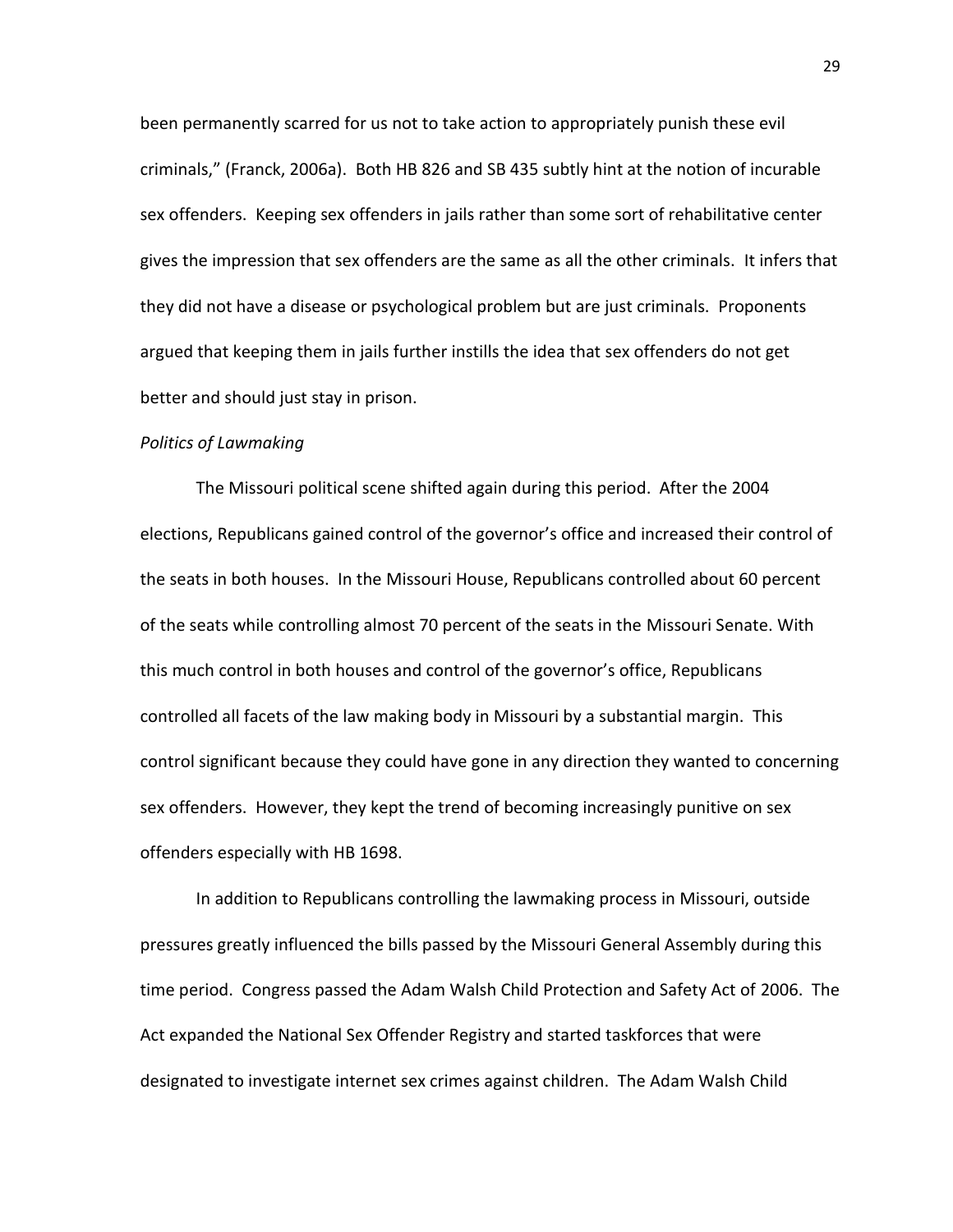been permanently scarred for us not to take action to appropriately punish these evil criminals," (Franck, 2006a). Both HB 826 and SB 435 subtly hint at the notion of incurable sex offenders. Keeping sex offenders in jails rather than some sort of rehabilitative center gives the impression that sex offenders are the same as all the other criminals. It infers that they did not have a disease or psychological problem but are just criminals. Proponents argued that keeping them in jails further instills the idea that sex offenders do not get better and should just stay in prison.

*Politics of Lawmaking*

The Missouri political scene shifted again during this period. After the 2004 elections, Republicans gained control of the governor's office and increased their control of the seats in both houses. In the Missouri House, Republicans controlled about 60 percent of the seats while controlling almost 70 percent of the seats in the Missouri Senate. With this much control in both houses and control of the governor's office, Republicans controlled all facets of the law making body in Missouri by a substantial margin. This control significant because they could have gone in any direction they wanted to concerning sex offenders. However, they kept the trend of becoming increasingly punitive on sex offenders especially with HB 1698.

In addition to Republicans controlling the lawmaking process in Missouri, outside pressures greatly influenced the bills passed by the Missouri General Assembly during this time period. Congress passed the Adam Walsh Child Protection and Safety Act of 2006. The Act expanded the National Sex Offender Registry and started taskforces that were designated to investigate internet sex crimes against children. The Adam Walsh Child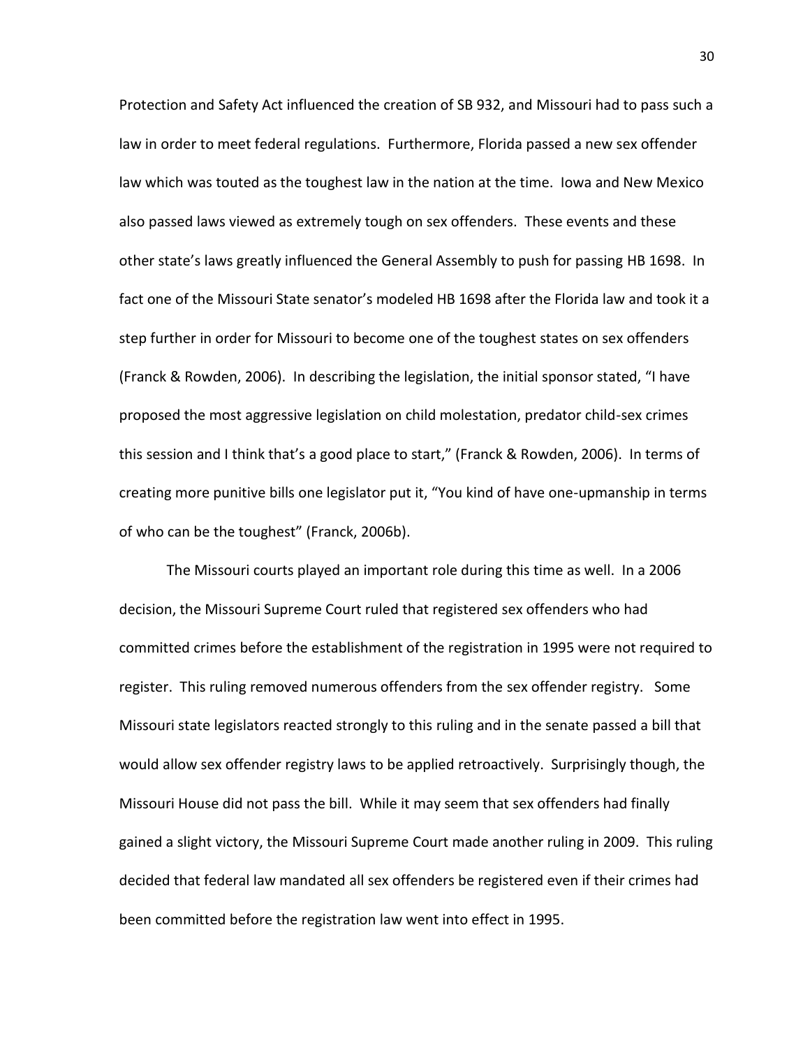Protection and Safety Act influenced the creation of SB 932, and Missouri had to pass such a law in order to meet federal regulations. Furthermore, Florida passed a new sex offender law which was touted as the toughest law in the nation at the time. Iowa and New Mexico also passed laws viewed as extremely tough on sex offenders. These events and these other state's laws greatly influenced the General Assembly to push for passing HB 1698. In fact one of the Missouri State senator's modeled HB 1698 after the Florida law and took it a step further in order for Missouri to become one of the toughest states on sex offenders (Franck & Rowden, 2006). In describing the legislation, the initial sponsor stated, "I have proposed the most aggressive legislation on child molestation, predator child-sex crimes this session and I think that's a good place to start," (Franck & Rowden, 2006). In terms of creating more punitive bills one legislator put it, "You kind of have one-upmanship in terms of who can be the toughest" (Franck, 2006b).

The Missouri courts played an important role during this time as well. In a 2006 decision, the Missouri Supreme Court ruled that registered sex offenders who had committed crimes before the establishment of the registration in 1995 were not required to register. This ruling removed numerous offenders from the sex offender registry. Some Missouri state legislators reacted strongly to this ruling and in the senate passed a bill that would allow sex offender registry laws to be applied retroactively. Surprisingly though, the Missouri House did not pass the bill. While it may seem that sex offenders had finally gained a slight victory, the Missouri Supreme Court made another ruling in 2009. This ruling decided that federal law mandated all sex offenders be registered even if their crimes had been committed before the registration law went into effect in 1995.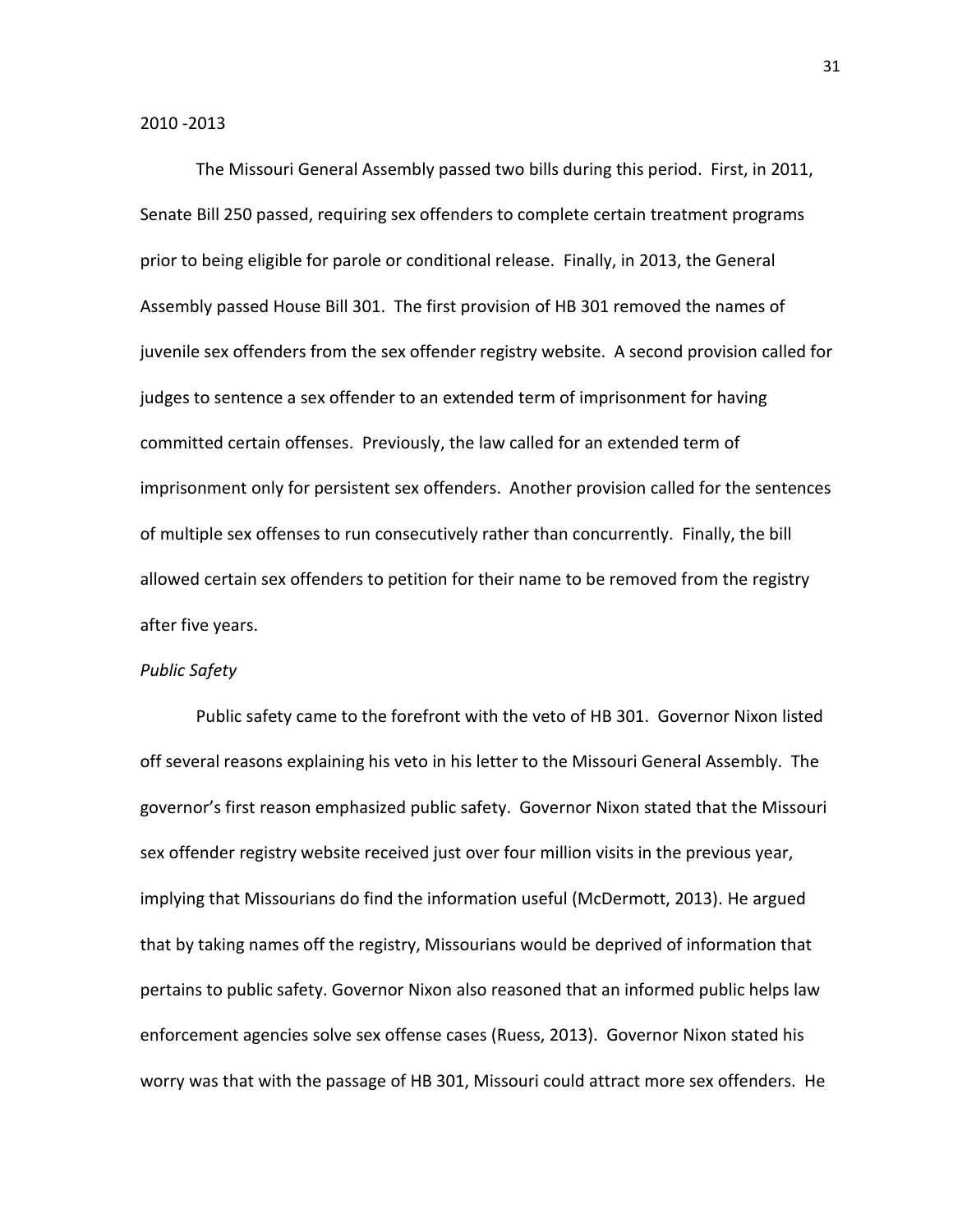2010 -2013

The Missouri General Assembly passed two bills during this period. First, in 2011, Senate Bill 250 passed, requiring sex offenders to complete certain treatment programs prior to being eligible for parole or conditional release. Finally, in 2013, the General Assembly passed House Bill 301. The first provision of HB 301 removed the names of juvenile sex offenders from the sex offender registry website. A second provision called for judges to sentence a sex offender to an extended term of imprisonment for having committed certain offenses. Previously, the law called for an extended term of imprisonment only for persistent sex offenders. Another provision called for the sentences of multiple sex offenses to run consecutively rather than concurrently. Finally, the bill allowed certain sex offenders to petition for their name to be removed from the registry after five years.

*Public Safety*

Public safety came to the forefront with the veto of HB 301. Governor Nixon listed off several reasons explaining his veto in his letter to the Missouri General Assembly. The governor's first reason emphasized public safety. Governor Nixon stated that the Missouri sex offender registry website received just over four million visits in the previous year, implying that Missourians do find the information useful (McDermott, 2013). He argued that by taking names off the registry, Missourians would be deprived of information that pertains to public safety. Governor Nixon also reasoned that an informed public helps law enforcement agencies solve sex offense cases (Ruess, 2013). Governor Nixon stated his worry was that with the passage of HB 301, Missouri could attract more sex offenders. He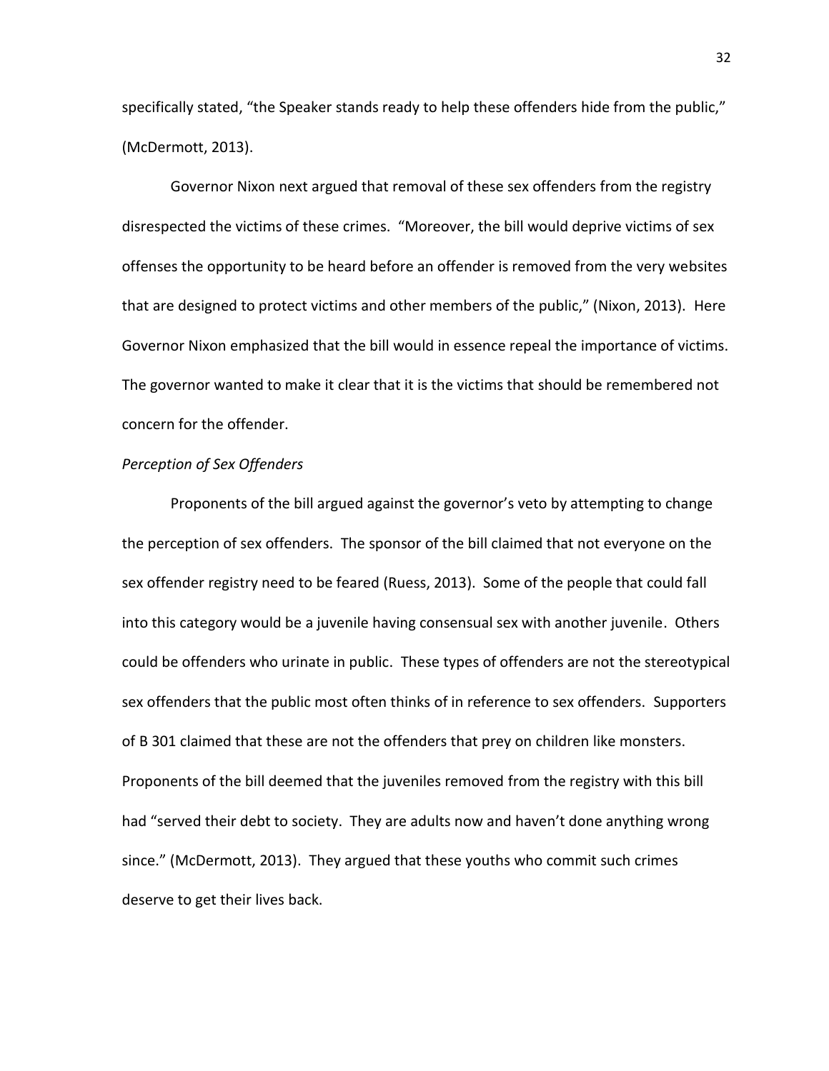specifically stated, "the Speaker stands ready to help these offenders hide from the public," (McDermott, 2013).

Governor Nixon next argued that removal of these sex offenders from the registry disrespected the victims of these crimes. "Moreover, the bill would deprive victims of sex offenses the opportunity to be heard before an offender is removed from the very websites that are designed to protect victims and other members of the public," (Nixon, 2013). Here Governor Nixon emphasized that the bill would in essence repeal the importance of victims. The governor wanted to make it clear that it is the victims that should be remembered not concern for the offender.

*Perception of Sex Offenders*

Proponents of the bill argued against the governor's veto by attempting to change the perception of sex offenders. The sponsor of the bill claimed that not everyone on the sex offender registry need to be feared (Ruess, 2013). Some of the people that could fall into this category would be a juvenile having consensual sex with another juvenile. Others could be offenders who urinate in public. These types of offenders are not the stereotypical sex offenders that the public most often thinks of in reference to sex offenders. Supporters of B 301 claimed that these are not the offenders that prey on children like monsters. Proponents of the bill deemed that the juveniles removed from the registry with this bill had "served their debt to society. They are adults now and haven't done anything wrong since." (McDermott, 2013). They argued that these youths who commit such crimes deserve to get their lives back.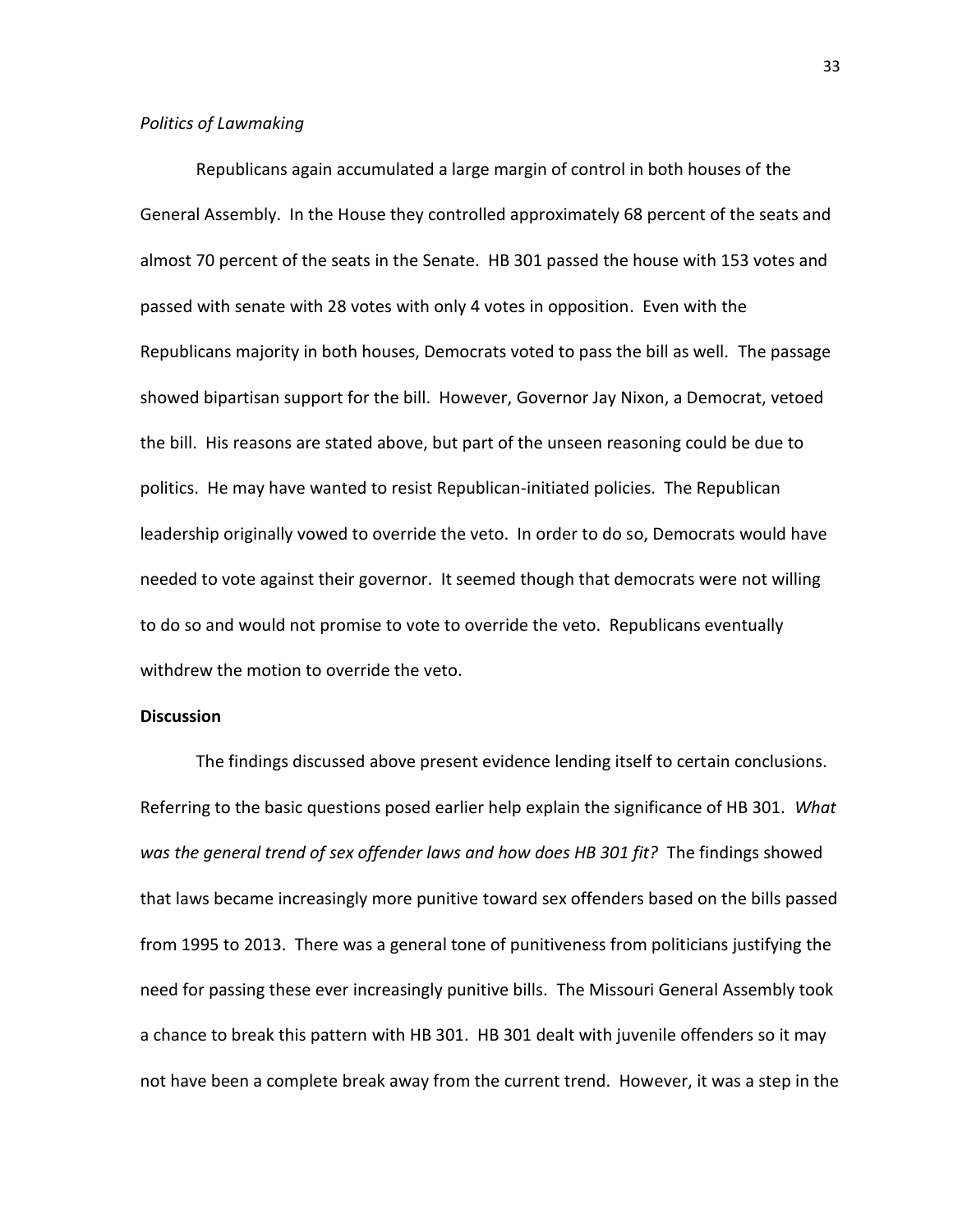*Politics of Lawmaking*

Republicans again accumulated a large margin of control in both houses of the General Assembly. In the House they controlled approximately 68 percent of the seats and almost 70 percent of the seats in the Senate. HB 301 passed the house with 153 votes and passed with senate with 28 votes with only 4 votes in opposition. Even with the Republicans majority in both houses, Democrats voted to pass the bill as well. The passage showed bipartisan support for the bill. However, Governor Jay Nixon, a Democrat, vetoed the bill. His reasons are stated above, but part of the unseen reasoning could be due to politics. He may have wanted to resist Republican-initiated policies. The Republican leadership originally vowed to override the veto. In order to do so, Democrats would have needed to vote against their governor. It seemed though that democrats were not willing to do so and would not promise to vote to override the veto. Republicans eventually withdrew the motion to override the veto.

**Discussion**

The findings discussed above present evidence lending itself to certain conclusions. Referring to the basic questions posed earlier help explain the significance of HB 301. *What was the general trend of sex offender laws and how does HB 301 fit?* The findings showed that laws became increasingly more punitive toward sex offenders based on the bills passed from 1995 to 2013. There was a general tone of punitiveness from politicians justifying the need for passing these ever increasingly punitive bills. The Missouri General Assembly took a chance to break this pattern with HB 301. HB 301 dealt with juvenile offenders so it may not have been a complete break away from the current trend. However, it was a step in the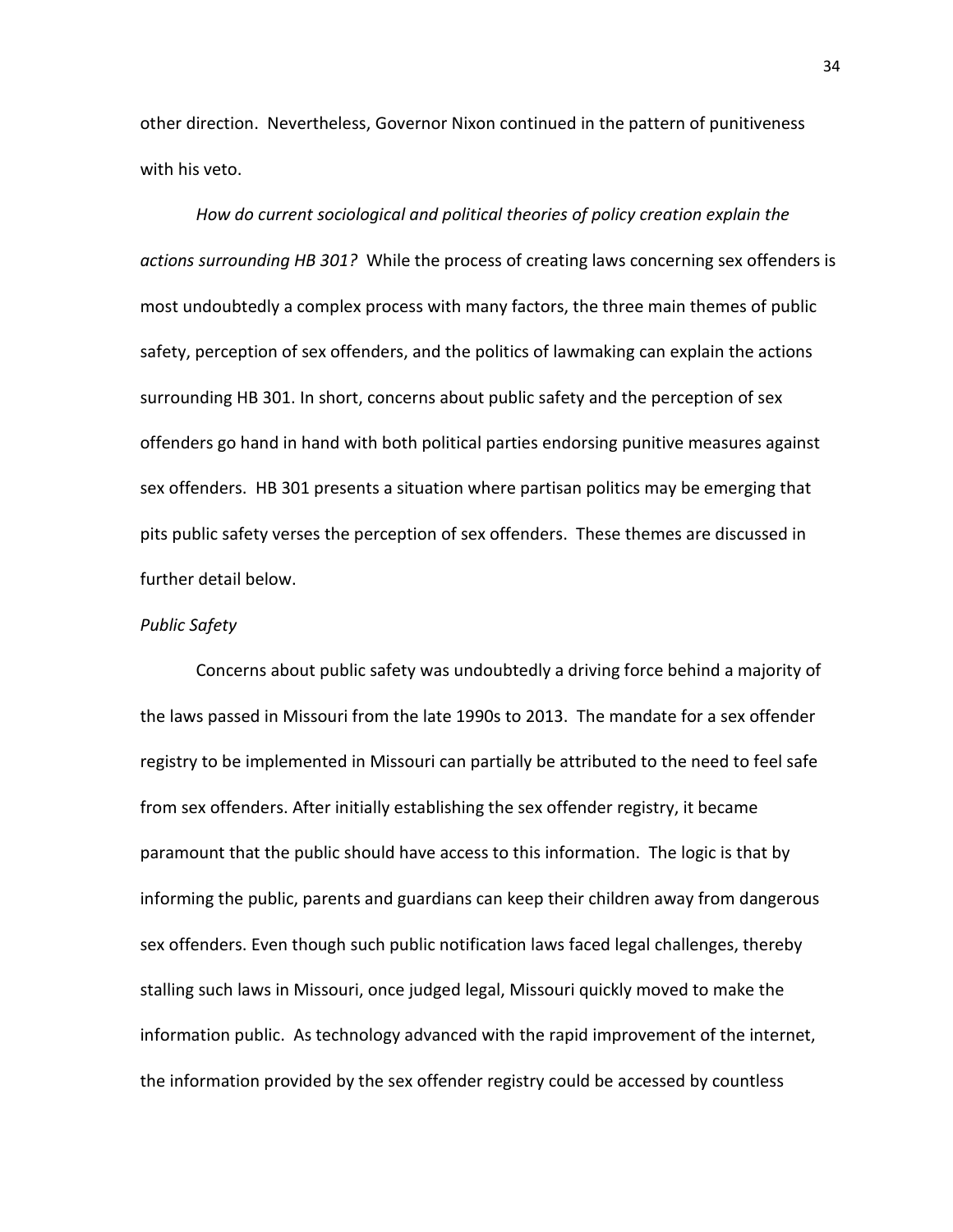other direction. Nevertheless, Governor Nixon continued in the pattern of punitiveness with his veto.

*How do current sociological and political theories of policy creation explain the actions surrounding HB 301?* While the process of creating laws concerning sex offenders is most undoubtedly a complex process with many factors, the three main themes of public safety, perception of sex offenders, and the politics of lawmaking can explain the actions surrounding HB 301. In short, concerns about public safety and the perception of sex offenders go hand in hand with both political parties endorsing punitive measures against sex offenders. HB 301 presents a situation where partisan politics may be emerging that pits public safety verses the perception of sex offenders. These themes are discussed in further detail below.

*Public Safety*

Concerns about public safety was undoubtedly a driving force behind a majority of the laws passed in Missouri from the late 1990s to 2013. The mandate for a sex offender registry to be implemented in Missouri can partially be attributed to the need to feel safe from sex offenders. After initially establishing the sex offender registry, it became paramount that the public should have access to this information. The logic is that by informing the public, parents and guardians can keep their children away from dangerous sex offenders. Even though such public notification laws faced legal challenges, thereby stalling such laws in Missouri, once judged legal, Missouri quickly moved to make the information public. As technology advanced with the rapid improvement of the internet, the information provided by the sex offender registry could be accessed by countless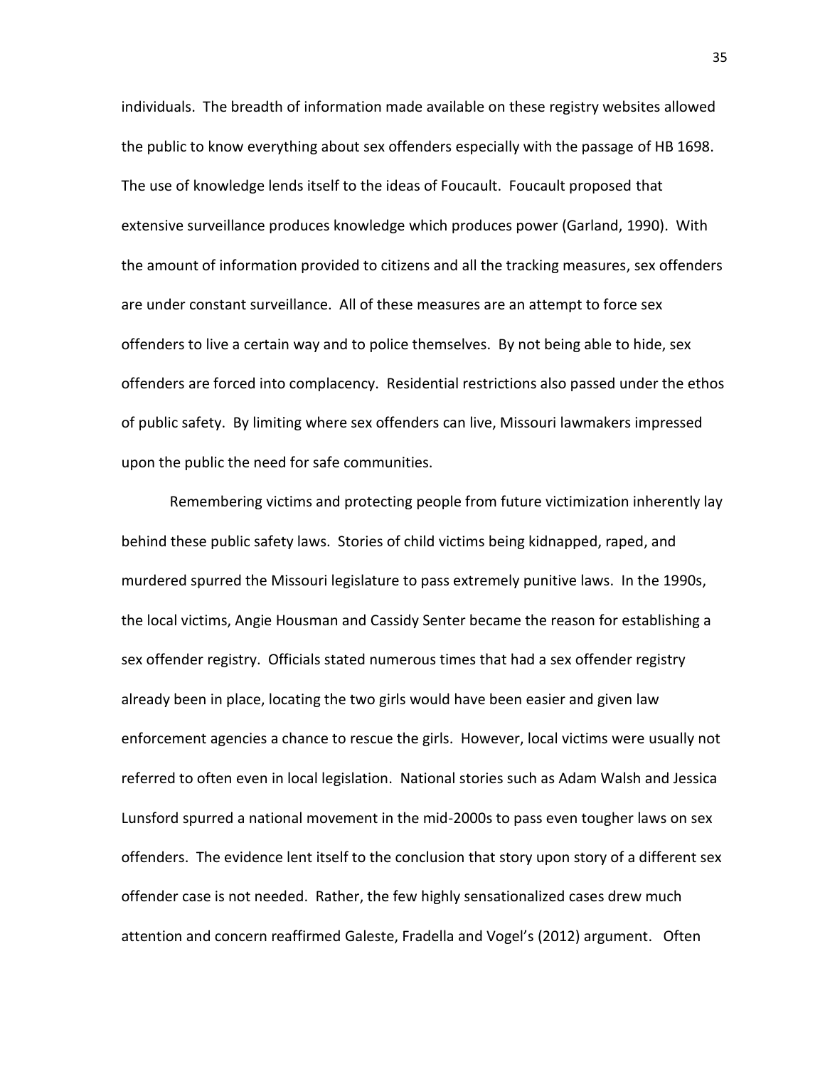individuals. The breadth of information made available on these registry websites allowed the public to know everything about sex offenders especially with the passage of HB 1698. The use of knowledge lends itself to the ideas of Foucault. Foucault proposed that extensive surveillance produces knowledge which produces power (Garland, 1990). With the amount of information provided to citizens and all the tracking measures, sex offenders are under constant surveillance. All of these measures are an attempt to force sex offenders to live a certain way and to police themselves. By not being able to hide, sex offenders are forced into complacency. Residential restrictions also passed under the ethos of public safety. By limiting where sex offenders can live, Missouri lawmakers impressed upon the public the need for safe communities.

Remembering victims and protecting people from future victimization inherently lay behind these public safety laws. Stories of child victims being kidnapped, raped, and murdered spurred the Missouri legislature to pass extremely punitive laws. In the 1990s, the local victims, Angie Housman and Cassidy Senter became the reason for establishing a sex offender registry. Officials stated numerous times that had a sex offender registry already been in place, locating the two girls would have been easier and given law enforcement agencies a chance to rescue the girls. However, local victims were usually not referred to often even in local legislation. National stories such as Adam Walsh and Jessica Lunsford spurred a national movement in the mid-2000s to pass even tougher laws on sex offenders. The evidence lent itself to the conclusion that story upon story of a different sex offender case is not needed. Rather, the few highly sensationalized cases drew much attention and concern reaffirmed Galeste, Fradella and Vogel's (2012) argument. Often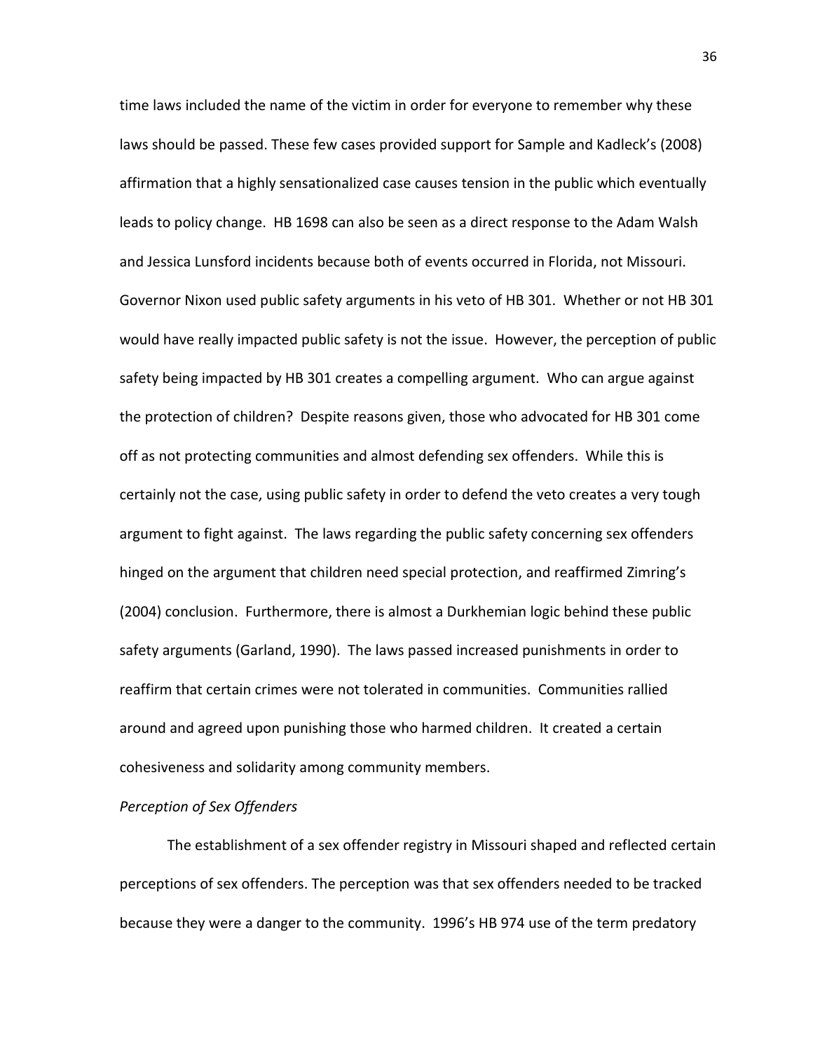time laws included the name of the victim in order for everyone to remember why these laws should be passed. These few cases provided support for Sample and Kadleck's (2008) affirmation that a highly sensationalized case causes tension in the public which eventually leads to policy change. HB 1698 can also be seen as a direct response to the Adam Walsh and Jessica Lunsford incidents because both of events occurred in Florida, not Missouri. Governor Nixon used public safety arguments in his veto of HB 301. Whether or not HB 301 would have really impacted public safety is not the issue. However, the perception of public safety being impacted by HB 301 creates a compelling argument. Who can argue against the protection of children? Despite reasons given, those who advocated for HB 301 come off as not protecting communities and almost defending sex offenders. While this is certainly not the case, using public safety in order to defend the veto creates a very tough argument to fight against. The laws regarding the public safety concerning sex offenders hinged on the argument that children need special protection, and reaffirmed Zimring's (2004) conclusion. Furthermore, there is almost a Durkhemian logic behind these public safety arguments (Garland, 1990). The laws passed increased punishments in order to reaffirm that certain crimes were not tolerated in communities. Communities rallied around and agreed upon punishing those who harmed children. It created a certain cohesiveness and solidarity among community members.

*Perception of Sex Offenders*

The establishment of a sex offender registry in Missouri shaped and reflected certain perceptions of sex offenders. The perception was that sex offenders needed to be tracked because they were a danger to the community. 1996's HB 974 use of the term predatory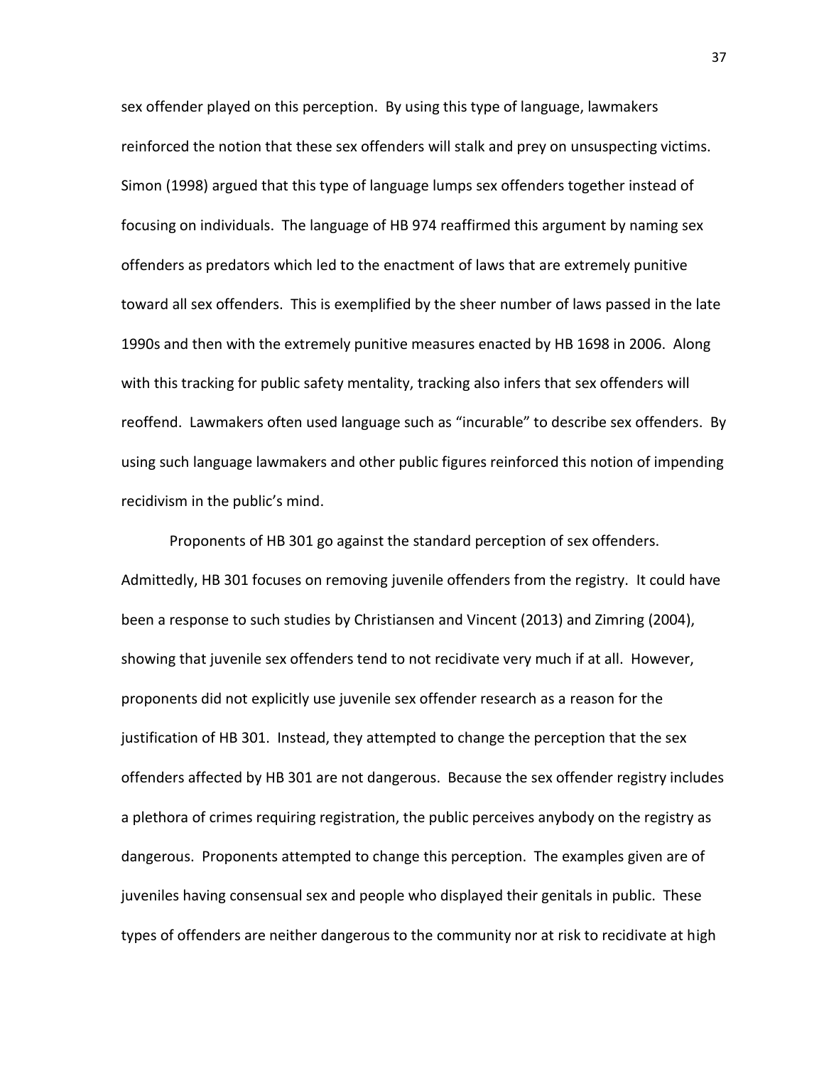sex offender played on this perception. By using this type of language, lawmakers reinforced the notion that these sex offenders will stalk and prey on unsuspecting victims. Simon (1998) argued that this type of language lumps sex offenders together instead of focusing on individuals. The language of HB 974 reaffirmed this argument by naming sex offenders as predators which led to the enactment of laws that are extremely punitive toward all sex offenders. This is exemplified by the sheer number of laws passed in the late 1990s and then with the extremely punitive measures enacted by HB 1698 in 2006. Along with this tracking for public safety mentality, tracking also infers that sex offenders will reoffend. Lawmakers often used language such as "incurable" to describe sex offenders. By using such language lawmakers and other public figures reinforced this notion of impending recidivism in the public's mind.

Proponents of HB 301 go against the standard perception of sex offenders. Admittedly, HB 301 focuses on removing juvenile offenders from the registry. It could have been a response to such studies by Christiansen and Vincent (2013) and Zimring (2004), showing that juvenile sex offenders tend to not recidivate very much if at all. However, proponents did not explicitly use juvenile sex offender research as a reason for the justification of HB 301. Instead, they attempted to change the perception that the sex offenders affected by HB 301 are not dangerous. Because the sex offender registry includes a plethora of crimes requiring registration, the public perceives anybody on the registry as dangerous. Proponents attempted to change this perception. The examples given are of juveniles having consensual sex and people who displayed their genitals in public. These types of offenders are neither dangerous to the community nor at risk to recidivate at high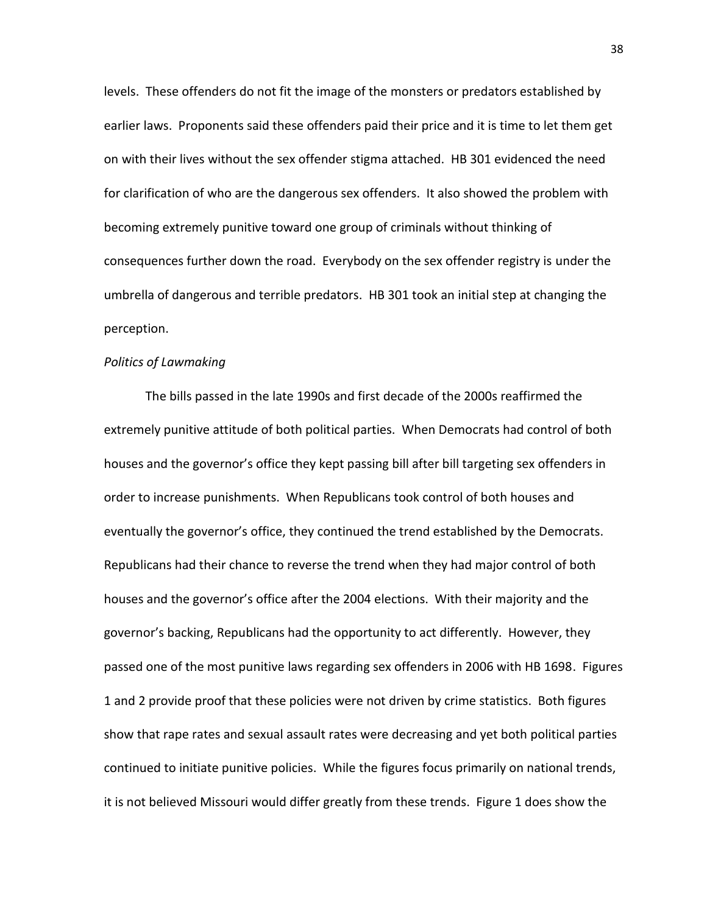levels. These offenders do not fit the image of the monsters or predators established by earlier laws. Proponents said these offenders paid their price and it is time to let them get on with their lives without the sex offender stigma attached. HB 301 evidenced the need for clarification of who are the dangerous sex offenders. It also showed the problem with becoming extremely punitive toward one group of criminals without thinking of consequences further down the road. Everybody on the sex offender registry is under the umbrella of dangerous and terrible predators. HB 301 took an initial step at changing the perception.

*Politics of Lawmaking*

The bills passed in the late 1990s and first decade of the 2000s reaffirmed the extremely punitive attitude of both political parties. When Democrats had control of both houses and the governor's office they kept passing bill after bill targeting sex offenders in order to increase punishments. When Republicans took control of both houses and eventually the governor's office, they continued the trend established by the Democrats. Republicans had their chance to reverse the trend when they had major control of both houses and the governor's office after the 2004 elections. With their majority and the governor's backing, Republicans had the opportunity to act differently. However, they passed one of the most punitive laws regarding sex offenders in 2006 with HB 1698. Figures 1 and 2 provide proof that these policies were not driven by crime statistics. Both figures show that rape rates and sexual assault rates were decreasing and yet both political parties continued to initiate punitive policies. While the figures focus primarily on national trends, it is not believed Missouri would differ greatly from these trends. Figure 1 does show the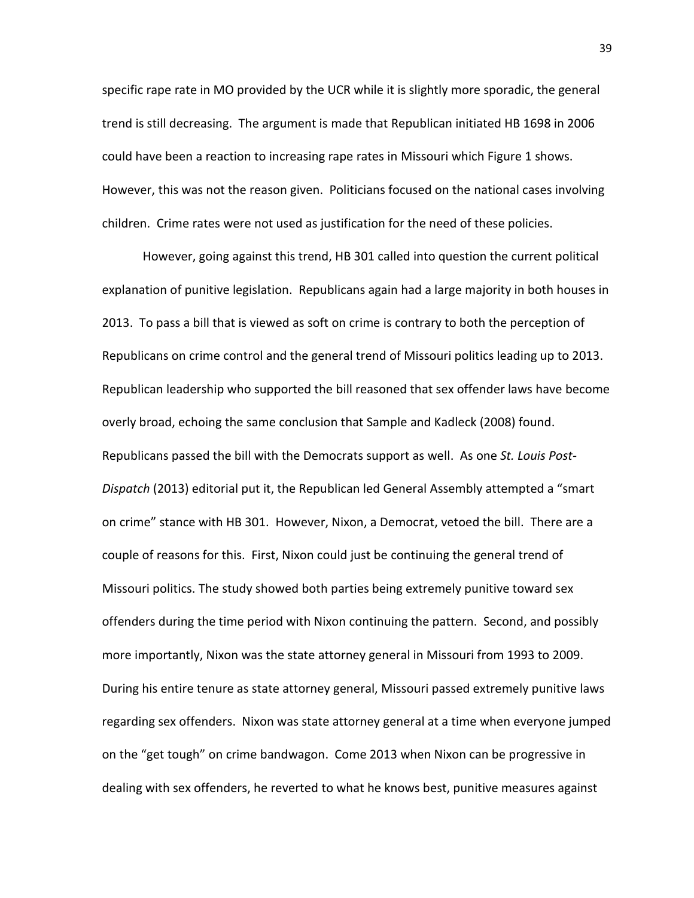specific rape rate in MO provided by the UCR while it is slightly more sporadic, the general trend is still decreasing. The argument is made that Republican initiated HB 1698 in 2006 could have been a reaction to increasing rape rates in Missouri which Figure 1 shows. However, this was not the reason given. Politicians focused on the national cases involving children. Crime rates were not used as justification for the need of these policies.

However, going against this trend, HB 301 called into question the current political explanation of punitive legislation. Republicans again had a large majority in both houses in 2013. To pass a bill that is viewed as soft on crime is contrary to both the perception of Republicans on crime control and the general trend of Missouri politics leading up to 2013. Republican leadership who supported the bill reasoned that sex offender laws have become overly broad, echoing the same conclusion that Sample and Kadleck (2008) found. Republicans passed the bill with the Democrats support as well. As one *St. Louis Post-Dispatch* (2013) editorial put it, the Republican led General Assembly attempted a "smart on crime" stance with HB 301. However, Nixon, a Democrat, vetoed the bill. There are a couple of reasons for this. First, Nixon could just be continuing the general trend of Missouri politics. The study showed both parties being extremely punitive toward sex offenders during the time period with Nixon continuing the pattern. Second, and possibly more importantly, Nixon was the state attorney general in Missouri from 1993 to 2009. During his entire tenure as state attorney general, Missouri passed extremely punitive laws regarding sex offenders. Nixon was state attorney general at a time when everyone jumped on the "get tough" on crime bandwagon. Come 2013 when Nixon can be progressive in dealing with sex offenders, he reverted to what he knows best, punitive measures against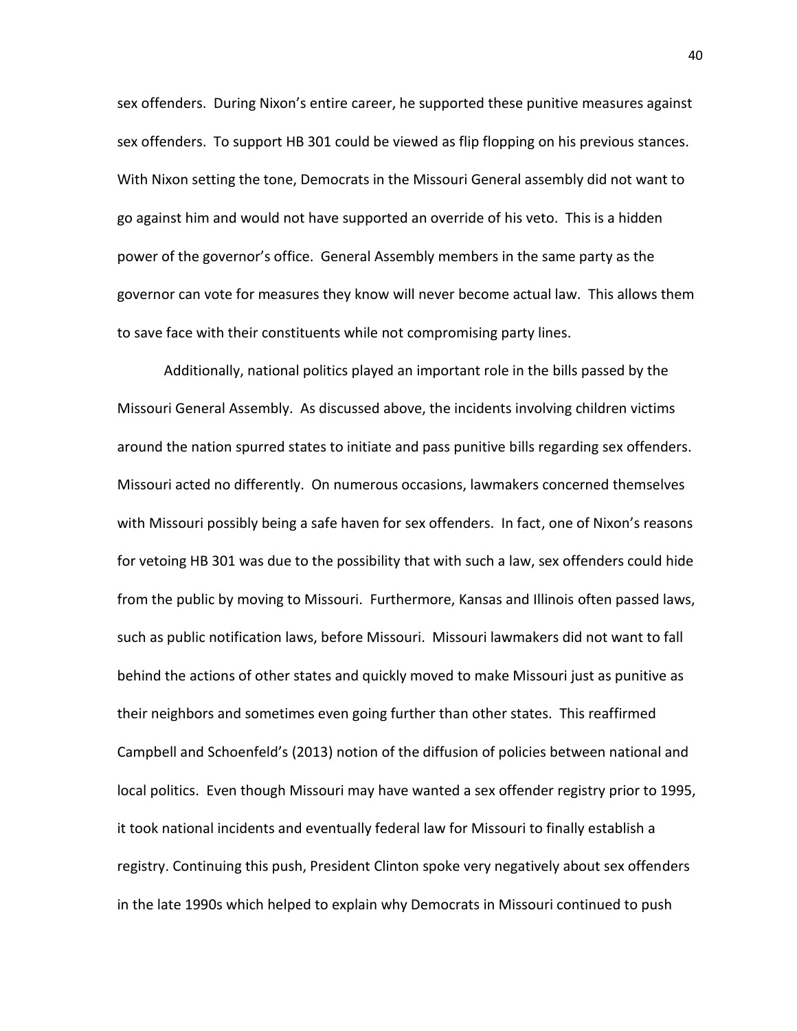sex offenders. During Nixon's entire career, he supported these punitive measures against sex offenders. To support HB 301 could be viewed as flip flopping on his previous stances. With Nixon setting the tone, Democrats in the Missouri General assembly did not want to go against him and would not have supported an override of his veto. This is a hidden power of the governor's office. General Assembly members in the same party as the governor can vote for measures they know will never become actual law. This allows them to save face with their constituents while not compromising party lines.

Additionally, national politics played an important role in the bills passed by the Missouri General Assembly. As discussed above, the incidents involving children victims around the nation spurred states to initiate and pass punitive bills regarding sex offenders. Missouri acted no differently. On numerous occasions, lawmakers concerned themselves with Missouri possibly being a safe haven for sex offenders. In fact, one of Nixon's reasons for vetoing HB 301 was due to the possibility that with such a law, sex offenders could hide from the public by moving to Missouri. Furthermore, Kansas and Illinois often passed laws, such as public notification laws, before Missouri. Missouri lawmakers did not want to fall behind the actions of other states and quickly moved to make Missouri just as punitive as their neighbors and sometimes even going further than other states. This reaffirmed Campbell and Schoenfeld's (2013) notion of the diffusion of policies between national and local politics. Even though Missouri may have wanted a sex offender registry prior to 1995, it took national incidents and eventually federal law for Missouri to finally establish a registry. Continuing this push, President Clinton spoke very negatively about sex offenders in the late 1990s which helped to explain why Democrats in Missouri continued to push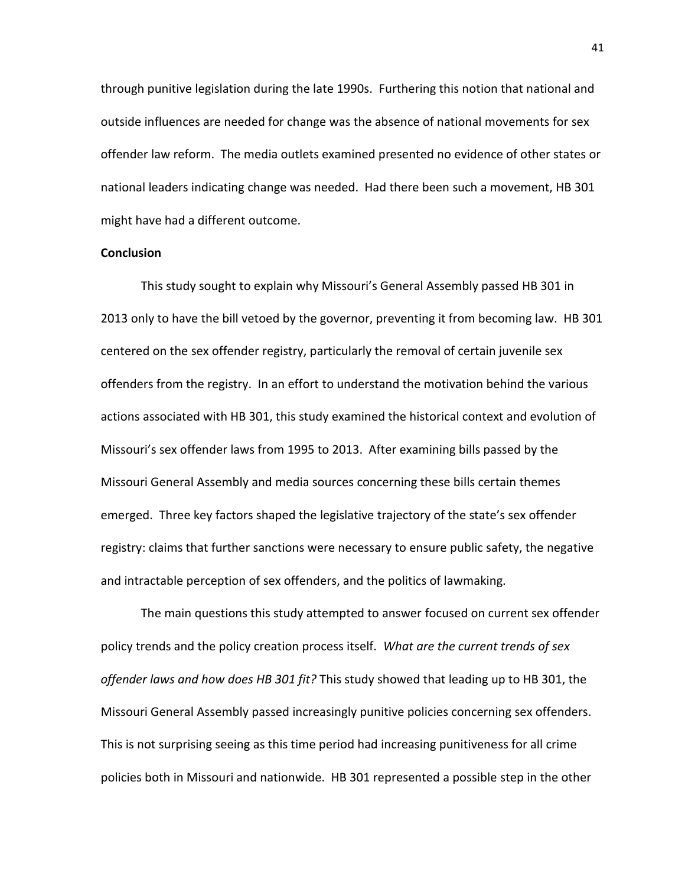through punitive legislation during the late 1990s. Furthering this notion that national and outside influences are needed for change was the absence of national movements for sex offender law reform. The media outlets examined presented no evidence of other states or national leaders indicating change was needed. Had there been such a movement, HB 301 might have had a different outcome.

**Conclusion**

This study sought to explain why Missouri's General Assembly passed HB 301 in 2013 only to have the bill vetoed by the governor, preventing it from becoming law. HB 301 centered on the sex offender registry, particularly the removal of certain juvenile sex offenders from the registry. In an effort to understand the motivation behind the various actions associated with HB 301, this study examined the historical context and evolution of Missouri's sex offender laws from 1995 to 2013. After examining bills passed by the Missouri General Assembly and media sources concerning these bills certain themes emerged. Three key factors shaped the legislative trajectory of the state's sex offender registry: claims that further sanctions were necessary to ensure public safety, the negative and intractable perception of sex offenders, and the politics of lawmaking.

The main questions this study attempted to answer focused on current sex offender policy trends and the policy creation process itself. *What are the current trends of sex offender laws and how does HB 301 fit?* This study showed that leading up to HB 301, the Missouri General Assembly passed increasingly punitive policies concerning sex offenders. This is not surprising seeing as this time period had increasing punitiveness for all crime policies both in Missouri and nationwide. HB 301 represented a possible step in the other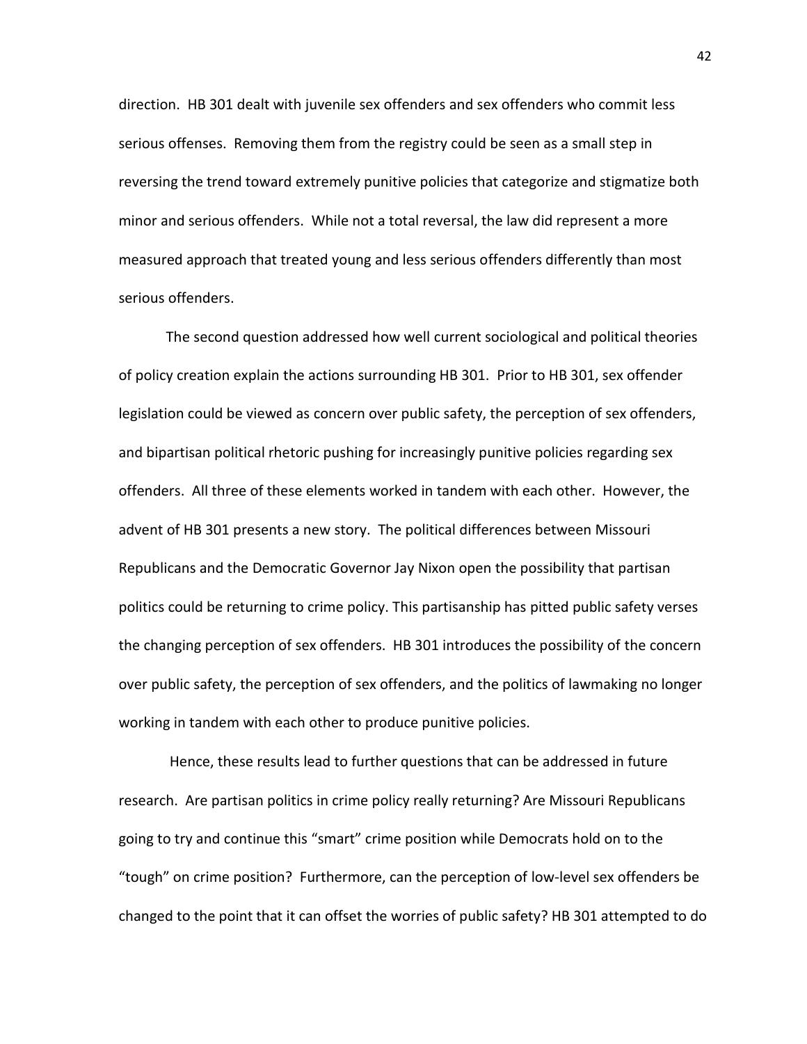direction. HB 301 dealt with juvenile sex offenders and sex offenders who commit less serious offenses. Removing them from the registry could be seen as a small step in reversing the trend toward extremely punitive policies that categorize and stigmatize both minor and serious offenders. While not a total reversal, the law did represent a more measured approach that treated young and less serious offenders differently than most serious offenders.

The second question addressed how well current sociological and political theories of policy creation explain the actions surrounding HB 301. Prior to HB 301, sex offender legislation could be viewed as concern over public safety, the perception of sex offenders, and bipartisan political rhetoric pushing for increasingly punitive policies regarding sex offenders. All three of these elements worked in tandem with each other. However, the advent of HB 301 presents a new story. The political differences between Missouri Republicans and the Democratic Governor Jay Nixon open the possibility that partisan politics could be returning to crime policy. This partisanship has pitted public safety verses the changing perception of sex offenders. HB 301 introduces the possibility of the concern over public safety, the perception of sex offenders, and the politics of lawmaking no longer working in tandem with each other to produce punitive policies.

Hence, these results lead to further questions that can be addressed in future research. Are partisan politics in crime policy really returning? Are Missouri Republicans going to try and continue this "smart" crime position while Democrats hold on to the "tough" on crime position? Furthermore, can the perception of low-level sex offenders be changed to the point that it can offset the worries of public safety? HB 301 attempted to do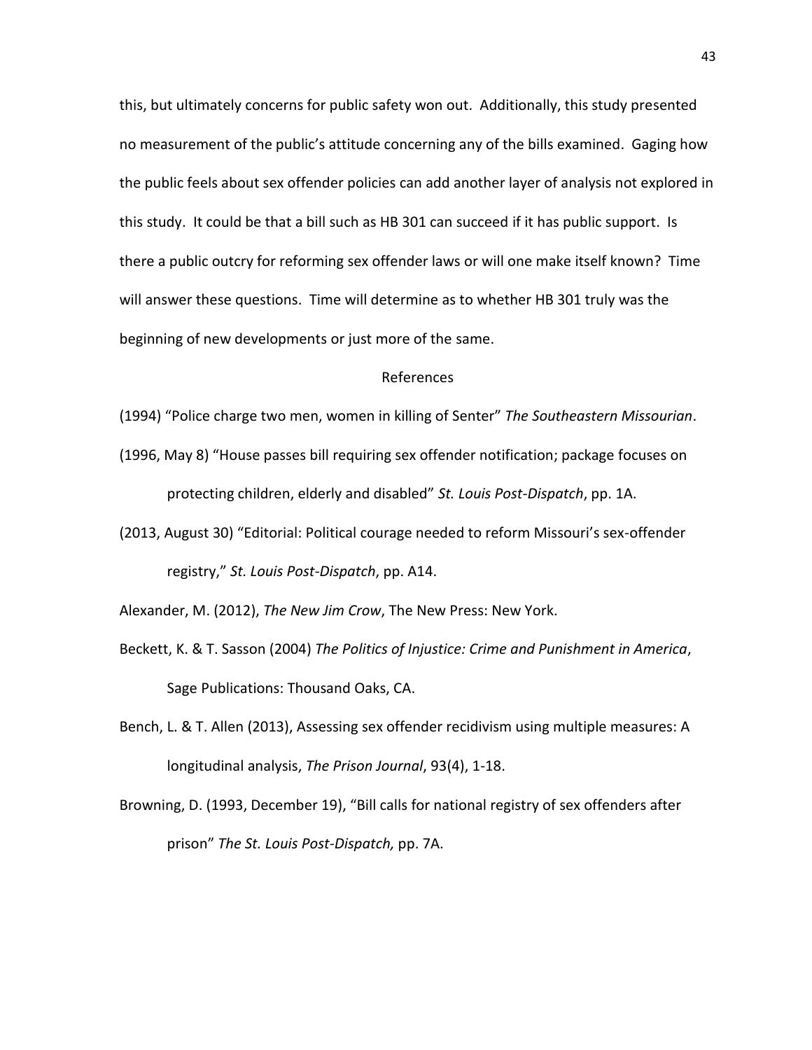this, but ultimately concerns for public safety won out. Additionally, this study presented no measurement of the public's attitude concerning any of the bills examined. Gaging how the public feels about sex offender policies can add another layer of analysis not explored in this study. It could be that a bill such as HB 301 can succeed if it has public support. Is there a public outcry for reforming sex offender laws or will one make itself known? Time will answer these questions. Time will determine as to whether HB 301 truly was the beginning of new developments or just more of the same.

## References

(1994) "Police charge two men, women in killing of Senter" *The Southeastern Missourian*.

(1996, May 8) "House passes bill requiring sex offender notification; package focuses on protecting children, elderly and disabled" *St. Louis Post-Dispatch*, pp. 1A.

(2013, August 30) "Editorial: Political courage needed to reform Missouri's sex-offender registry," *St. Louis Post-Dispatch*, pp. A14.

Alexander, M. (2012), *The New Jim Crow*, The New Press: New York.

Beckett, K. & T. Sasson (2004) *The Politics of Injustice: Crime and Punishment in America*, Sage Publications: Thousand Oaks, CA.

Bench, L. & T. Allen (2013), Assessing sex offender recidivism using multiple measures: A longitudinal analysis, *The Prison Journal*, 93(4), 1-18.

Browning, D. (1993, December 19), "Bill calls for national registry of sex offenders after prison" *The St. Louis Post-Dispatch,* pp. 7A.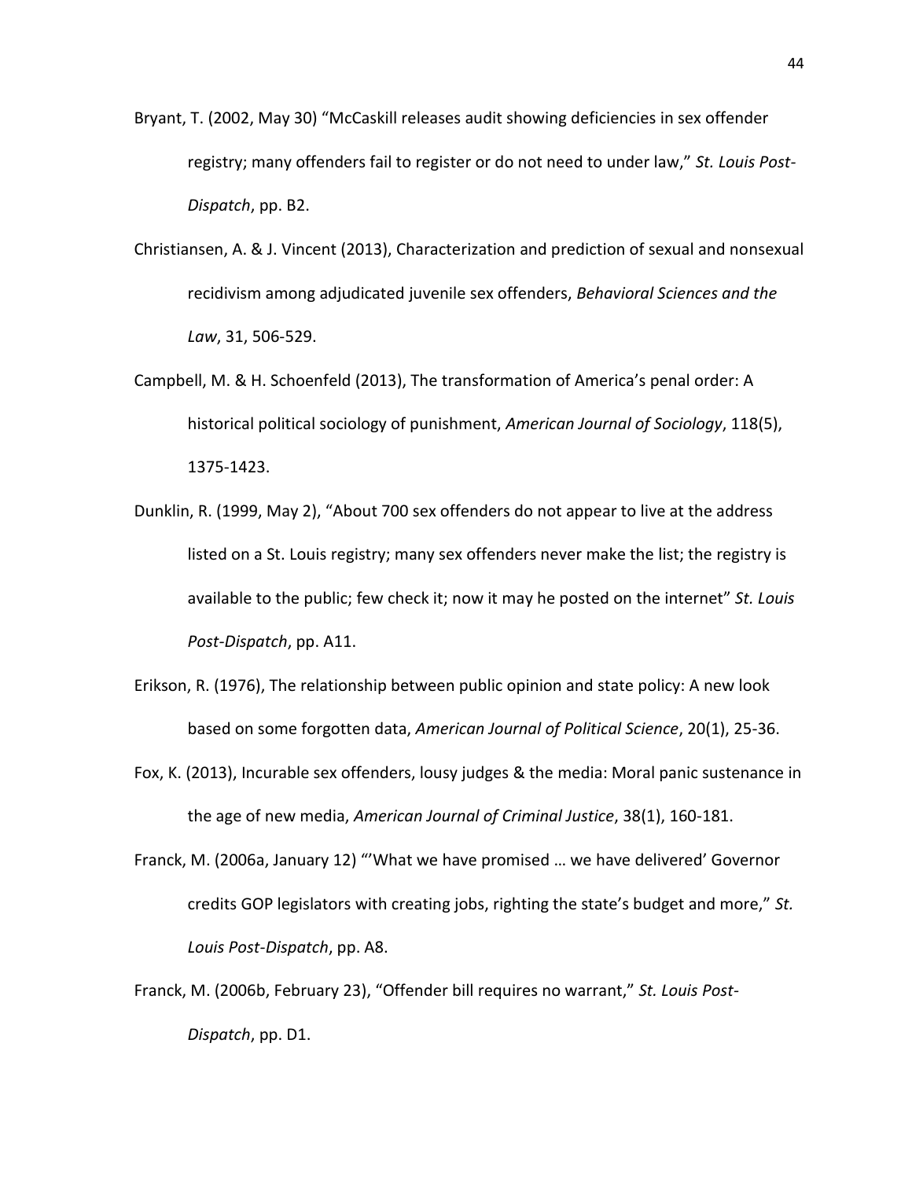Bryant, T. (2002, May 30) "McCaskill releases audit showing deficiencies in sex offender registry; many offenders fail to register or do not need to under law," *St. Louis Post-Dispatch*, pp. B2.

Christiansen, A. & J. Vincent (2013), Characterization and prediction of sexual and nonsexual recidivism among adjudicated juvenile sex offenders, *Behavioral Sciences and the Law*, 31, 506-529.

Campbell, M. & H. Schoenfeld (2013), The transformation of America's penal order: A historical political sociology of punishment, *American Journal of Sociology*, 118(5), 1375-1423.

Dunklin, R. (1999, May 2), "About 700 sex offenders do not appear to live at the address listed on a St. Louis registry; many sex offenders never make the list; the registry is available to the public; few check it; now it may he posted on the internet" *St. Louis Post-Dispatch*, pp. A11.

Erikson, R. (1976), The relationship between public opinion and state policy: A new look based on some forgotten data, *American Journal of Political Science*, 20(1), 25-36.

Fox, K. (2013), Incurable sex offenders, lousy judges & the media: Moral panic sustenance in the age of new media, *American Journal of Criminal Justice*, 38(1), 160-181.

Franck, M. (2006a, January 12) "'What we have promised … we have delivered' Governor credits GOP legislators with creating jobs, righting the state's budget and more," *St. Louis Post-Dispatch*, pp. A8.

Franck, M. (2006b, February 23), "Offender bill requires no warrant," *St. Louis Post-Dispatch*, pp. D1.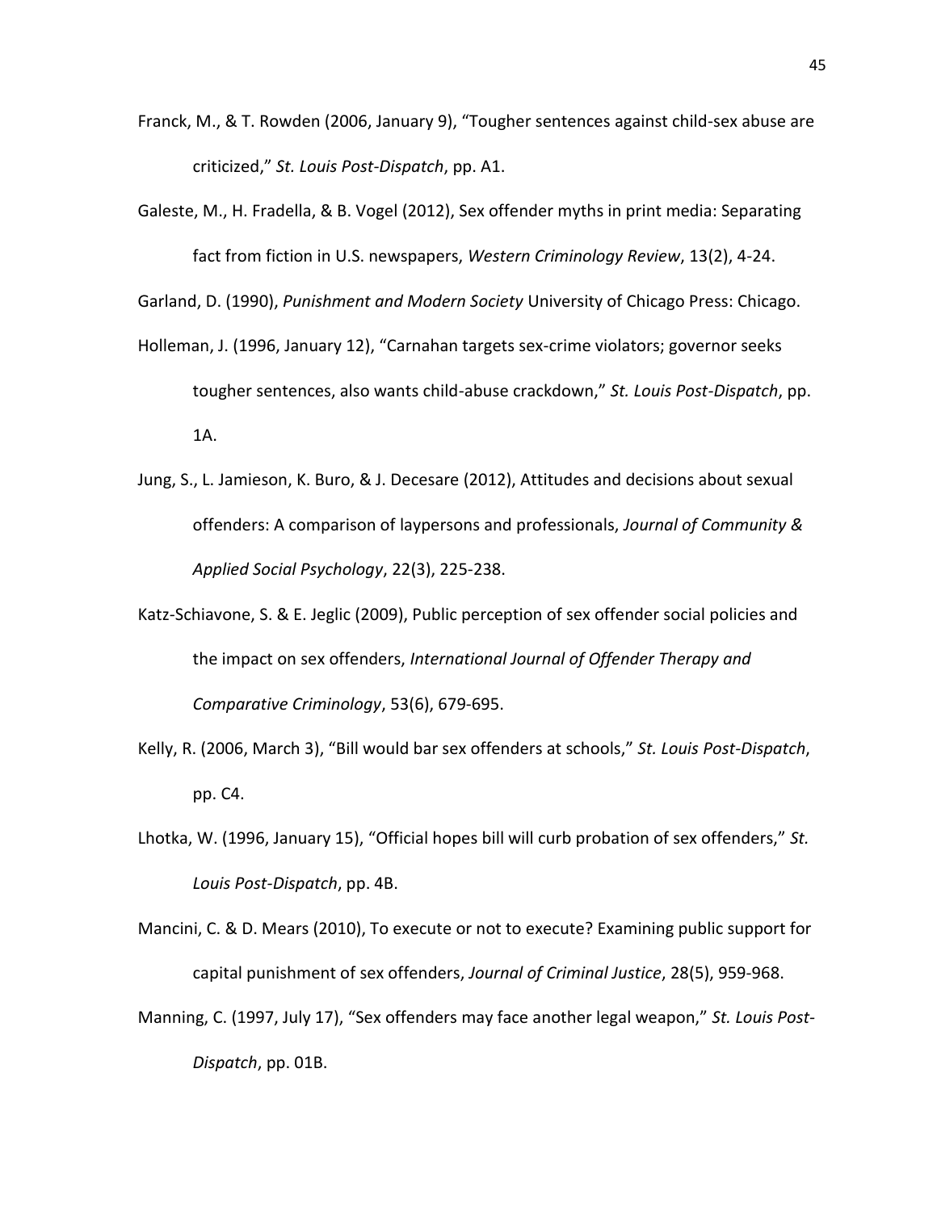Franck, M., & T. Rowden (2006, January 9), “Tougher sentences against child-sex abuse are criticized,” *St. Louis Post-Dispatch*, pp. A1.

Galeste, M., H. Fradella, & B. Vogel (2012), Sex offender myths in print media: Separating fact from fiction in U.S. newspapers, *Western Criminology Review*, 13(2), 4-24.

Garland, D. (1990), *Punishment and Modern Society* University of Chicago Press: Chicago.

Holleman, J. (1996, January 12), “Carnahan targets sex-crime violators; governor seeks tougher sentences, also wants child-abuse crackdown,” *St. Louis Post-Dispatch*, pp. 1A.

Jung, S., L. Jamieson, K. Buro, & J. Decesare (2012), Attitudes and decisions about sexual offenders: A comparison of laypersons and professionals, *Journal of Community & Applied Social Psychology*, 22(3), 225-238.

Katz-Schiavone, S. & E. Jeglic (2009), Public perception of sex offender social policies and the impact on sex offenders, *International Journal of Offender Therapy and Comparative Criminology*, 53(6), 679-695.

Kelly, R. (2006, March 3), “Bill would bar sex offenders at schools,” *St. Louis Post-Dispatch*, pp. C4.

Lhotka, W. (1996, January 15), “Official hopes bill will curb probation of sex offenders,” *St. Louis Post-Dispatch*, pp. 4B.

Mancini, C. & D. Mears (2010), To execute or not to execute? Examining public support for capital punishment of sex offenders, *Journal of Criminal Justice*, 28(5), 959-968.

Manning, C. (1997, July 17), “Sex offenders may face another legal weapon,” *St. Louis Post-Dispatch*, pp. 01B.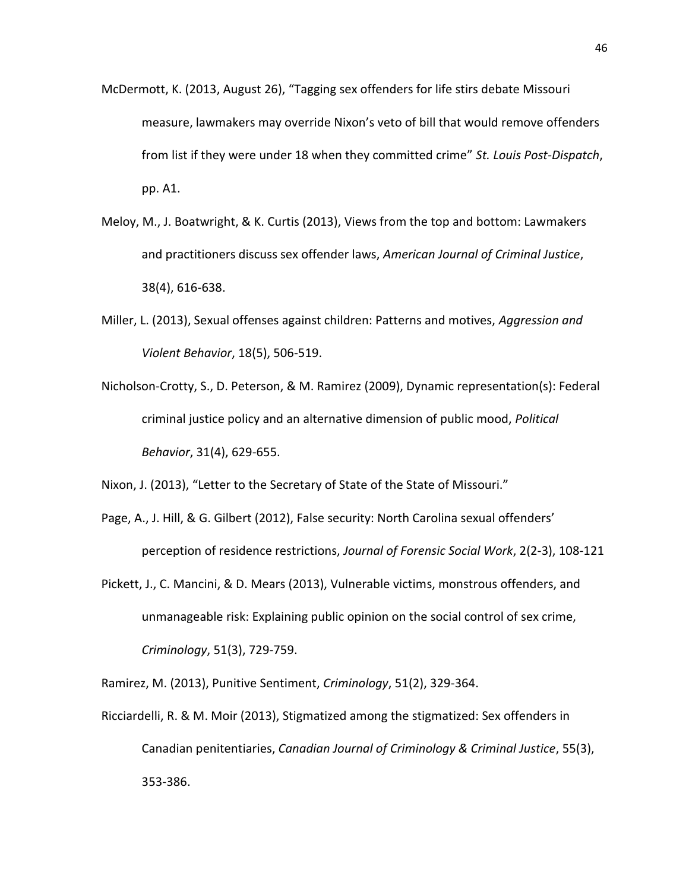McDermott, K. (2013, August 26), "Tagging sex offenders for life stirs debate Missouri measure, lawmakers may override Nixon's veto of bill that would remove offenders from list if they were under 18 when they committed crime" *St. Louis Post-Dispatch*, pp. A1.

Meloy, M., J. Boatwright, & K. Curtis (2013), Views from the top and bottom: Lawmakers and practitioners discuss sex offender laws, *American Journal of Criminal Justice*, 38(4), 616-638.

Miller, L. (2013), Sexual offenses against children: Patterns and motives, *Aggression and Violent Behavior*, 18(5), 506-519.

Nicholson-Crotty, S., D. Peterson, & M. Ramirez (2009), Dynamic representation(s): Federal criminal justice policy and an alternative dimension of public mood, *Political Behavior*, 31(4), 629-655.

Nixon, J. (2013), "Letter to the Secretary of State of the State of Missouri."

Page, A., J. Hill, & G. Gilbert (2012), False security: North Carolina sexual offenders' perception of residence restrictions, *Journal of Forensic Social Work*, 2(2-3), 108-121

Pickett, J., C. Mancini, & D. Mears (2013), Vulnerable victims, monstrous offenders, and unmanageable risk: Explaining public opinion on the social control of sex crime, *Criminology*, 51(3), 729-759.

Ramirez, M. (2013), Punitive Sentiment, *Criminology*, 51(2), 329-364.

Ricciardelli, R. & M. Moir (2013), Stigmatized among the stigmatized: Sex offenders in Canadian penitentiaries, *Canadian Journal of Criminology & Criminal Justice*, 55(3), 353-386.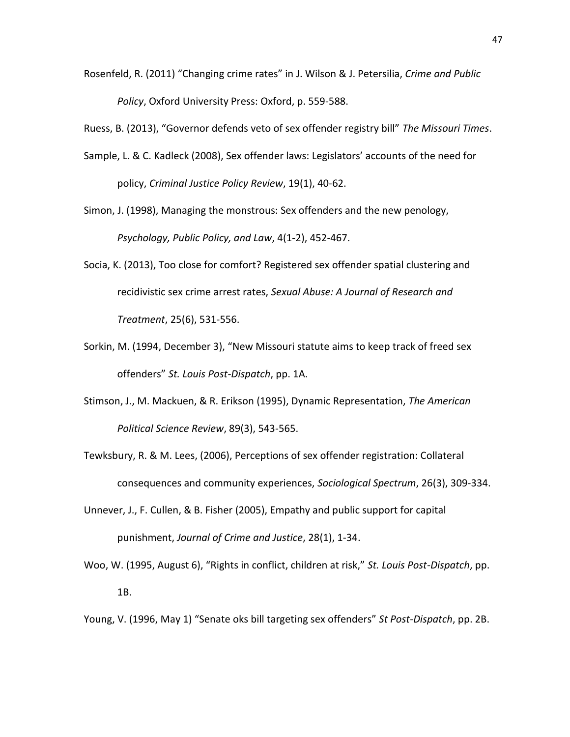Rosenfeld, R. (2011) "Changing crime rates" in J. Wilson & J. Petersilia, *Crime and Public Policy*, Oxford University Press: Oxford, p. 559-588.

Ruess, B. (2013), "Governor defends veto of sex offender registry bill" *The Missouri Times*.

Sample, L. & C. Kadleck (2008), Sex offender laws: Legislators' accounts of the need for policy, *Criminal Justice Policy Review*, 19(1), 40-62.

Simon, J. (1998), Managing the monstrous: Sex offenders and the new penology, *Psychology, Public Policy, and Law*, 4(1-2), 452-467.

Socia, K. (2013), Too close for comfort? Registered sex offender spatial clustering and recidivistic sex crime arrest rates, *Sexual Abuse: A Journal of Research and Treatment*, 25(6), 531-556.

Sorkin, M. (1994, December 3), "New Missouri statute aims to keep track of freed sex offenders" *St. Louis Post-Dispatch*, pp. 1A.

Stimson, J., M. Mackuen, & R. Erikson (1995), Dynamic Representation, *The American Political Science Review*, 89(3), 543-565.

Tewksbury, R. & M. Lees, (2006), Perceptions of sex offender registration: Collateral consequences and community experiences, *Sociological Spectrum*, 26(3), 309-334.

Unnever, J., F. Cullen, & B. Fisher (2005), Empathy and public support for capital punishment, *Journal of Crime and Justice*, 28(1), 1-34.

Woo, W. (1995, August 6), "Rights in conflict, children at risk," *St. Louis Post-Dispatch*, pp. 1B.

Young, V. (1996, May 1) "Senate oks bill targeting sex offenders" *St Post-Dispatch*, pp. 2B.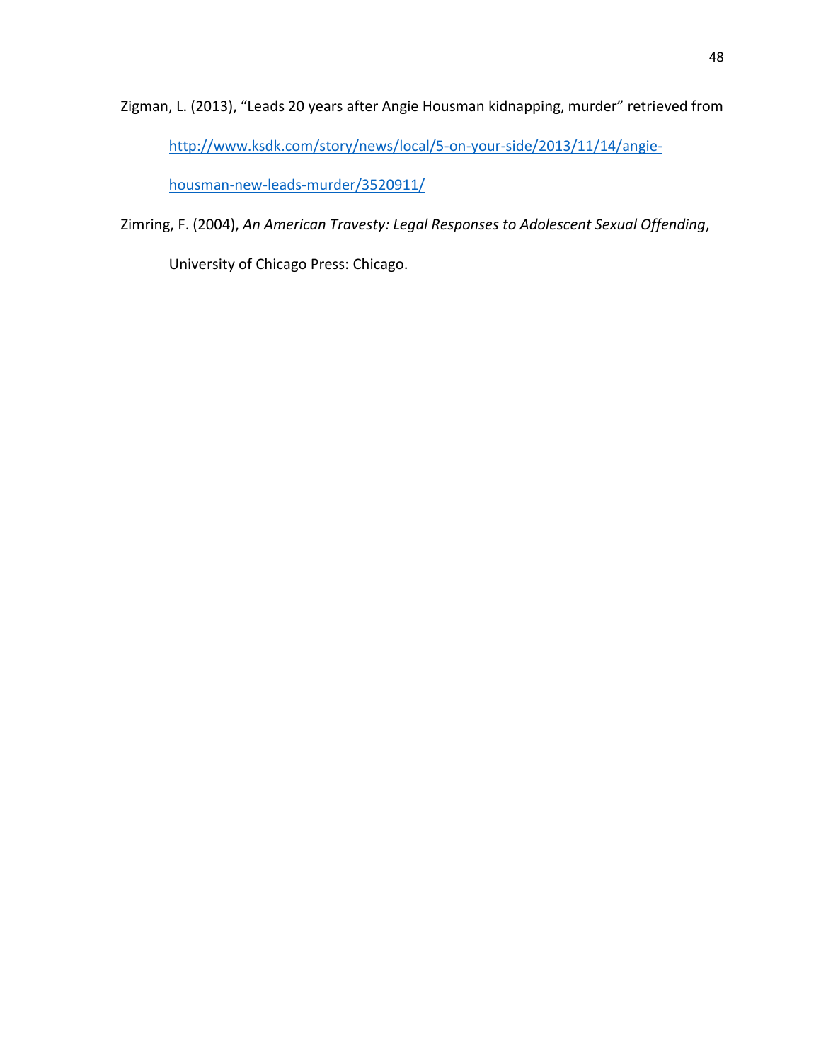Zigman, L. (2013), “Leads 20 years after Angie Housman kidnapping, murder” retrieved from http://www.ksdk.com/story/news/local/5-on-your-side/2013/11/14/angie-housman-new-leads-murder/3520911/

Zimring, F. (2004), *An American Travesty: Legal Responses to Adolescent Sexual Offending*, University of Chicago Press: Chicago.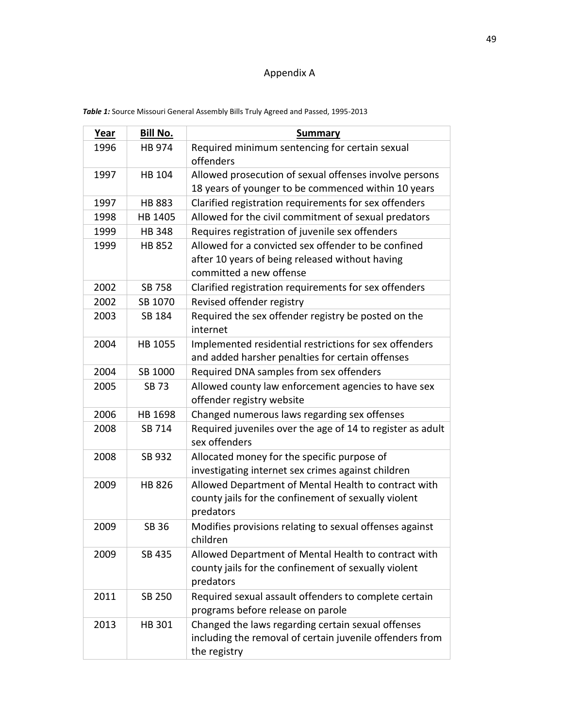# Appendix A

***Table 1:*** Source Missouri General Assembly Bills Truly Agreed and Passed, 1995-2013

| **Year** | **Bill No.** | **Summary** |
|---|---|---|
| 1996 | HB 974 | Required minimum sentencing for certain sexual offenders |
| 1997 | HB 104 | Allowed prosecution of sexual offenses involve persons 18 years of younger to be commenced within 10 years |
| 1997 | HB 883 | Clarified registration requirements for sex offenders |
| 1998 | HB 1405 | Allowed for the civil commitment of sexual predators |
| 1999 | HB 348 | Requires registration of juvenile sex offenders |
| 1999 | HB 852 | Allowed for a convicted sex offender to be confined after 10 years of being released without having committed a new offense |
| 2002 | SB 758 | Clarified registration requirements for sex offenders |
| 2002 | SB 1070 | Revised offender registry |
| 2003 | SB 184 | Required the sex offender registry be posted on the internet |
| 2004 | HB 1055 | Implemented residential restrictions for sex offenders and added harsher penalties for certain offenses |
| 2004 | SB 1000 | Required DNA samples from sex offenders |
| 2005 | SB 73 | Allowed county law enforcement agencies to have sex offender registry website |
| 2006 | HB 1698 | Changed numerous laws regarding sex offenses |
| 2008 | SB 714 | Required juveniles over the age of 14 to register as adult sex offenders |
| 2008 | SB 932 | Allocated money for the specific purpose of investigating internet sex crimes against children |
| 2009 | HB 826 | Allowed Department of Mental Health to contract with county jails for the confinement of sexually violent predators |
| 2009 | SB 36 | Modifies provisions relating to sexual offenses against children |
| 2009 | SB 435 | Allowed Department of Mental Health to contract with county jails for the confinement of sexually violent predators |
| 2011 | SB 250 | Required sexual assault offenders to complete certain programs before release on parole |
| 2013 | HB 301 | Changed the laws regarding certain sexual offenses including the removal of certain juvenile offenders from the registry |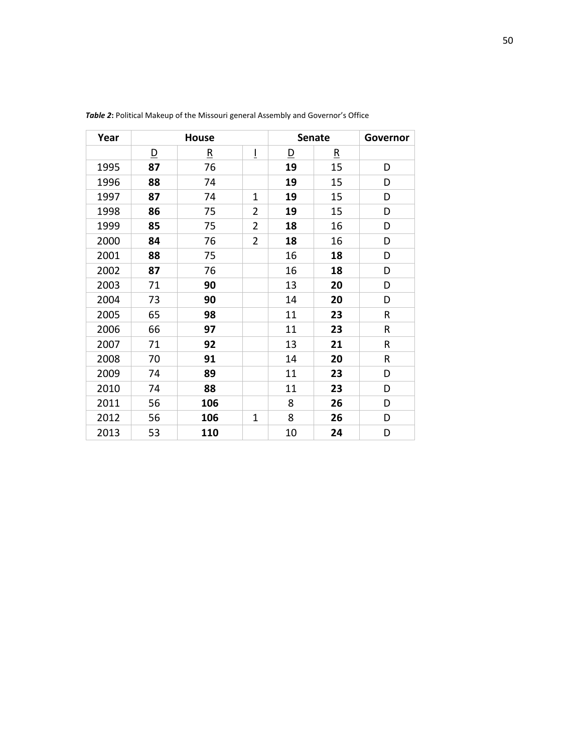***Table 2*:** Political Makeup of the Missouri general Assembly and Governor's Office

| Year | House | | | Senate | | Governor |
|---|---|---|---|---|---|---|
| | D | R | I | D | R | |
| 1995 | **87** | 76 | | **19** | 15 | D |
| 1996 | **88** | 74 | | **19** | 15 | D |
| 1997 | **87** | 74 | 1 | **19** | 15 | D |
| 1998 | **86** | 75 | 2 | **19** | 15 | D |
| 1999 | **85** | 75 | 2 | **18** | 16 | D |
| 2000 | **84** | 76 | 2 | **18** | 16 | D |
| 2001 | **88** | 75 | | 16 | **18** | D |
| 2002 | **87** | 76 | | 16 | **18** | D |
| 2003 | 71 | **90** | | 13 | **20** | D |
| 2004 | 73 | **90** | | 14 | **20** | D |
| 2005 | 65 | **98** | | 11 | **23** | R |
| 2006 | 66 | **97** | | 11 | **23** | R |
| 2007 | 71 | **92** | | 13 | **21** | R |
| 2008 | 70 | **91** | | 14 | **20** | R |
| 2009 | 74 | **89** | | 11 | **23** | D |
| 2010 | 74 | **88** | | 11 | **23** | D |
| 2011 | 56 | **106** | | 8 | **26** | D |
| 2012 | 56 | **106** | 1 | 8 | **26** | D |
| 2013 | 53 | **110** | | 10 | **24** | D |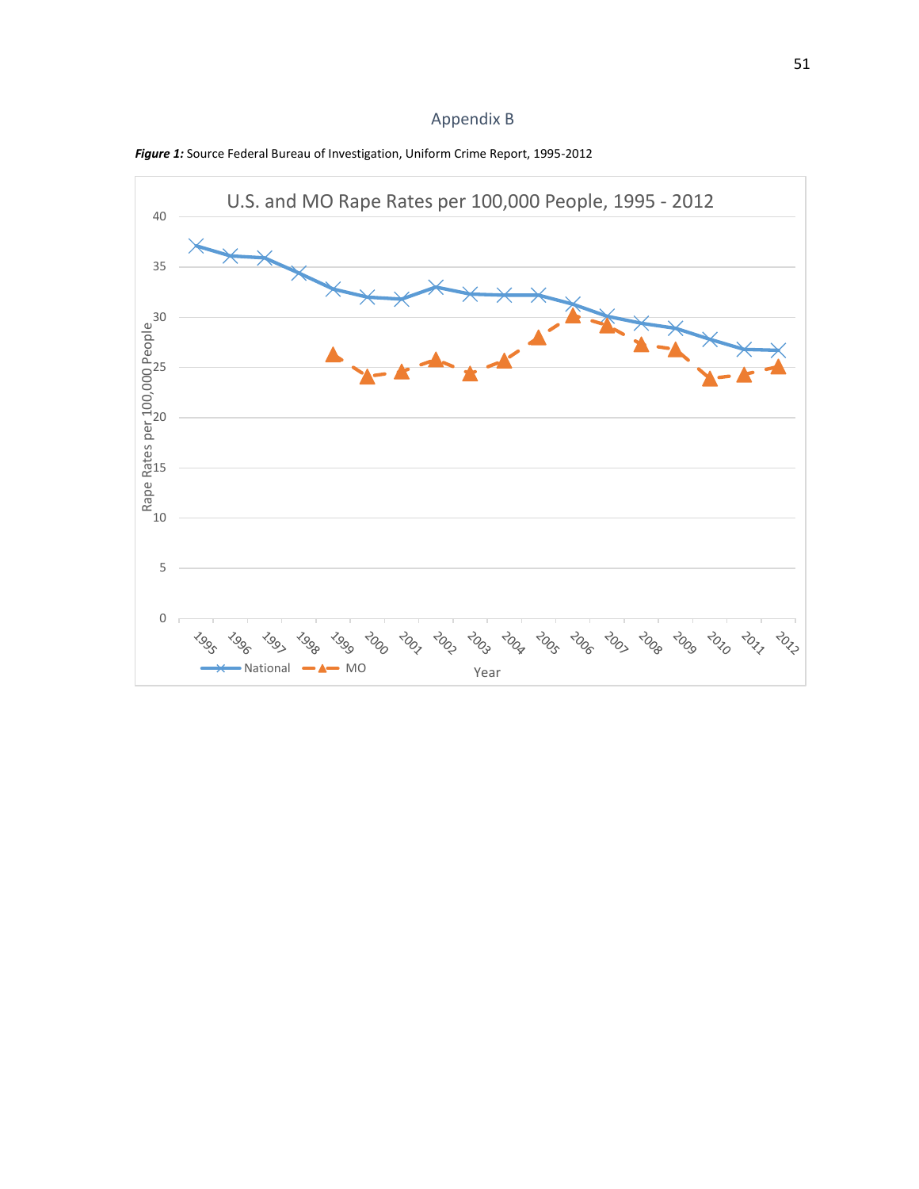## Appendix B

***Figure 1:*** Source Federal Bureau of Investigation, Uniform Crime Report, 1995-2012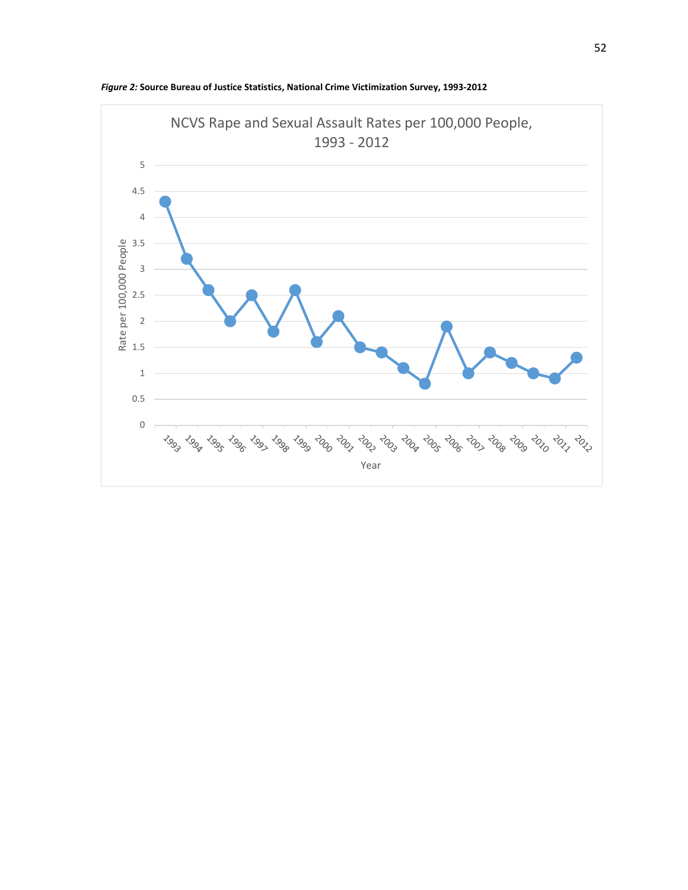*Figure 2:* **Source Bureau of Justice Statistics, National Crime Victimization Survey, 1993-2012**

NCVS Rape and Sexual Assault Rates per 100,000 People, 1993 - 2012

| Year | Rate per 100,000 People |
| --- | --- |
| 1993 | 4.3 |
| 1994 | 3.2 |
| 1995 | 2.6 |
| 1996 | 2.0 |
| 1997 | 2.5 |
| 1998 | 1.8 |
| 1999 | 2.6 |
| 2000 | 1.6 |
| 2001 | 2.1 |
| 2002 | 1.5 |
| 2003 | 1.4 |
| 2004 | 1.1 |
| 2005 | 0.8 |
| 2006 | 1.9 |
| 2007 | 1.0 |
| 2008 | 1.4 |
| 2009 | 1.2 |
| 2010 | 1.0 |
| 2011 | 0.9 |
| 2012 | 1.3 |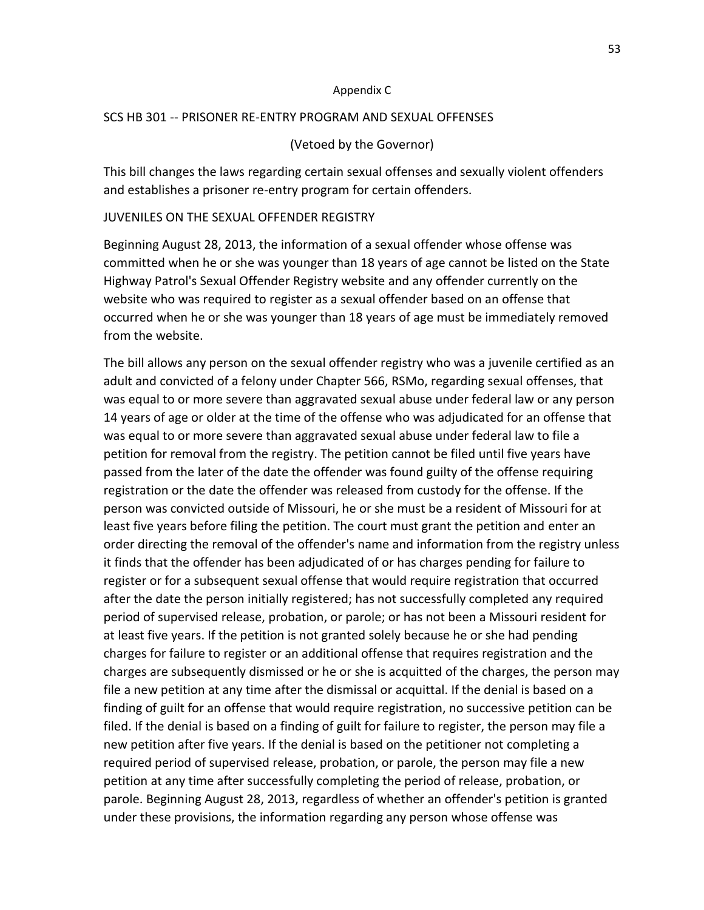Appendix C

SCS HB 301 -- PRISONER RE-ENTRY PROGRAM AND SEXUAL OFFENSES

(Vetoed by the Governor)

This bill changes the laws regarding certain sexual offenses and sexually violent offenders and establishes a prisoner re-entry program for certain offenders.

JUVENILES ON THE SEXUAL OFFENDER REGISTRY

Beginning August 28, 2013, the information of a sexual offender whose offense was committed when he or she was younger than 18 years of age cannot be listed on the State Highway Patrol's Sexual Offender Registry website and any offender currently on the website who was required to register as a sexual offender based on an offense that occurred when he or she was younger than 18 years of age must be immediately removed from the website.

The bill allows any person on the sexual offender registry who was a juvenile certified as an adult and convicted of a felony under Chapter 566, RSMo, regarding sexual offenses, that was equal to or more severe than aggravated sexual abuse under federal law or any person 14 years of age or older at the time of the offense who was adjudicated for an offense that was equal to or more severe than aggravated sexual abuse under federal law to file a petition for removal from the registry. The petition cannot be filed until five years have passed from the later of the date the offender was found guilty of the offense requiring registration or the date the offender was released from custody for the offense. If the person was convicted outside of Missouri, he or she must be a resident of Missouri for at least five years before filing the petition. The court must grant the petition and enter an order directing the removal of the offender's name and information from the registry unless it finds that the offender has been adjudicated of or has charges pending for failure to register or for a subsequent sexual offense that would require registration that occurred after the date the person initially registered; has not successfully completed any required period of supervised release, probation, or parole; or has not been a Missouri resident for at least five years. If the petition is not granted solely because he or she had pending charges for failure to register or an additional offense that requires registration and the charges are subsequently dismissed or he or she is acquitted of the charges, the person may file a new petition at any time after the dismissal or acquittal. If the denial is based on a finding of guilt for an offense that would require registration, no successive petition can be filed. If the denial is based on a finding of guilt for failure to register, the person may file a new petition after five years. If the denial is based on the petitioner not completing a required period of supervised release, probation, or parole, the person may file a new petition at any time after successfully completing the period of release, probation, or parole. Beginning August 28, 2013, regardless of whether an offender's petition is granted under these provisions, the information regarding any person whose offense was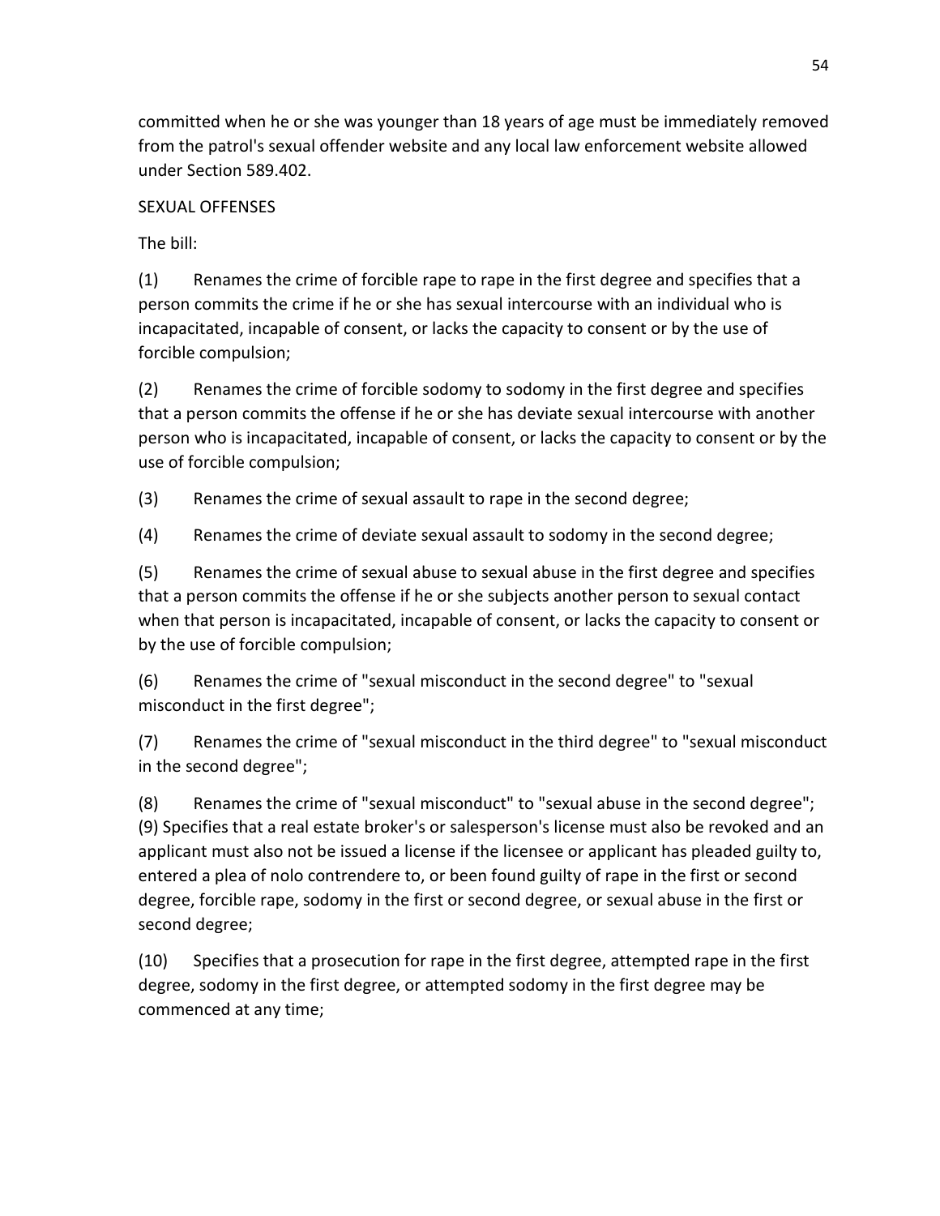committed when he or she was younger than 18 years of age must be immediately removed from the patrol's sexual offender website and any local law enforcement website allowed under Section 589.402.

SEXUAL OFFENSES

The bill:

(1) Renames the crime of forcible rape to rape in the first degree and specifies that a person commits the crime if he or she has sexual intercourse with an individual who is incapacitated, incapable of consent, or lacks the capacity to consent or by the use of forcible compulsion;

(2) Renames the crime of forcible sodomy to sodomy in the first degree and specifies that a person commits the offense if he or she has deviate sexual intercourse with another person who is incapacitated, incapable of consent, or lacks the capacity to consent or by the use of forcible compulsion;

(3) Renames the crime of sexual assault to rape in the second degree;

(4) Renames the crime of deviate sexual assault to sodomy in the second degree;

(5) Renames the crime of sexual abuse to sexual abuse in the first degree and specifies that a person commits the offense if he or she subjects another person to sexual contact when that person is incapacitated, incapable of consent, or lacks the capacity to consent or by the use of forcible compulsion;

(6) Renames the crime of "sexual misconduct in the second degree" to "sexual misconduct in the first degree";

(7) Renames the crime of "sexual misconduct in the third degree" to "sexual misconduct in the second degree";

(8) Renames the crime of "sexual misconduct" to "sexual abuse in the second degree";
(9) Specifies that a real estate broker's or salesperson's license must also be revoked and an applicant must also not be issued a license if the licensee or applicant has pleaded guilty to, entered a plea of nolo contrendere to, or been found guilty of rape in the first or second degree, forcible rape, sodomy in the first or second degree, or sexual abuse in the first or second degree;

(10) Specifies that a prosecution for rape in the first degree, attempted rape in the first degree, sodomy in the first degree, or attempted sodomy in the first degree may be commenced at any time;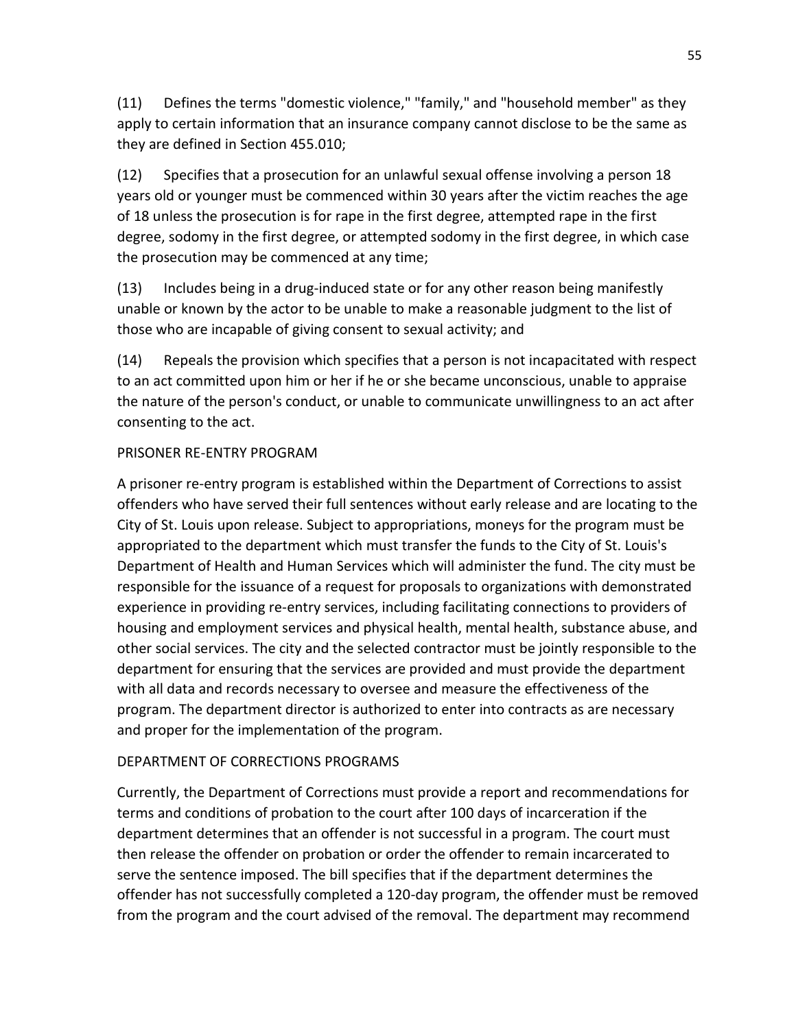(11) Defines the terms "domestic violence," "family," and "household member" as they apply to certain information that an insurance company cannot disclose to be the same as they are defined in Section 455.010;

(12) Specifies that a prosecution for an unlawful sexual offense involving a person 18 years old or younger must be commenced within 30 years after the victim reaches the age of 18 unless the prosecution is for rape in the first degree, attempted rape in the first degree, sodomy in the first degree, or attempted sodomy in the first degree, in which case the prosecution may be commenced at any time;

(13) Includes being in a drug-induced state or for any other reason being manifestly unable or known by the actor to be unable to make a reasonable judgment to the list of those who are incapable of giving consent to sexual activity; and

(14) Repeals the provision which specifies that a person is not incapacitated with respect to an act committed upon him or her if he or she became unconscious, unable to appraise the nature of the person's conduct, or unable to communicate unwillingness to an act after consenting to the act.

PRISONER RE-ENTRY PROGRAM

A prisoner re-entry program is established within the Department of Corrections to assist offenders who have served their full sentences without early release and are locating to the City of St. Louis upon release. Subject to appropriations, moneys for the program must be appropriated to the department which must transfer the funds to the City of St. Louis's Department of Health and Human Services which will administer the fund. The city must be responsible for the issuance of a request for proposals to organizations with demonstrated experience in providing re-entry services, including facilitating connections to providers of housing and employment services and physical health, mental health, substance abuse, and other social services. The city and the selected contractor must be jointly responsible to the department for ensuring that the services are provided and must provide the department with all data and records necessary to oversee and measure the effectiveness of the program. The department director is authorized to enter into contracts as are necessary and proper for the implementation of the program.

DEPARTMENT OF CORRECTIONS PROGRAMS

Currently, the Department of Corrections must provide a report and recommendations for terms and conditions of probation to the court after 100 days of incarceration if the department determines that an offender is not successful in a program. The court must then release the offender on probation or order the offender to remain incarcerated to serve the sentence imposed. The bill specifies that if the department determines the offender has not successfully completed a 120-day program, the offender must be removed from the program and the court advised of the removal. The department may recommend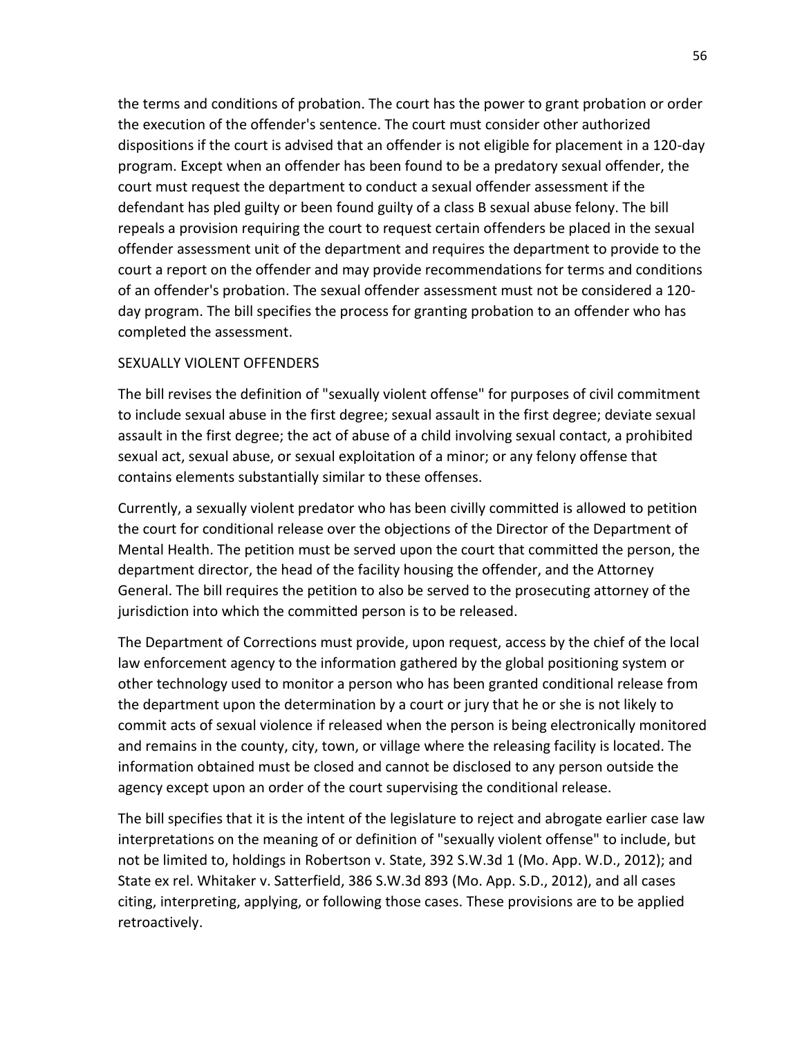the terms and conditions of probation. The court has the power to grant probation or order the execution of the offender's sentence. The court must consider other authorized dispositions if the court is advised that an offender is not eligible for placement in a 120-day program. Except when an offender has been found to be a predatory sexual offender, the court must request the department to conduct a sexual offender assessment if the defendant has pled guilty or been found guilty of a class B sexual abuse felony. The bill repeals a provision requiring the court to request certain offenders be placed in the sexual offender assessment unit of the department and requires the department to provide to the court a report on the offender and may provide recommendations for terms and conditions of an offender's probation. The sexual offender assessment must not be considered a 120-day program. The bill specifies the process for granting probation to an offender who has completed the assessment.

SEXUALLY VIOLENT OFFENDERS

The bill revises the definition of "sexually violent offense" for purposes of civil commitment to include sexual abuse in the first degree; sexual assault in the first degree; deviate sexual assault in the first degree; the act of abuse of a child involving sexual contact, a prohibited sexual act, sexual abuse, or sexual exploitation of a minor; or any felony offense that contains elements substantially similar to these offenses.

Currently, a sexually violent predator who has been civilly committed is allowed to petition the court for conditional release over the objections of the Director of the Department of Mental Health. The petition must be served upon the court that committed the person, the department director, the head of the facility housing the offender, and the Attorney General. The bill requires the petition to also be served to the prosecuting attorney of the jurisdiction into which the committed person is to be released.

The Department of Corrections must provide, upon request, access by the chief of the local law enforcement agency to the information gathered by the global positioning system or other technology used to monitor a person who has been granted conditional release from the department upon the determination by a court or jury that he or she is not likely to commit acts of sexual violence if released when the person is being electronically monitored and remains in the county, city, town, or village where the releasing facility is located. The information obtained must be closed and cannot be disclosed to any person outside the agency except upon an order of the court supervising the conditional release.

The bill specifies that it is the intent of the legislature to reject and abrogate earlier case law interpretations on the meaning of or definition of "sexually violent offense" to include, but not be limited to, holdings in Robertson v. State, 392 S.W.3d 1 (Mo. App. W.D., 2012); and State ex rel. Whitaker v. Satterfield, 386 S.W.3d 893 (Mo. App. S.D., 2012), and all cases citing, interpreting, applying, or following those cases. These provisions are to be applied retroactively.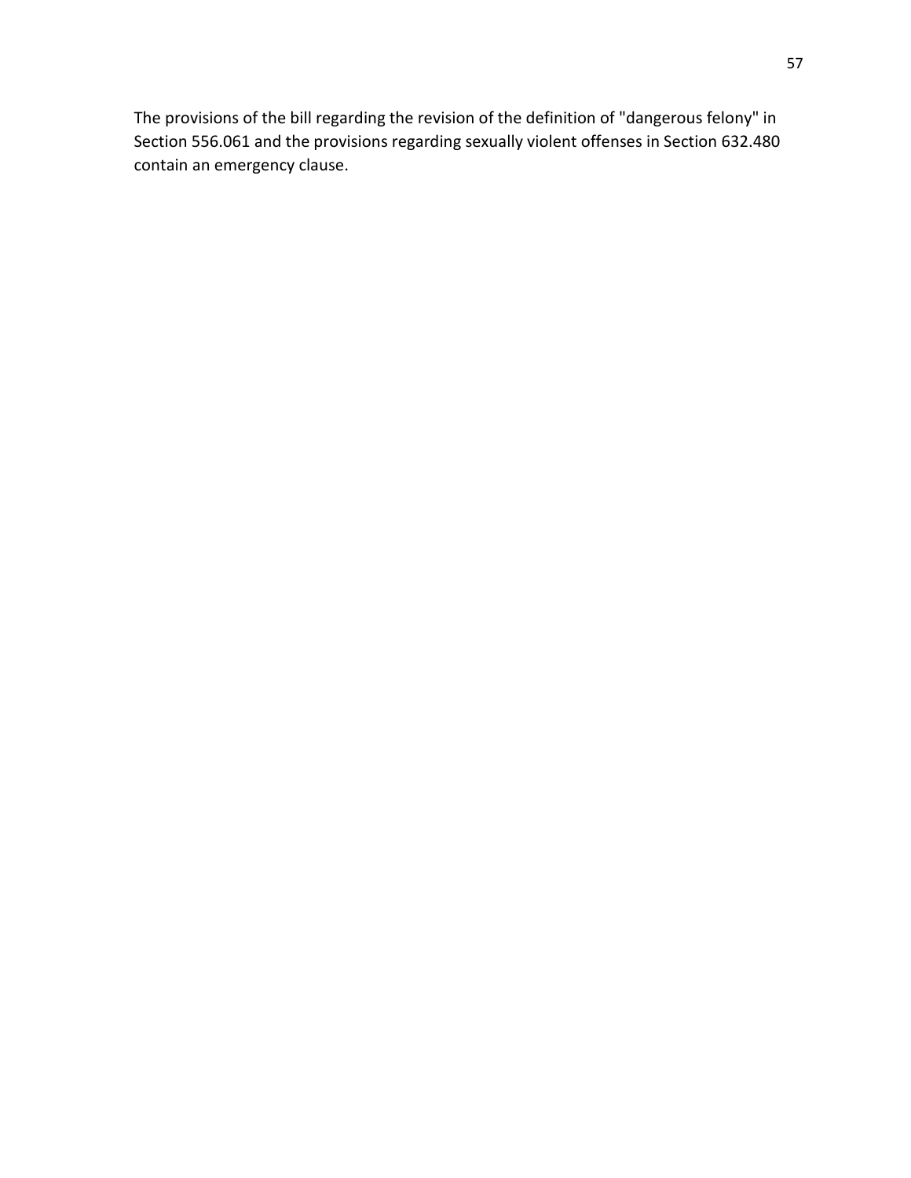The provisions of the bill regarding the revision of the definition of "dangerous felony" in Section 556.061 and the provisions regarding sexually violent offenses in Section 632.480 contain an emergency clause.